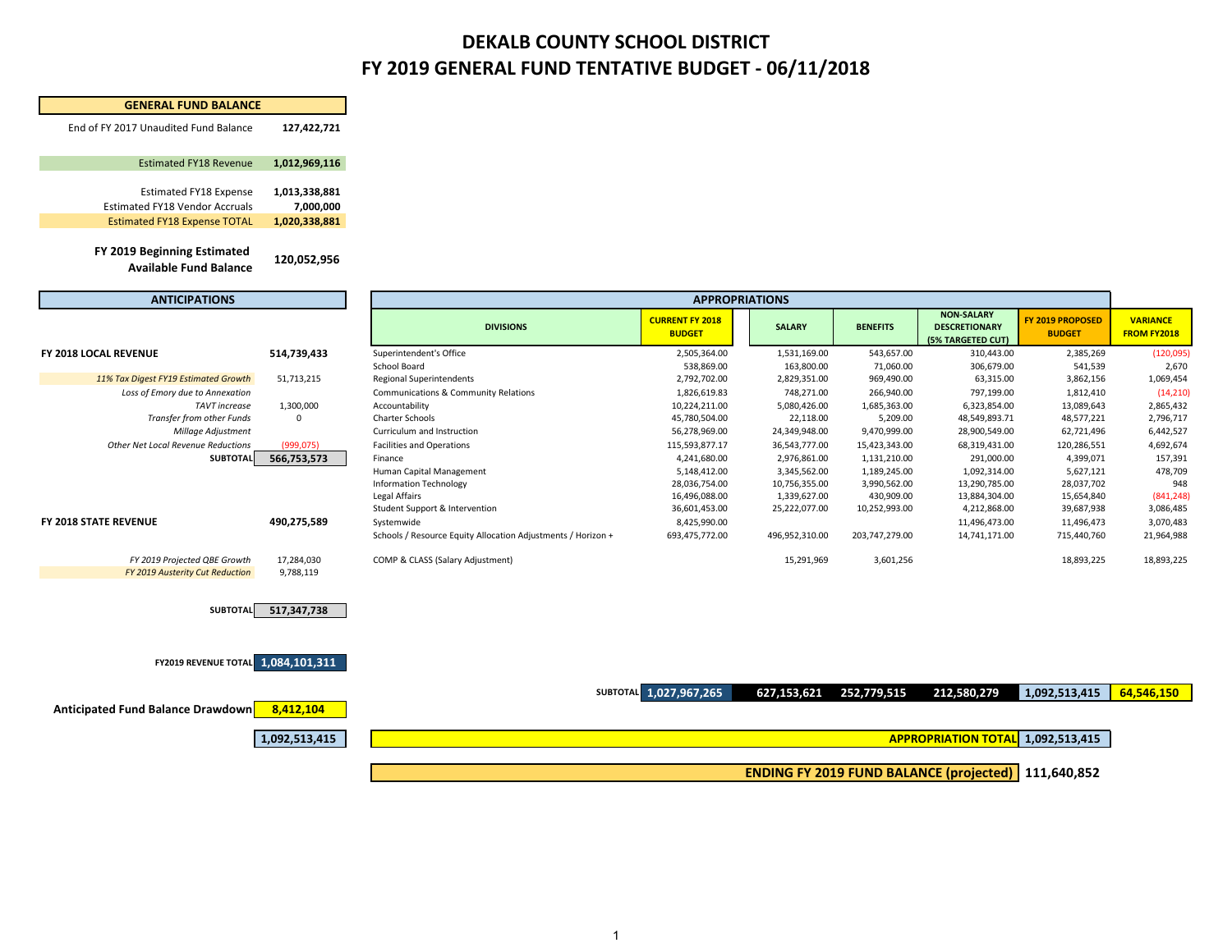# DEKALB COUNTY SCHOOL DISTRICT
# FY 2019 GENERAL FUND TENTATIVE BUDGET - 06/11/2018

| GENERAL FUND BALANCE | |
|---|---|
| End of FY 2017 Unaudited Fund Balance | **127,422,721** |
| Estimated FY18 Revenue | **1,012,969,116** |
| Estimated FY18 Expense | **1,013,338,881** |
| Estimated FY18 Vendor Accruals | **7,000,000** |
| Estimated FY18 Expense TOTAL | **1,020,338,881** |
| **FY 2019 Beginning Estimated Available Fund Balance** | **120,052,956** |

## ANTICIPATIONS

| | |
|---|---|
| **FY 2018 LOCAL REVENUE** | **514,739,433** |
| *11% Tax Digest FY19 Estimated Growth* | 51,713,215 |
| *Loss of Emory due to Annexation* | |
| *TAVT increase* | 1,300,000 |
| *Transfer from other Funds* | 0 |
| *Millage Adjustment* | |
| *Other Net Local Revenue Reductions* | (999,075) |
| **SUBTOTAL** | **566,753,573** |
| **FY 2018 STATE REVENUE** | **490,275,589** |
| *FY 2019 Projected QBE Growth* | 17,284,030 |
| *FY 2019 Austerity Cut Reduction* | 9,788,119 |
| **SUBTOTAL** | **517,347,738** |
| **FY2019 REVENUE TOTAL** | **1,084,101,311** |
| **Anticipated Fund Balance Drawdown** | **8,412,104** |
| | **1,092,513,415** |

## APPROPRIATIONS

| DIVISIONS | CURRENT FY 2018 BUDGET | SALARY | BENEFITS | NON-SALARY DESCRETIONARY (5% TARGETED CUT) | FY 2019 PROPOSED BUDGET | VARIANCE FROM FY2018 |
|---|---|---|---|---|---|---|
| Superintendent's Office | 2,505,364.00 | 1,531,169.00 | 543,657.00 | 310,443.00 | 2,385,269 | (120,095) |
| School Board | 538,869.00 | 163,800.00 | 71,060.00 | 306,679.00 | 541,539 | 2,670 |
| Regional Superintendents | 2,792,702.00 | 2,829,351.00 | 969,490.00 | 63,315.00 | 3,862,156 | 1,069,454 |
| Communications & Community Relations | 1,826,619.83 | 748,271.00 | 266,940.00 | 797,199.00 | 1,812,410 | (14,210) |
| Accountability | 10,224,211.00 | 5,080,426.00 | 1,685,363.00 | 6,323,854.00 | 13,089,643 | 2,865,432 |
| Charter Schools | 45,780,504.00 | 22,118.00 | 5,209.00 | 48,549,893.71 | 48,577,221 | 2,796,717 |
| Curriculum and Instruction | 56,278,969.00 | 24,349,948.00 | 9,470,999.00 | 28,900,549.00 | 62,721,496 | 6,442,527 |
| Facilities and Operations | 115,593,877.17 | 36,543,777.00 | 15,423,343.00 | 68,319,431.00 | 120,286,551 | 4,692,674 |
| Finance | 4,241,680.00 | 2,976,861.00 | 1,131,210.00 | 291,000.00 | 4,399,071 | 157,391 |
| Human Capital Management | 5,148,412.00 | 3,345,562.00 | 1,189,245.00 | 1,092,314.00 | 5,627,121 | 478,709 |
| Information Technology | 28,036,754.00 | 10,756,355.00 | 3,990,562.00 | 13,290,785.00 | 28,037,702 | 948 |
| Legal Affairs | 16,496,088.00 | 1,339,627.00 | 430,909.00 | 13,884,304.00 | 15,654,840 | (841,248) |
| Student Support & Intervention | 36,601,453.00 | 25,222,077.00 | 10,252,993.00 | 4,212,868.00 | 39,687,938 | 3,086,485 |
| Systemwide | 8,425,990.00 | | | 11,496,473.00 | 11,496,473 | 3,070,483 |
| Schools / Resource Equity Allocation Adjustments / Horizon + | 693,475,772.00 | 496,952,310.00 | 203,747,279.00 | 14,741,171.00 | 715,440,760 | 21,964,988 |
| COMP & CLASS (Salary Adjustment) | | 15,291,969 | 3,601,256 | | 18,893,225 | 18,893,225 |
| **SUBTOTAL** | **1,027,967,265** | **627,153,621** | **252,779,515** | **212,580,279** | **1,092,513,415** | **64,546,150** |
| **APPROPRIATION TOTAL** | | | | | **1,092,513,415** | |
| **ENDING FY 2019 FUND BALANCE (projected)** | | | | | **111,640,852** | |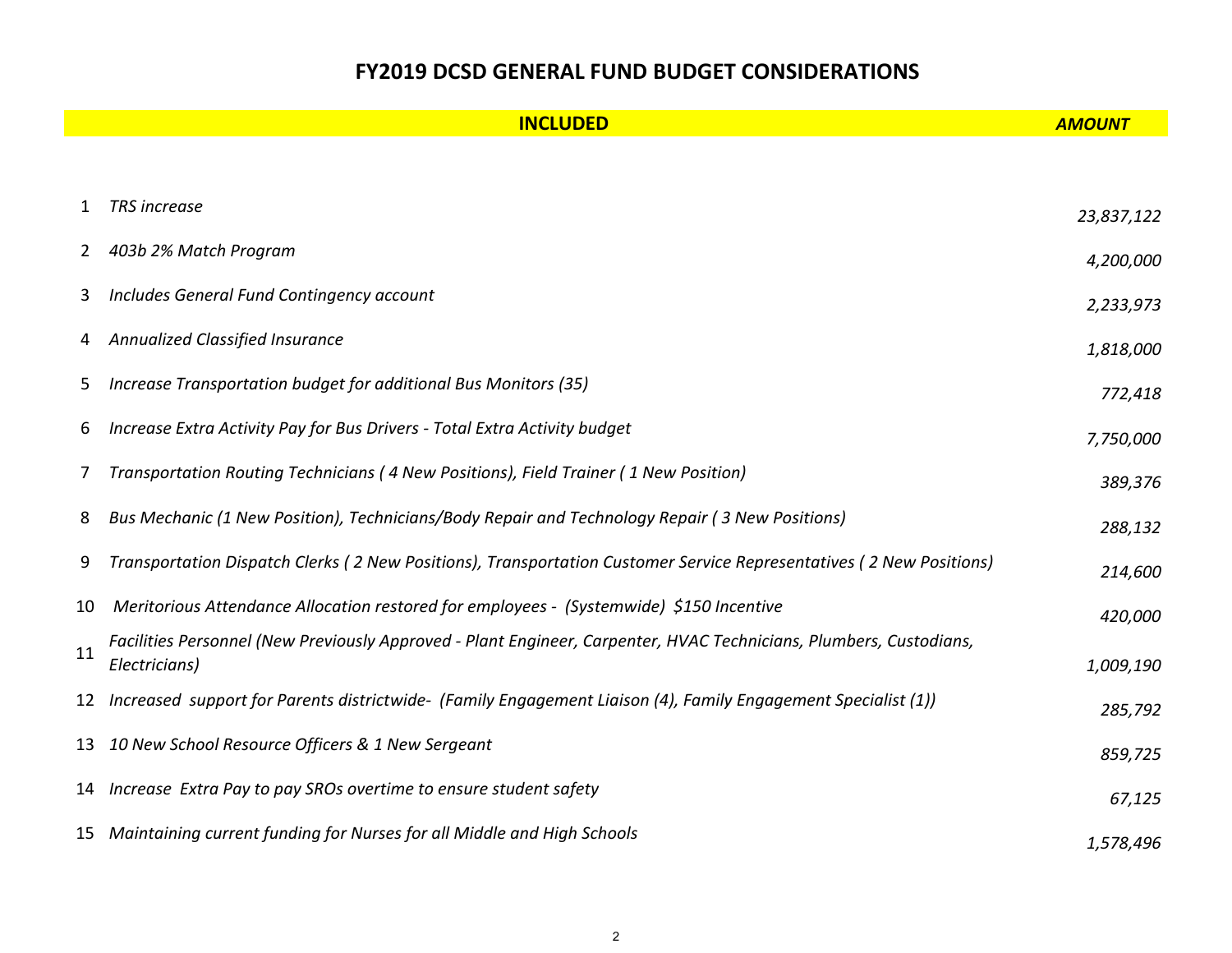# FY2019 DCSD GENERAL FUND BUDGET CONSIDERATIONS

| | INCLUDED | AMOUNT |
|---|---|---|
| 1 | *TRS increase* | *23,837,122* |
| 2 | *403b 2% Match Program* | *4,200,000* |
| 3 | *Includes General Fund Contingency account* | *2,233,973* |
| 4 | *Annualized Classified Insurance* | *1,818,000* |
| 5 | *Increase Transportation budget for additional Bus Monitors (35)* | *772,418* |
| 6 | *Increase Extra Activity Pay for Bus Drivers - Total Extra Activity budget* | *7,750,000* |
| 7 | *Transportation Routing Technicians ( 4 New Positions), Field Trainer ( 1 New Position)* | *389,376* |
| 8 | *Bus Mechanic (1 New Position), Technicians/Body Repair and Technology Repair ( 3 New Positions)* | *288,132* |
| 9 | *Transportation Dispatch Clerks ( 2 New Positions), Transportation Customer Service Representatives ( 2 New Positions)* | *214,600* |
| 10 | *Meritorious Attendance Allocation restored for employees - (Systemwide) $150 Incentive* | *420,000* |
| 11 | *Facilities Personnel (New Previously Approved - Plant Engineer, Carpenter, HVAC Technicians, Plumbers, Custodians, Electricians)* | *1,009,190* |
| 12 | *Increased support for Parents districtwide- (Family Engagement Liaison (4), Family Engagement Specialist (1))* | *285,792* |
| 13 | *10 New School Resource Officers & 1 New Sergeant* | *859,725* |
| 14 | *Increase Extra Pay to pay SROs overtime to ensure student safety* | *67,125* |
| 15 | *Maintaining current funding for Nurses for all Middle and High Schools* | *1,578,496* |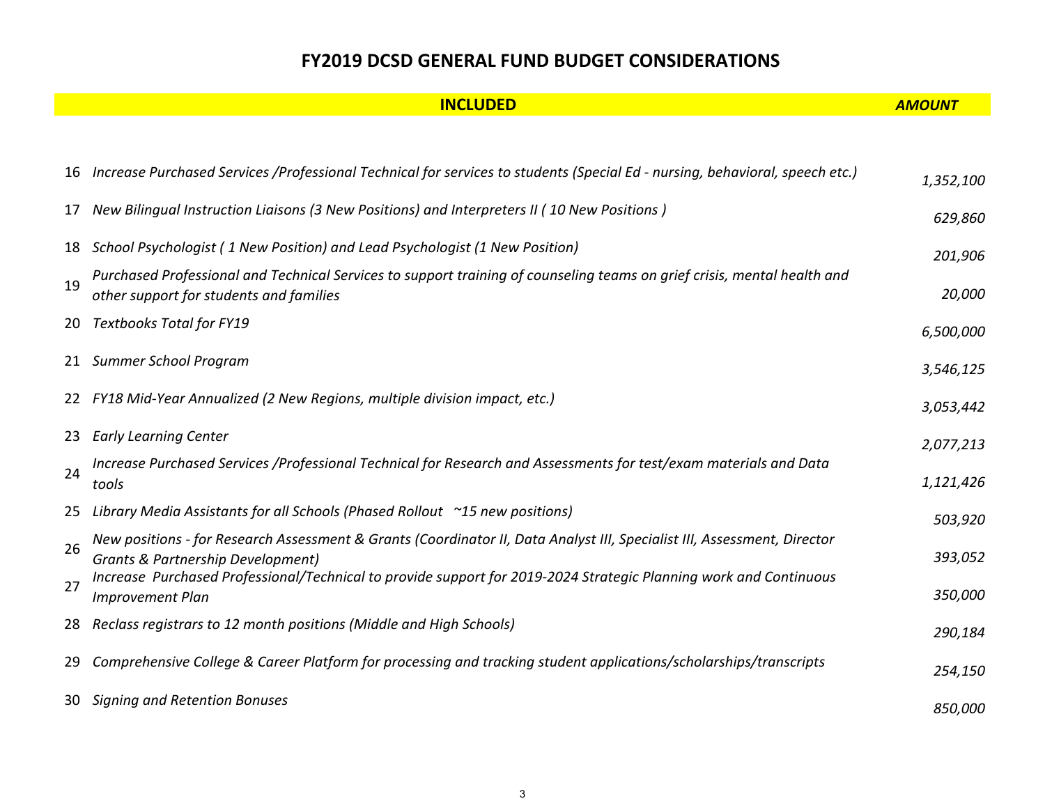# FY2019 DCSD GENERAL FUND BUDGET CONSIDERATIONS

| | INCLUDED | AMOUNT |
|---|---|---|
| 16 | *Increase Purchased Services /Professional Technical for services to students (Special Ed - nursing, behavioral, speech etc.)* | *1,352,100* |
| 17 | *New Bilingual Instruction Liaisons (3 New Positions) and Interpreters II ( 10 New Positions )* | *629,860* |
| 18 | *School Psychologist ( 1 New Position) and Lead Psychologist (1 New Position)* | *201,906* |
| 19 | *Purchased Professional and Technical Services to support training of counseling teams on grief crisis, mental health and other support for students and families* | *20,000* |
| 20 | *Textbooks Total for FY19* | *6,500,000* |
| 21 | *Summer School Program* | *3,546,125* |
| 22 | *FY18 Mid-Year Annualized (2 New Regions, multiple division impact, etc.)* | *3,053,442* |
| 23 | *Early Learning Center* | *2,077,213* |
| 24 | *Increase Purchased Services /Professional Technical for Research and Assessments for test/exam materials and Data tools* | *1,121,426* |
| 25 | *Library Media Assistants for all Schools (Phased Rollout ~15 new positions)* | *503,920* |
| 26 | *New positions - for Research Assessment & Grants (Coordinator II, Data Analyst III, Specialist III, Assessment, Director Grants & Partnership Development)* | *393,052* |
| 27 | *Increase Purchased Professional/Technical to provide support for 2019-2024 Strategic Planning work and Continuous Improvement Plan* | *350,000* |
| 28 | *Reclass registrars to 12 month positions (Middle and High Schools)* | *290,184* |
| 29 | *Comprehensive College & Career Platform for processing and tracking student applications/scholarships/transcripts* | *254,150* |
| 30 | *Signing and Retention Bonuses* | *850,000* |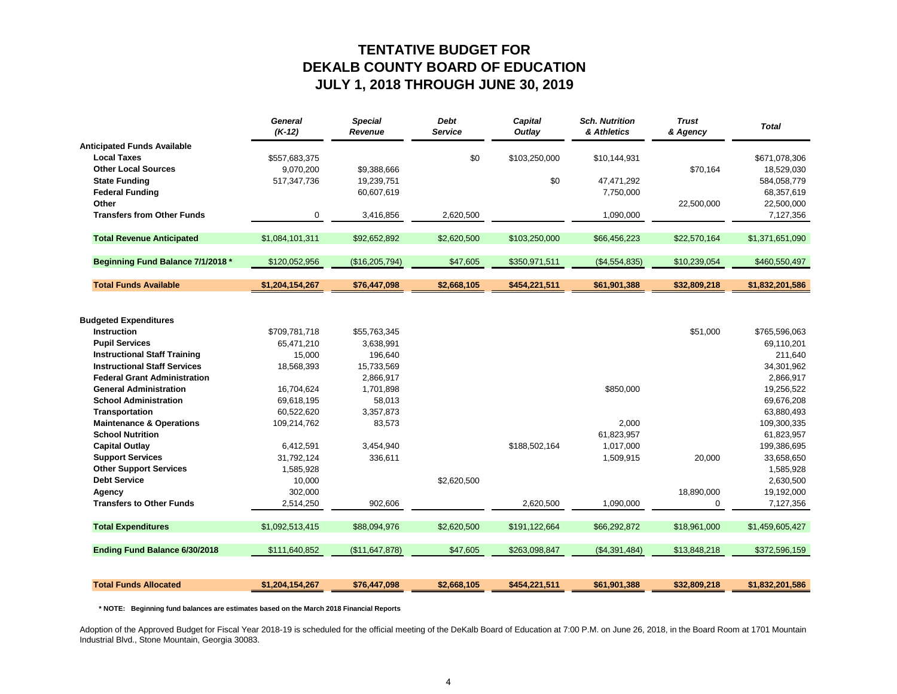# TENTATIVE BUDGET FOR DEKALB COUNTY BOARD OF EDUCATION JULY 1, 2018 THROUGH JUNE 30, 2019

| | *General (K-12)* | *Special Revenue* | *Debt Service* | *Capital Outlay* | *Sch. Nutrition & Athletics* | *Trust & Agency* | *Total* |
|---|---|---|---|---|---|---|---|
| **Anticipated Funds Available** | | | | | | | |
| **Local Taxes** | $557,683,375 | | $0 | $103,250,000 | $10,144,931 | | $671,078,306 |
| **Other Local Sources** | 9,070,200 | $9,388,666 | | | | $70,164 | 18,529,030 |
| **State Funding** | 517,347,736 | 19,239,751 | | $0 | 47,471,292 | | 584,058,779 |
| **Federal Funding** | | 60,607,619 | | | 7,750,000 | | 68,357,619 |
| **Other** | | | | | | 22,500,000 | 22,500,000 |
| **Transfers from Other Funds** | 0 | 3,416,856 | 2,620,500 | | 1,090,000 | | 7,127,356 |
| **Total Revenue Anticipated** | $1,084,101,311 | $92,652,892 | $2,620,500 | $103,250,000 | $66,456,223 | $22,570,164 | $1,371,651,090 |
| **Beginning Fund Balance 7/1/2018 *** | $120,052,956 | ($16,205,794) | $47,605 | $350,971,511 | ($4,554,835) | $10,239,054 | $460,550,497 |
| **Total Funds Available** | **$1,204,154,267** | **$76,447,098** | **$2,668,105** | **$454,221,511** | **$61,901,388** | **$32,809,218** | **$1,832,201,586** |
| **Budgeted Expenditures** | | | | | | | |
| **Instruction** | $709,781,718 | $55,763,345 | | | | $51,000 | $765,596,063 |
| **Pupil Services** | 65,471,210 | 3,638,991 | | | | | 69,110,201 |
| **Instructional Staff Training** | 15,000 | 196,640 | | | | | 211,640 |
| **Instructional Staff Services** | 18,568,393 | 15,733,569 | | | | | 34,301,962 |
| **Federal Grant Administration** | | 2,866,917 | | | | | 2,866,917 |
| **General Administration** | 16,704,624 | 1,701,898 | | | $850,000 | | 19,256,522 |
| **School Administration** | 69,618,195 | 58,013 | | | | | 69,676,208 |
| **Transportation** | 60,522,620 | 3,357,873 | | | | | 63,880,493 |
| **Maintenance & Operations** | 109,214,762 | 83,573 | | | 2,000 | | 109,300,335 |
| **School Nutrition** | | | | | 61,823,957 | | 61,823,957 |
| **Capital Outlay** | 6,412,591 | 3,454,940 | | $188,502,164 | 1,017,000 | | 199,386,695 |
| **Support Services** | 31,792,124 | 336,611 | | | 1,509,915 | 20,000 | 33,658,650 |
| **Other Support Services** | 1,585,928 | | | | | | 1,585,928 |
| **Debt Service** | 10,000 | | $2,620,500 | | | | 2,630,500 |
| **Agency** | 302,000 | | | | | 18,890,000 | 19,192,000 |
| **Transfers to Other Funds** | 2,514,250 | 902,606 | | 2,620,500 | 1,090,000 | 0 | 7,127,356 |
| **Total Expenditures** | $1,092,513,415 | $88,094,976 | $2,620,500 | $191,122,664 | $66,292,872 | $18,961,000 | $1,459,605,427 |
| **Ending Fund Balance 6/30/2018** | $111,640,852 | ($11,647,878) | $47,605 | $263,098,847 | ($4,391,484) | $13,848,218 | $372,596,159 |
| **Total Funds Allocated** | **$1,204,154,267** | **$76,447,098** | **$2,668,105** | **$454,221,511** | **$61,901,388** | **$32,809,218** | **$1,832,201,586** |

**\* NOTE: Beginning fund balances are estimates based on the March 2018 Financial Reports**

Adoption of the Approved Budget for Fiscal Year 2018-19 is scheduled for the official meeting of the DeKalb Board of Education at 7:00 P.M. on June 26, 2018, in the Board Room at 1701 Mountain Industrial Blvd., Stone Mountain, Georgia 30083.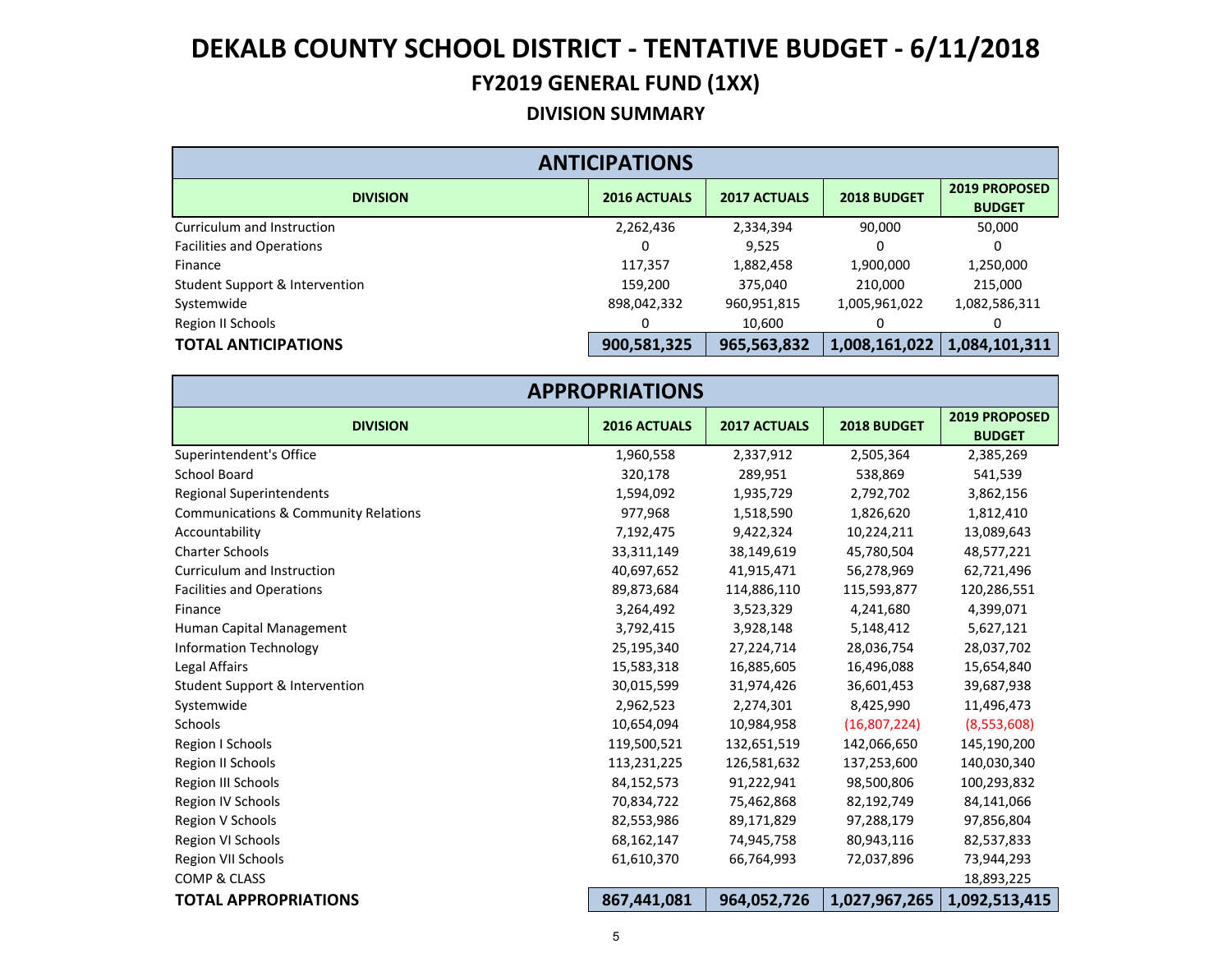# DEKALB COUNTY SCHOOL DISTRICT - TENTATIVE BUDGET - 6/11/2018

## FY2019 GENERAL FUND (1XX)

### DIVISION SUMMARY

| ANTICIPATIONS | | | | |
|---|---|---|---|---|
| **DIVISION** | **2016 ACTUALS** | **2017 ACTUALS** | **2018 BUDGET** | **2019 PROPOSED BUDGET** |
| Curriculum and Instruction | 2,262,436 | 2,334,394 | 90,000 | 50,000 |
| Facilities and Operations | 0 | 9,525 | 0 | 0 |
| Finance | 117,357 | 1,882,458 | 1,900,000 | 1,250,000 |
| Student Support & Intervention | 159,200 | 375,040 | 210,000 | 215,000 |
| Systemwide | 898,042,332 | 960,951,815 | 1,005,961,022 | 1,082,586,311 |
| Region II Schools | 0 | 10,600 | 0 | 0 |
| **TOTAL ANTICIPATIONS** | **900,581,325** | **965,563,832** | **1,008,161,022** | **1,084,101,311** |

| APPROPRIATIONS | | | | |
|---|---|---|---|---|
| **DIVISION** | **2016 ACTUALS** | **2017 ACTUALS** | **2018 BUDGET** | **2019 PROPOSED BUDGET** |
| Superintendent's Office | 1,960,558 | 2,337,912 | 2,505,364 | 2,385,269 |
| School Board | 320,178 | 289,951 | 538,869 | 541,539 |
| Regional Superintendents | 1,594,092 | 1,935,729 | 2,792,702 | 3,862,156 |
| Communications & Community Relations | 977,968 | 1,518,590 | 1,826,620 | 1,812,410 |
| Accountability | 7,192,475 | 9,422,324 | 10,224,211 | 13,089,643 |
| Charter Schools | 33,311,149 | 38,149,619 | 45,780,504 | 48,577,221 |
| Curriculum and Instruction | 40,697,652 | 41,915,471 | 56,278,969 | 62,721,496 |
| Facilities and Operations | 89,873,684 | 114,886,110 | 115,593,877 | 120,286,551 |
| Finance | 3,264,492 | 3,523,329 | 4,241,680 | 4,399,071 |
| Human Capital Management | 3,792,415 | 3,928,148 | 5,148,412 | 5,627,121 |
| Information Technology | 25,195,340 | 27,224,714 | 28,036,754 | 28,037,702 |
| Legal Affairs | 15,583,318 | 16,885,605 | 16,496,088 | 15,654,840 |
| Student Support & Intervention | 30,015,599 | 31,974,426 | 36,601,453 | 39,687,938 |
| Systemwide | 2,962,523 | 2,274,301 | 8,425,990 | 11,496,473 |
| Schools | 10,654,094 | 10,984,958 | (16,807,224) | (8,553,608) |
| Region I Schools | 119,500,521 | 132,651,519 | 142,066,650 | 145,190,200 |
| Region II Schools | 113,231,225 | 126,581,632 | 137,253,600 | 140,030,340 |
| Region III Schools | 84,152,573 | 91,222,941 | 98,500,806 | 100,293,832 |
| Region IV Schools | 70,834,722 | 75,462,868 | 82,192,749 | 84,141,066 |
| Region V Schools | 82,553,986 | 89,171,829 | 97,288,179 | 97,856,804 |
| Region VI Schools | 68,162,147 | 74,945,758 | 80,943,116 | 82,537,833 |
| Region VII Schools | 61,610,370 | 66,764,993 | 72,037,896 | 73,944,293 |
| COMP & CLASS | | | | 18,893,225 |
| **TOTAL APPROPRIATIONS** | **867,441,081** | **964,052,726** | **1,027,967,265** | **1,092,513,415** |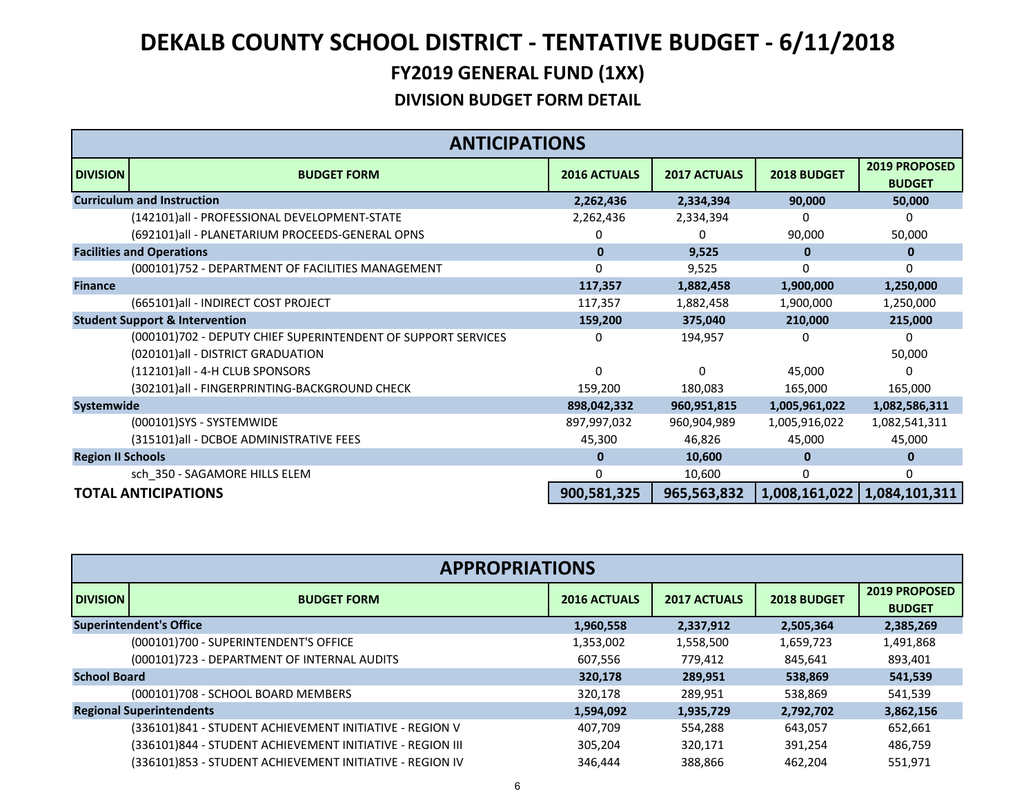# DEKALB COUNTY SCHOOL DISTRICT - TENTATIVE BUDGET - 6/11/2018

## FY2019 GENERAL FUND (1XX)

### DIVISION BUDGET FORM DETAIL

| ANTICIPATIONS | | | | | |
|---|---|---|---|---|---|
| **DIVISION** | **BUDGET FORM** | **2016 ACTUALS** | **2017 ACTUALS** | **2018 BUDGET** | **2019 PROPOSED BUDGET** |
| **Curriculum and Instruction** | | **2,262,436** | **2,334,394** | **90,000** | **50,000** |
| | (142101)all - PROFESSIONAL DEVELOPMENT-STATE | 2,262,436 | 2,334,394 | 0 | 0 |
| | (692101)all - PLANETARIUM PROCEEDS-GENERAL OPNS | 0 | 0 | 90,000 | 50,000 |
| **Facilities and Operations** | | **0** | **9,525** | **0** | **0** |
| | (000101)752 - DEPARTMENT OF FACILITIES MANAGEMENT | 0 | 9,525 | 0 | 0 |
| **Finance** | | **117,357** | **1,882,458** | **1,900,000** | **1,250,000** |
| | (665101)all - INDIRECT COST PROJECT | 117,357 | 1,882,458 | 1,900,000 | 1,250,000 |
| **Student Support & Intervention** | | **159,200** | **375,040** | **210,000** | **215,000** |
| | (000101)702 - DEPUTY CHIEF SUPERINTENDENT OF SUPPORT SERVICES | 0 | 194,957 | 0 | 0 |
| | (020101)all - DISTRICT GRADUATION | | | | 50,000 |
| | (112101)all - 4-H CLUB SPONSORS | 0 | 0 | 45,000 | 0 |
| | (302101)all - FINGERPRINTING-BACKGROUND CHECK | 159,200 | 180,083 | 165,000 | 165,000 |
| **Systemwide** | | **898,042,332** | **960,951,815** | **1,005,961,022** | **1,082,586,311** |
| | (000101)SYS - SYSTEMWIDE | 897,997,032 | 960,904,989 | 1,005,916,022 | 1,082,541,311 |
| | (315101)all - DCBOE ADMINISTRATIVE FEES | 45,300 | 46,826 | 45,000 | 45,000 |
| **Region II Schools** | | **0** | **10,600** | **0** | **0** |
| | sch_350 - SAGAMORE HILLS ELEM | 0 | 10,600 | 0 | 0 |
| **TOTAL ANTICIPATIONS** | | **900,581,325** | **965,563,832** | **1,008,161,022** | **1,084,101,311** |

| APPROPRIATIONS | | | | | |
|---|---|---|---|---|---|
| **DIVISION** | **BUDGET FORM** | **2016 ACTUALS** | **2017 ACTUALS** | **2018 BUDGET** | **2019 PROPOSED BUDGET** |
| **Superintendent's Office** | | **1,960,558** | **2,337,912** | **2,505,364** | **2,385,269** |
| | (000101)700 - SUPERINTENDENT'S OFFICE | 1,353,002 | 1,558,500 | 1,659,723 | 1,491,868 |
| | (000101)723 - DEPARTMENT OF INTERNAL AUDITS | 607,556 | 779,412 | 845,641 | 893,401 |
| **School Board** | | **320,178** | **289,951** | **538,869** | **541,539** |
| | (000101)708 - SCHOOL BOARD MEMBERS | 320,178 | 289,951 | 538,869 | 541,539 |
| **Regional Superintendents** | | **1,594,092** | **1,935,729** | **2,792,702** | **3,862,156** |
| | (336101)841 - STUDENT ACHIEVEMENT INITIATIVE - REGION V | 407,709 | 554,288 | 643,057 | 652,661 |
| | (336101)844 - STUDENT ACHIEVEMENT INITIATIVE - REGION III | 305,204 | 320,171 | 391,254 | 486,759 |
| | (336101)853 - STUDENT ACHIEVEMENT INITIATIVE - REGION IV | 346,444 | 388,866 | 462,204 | 551,971 |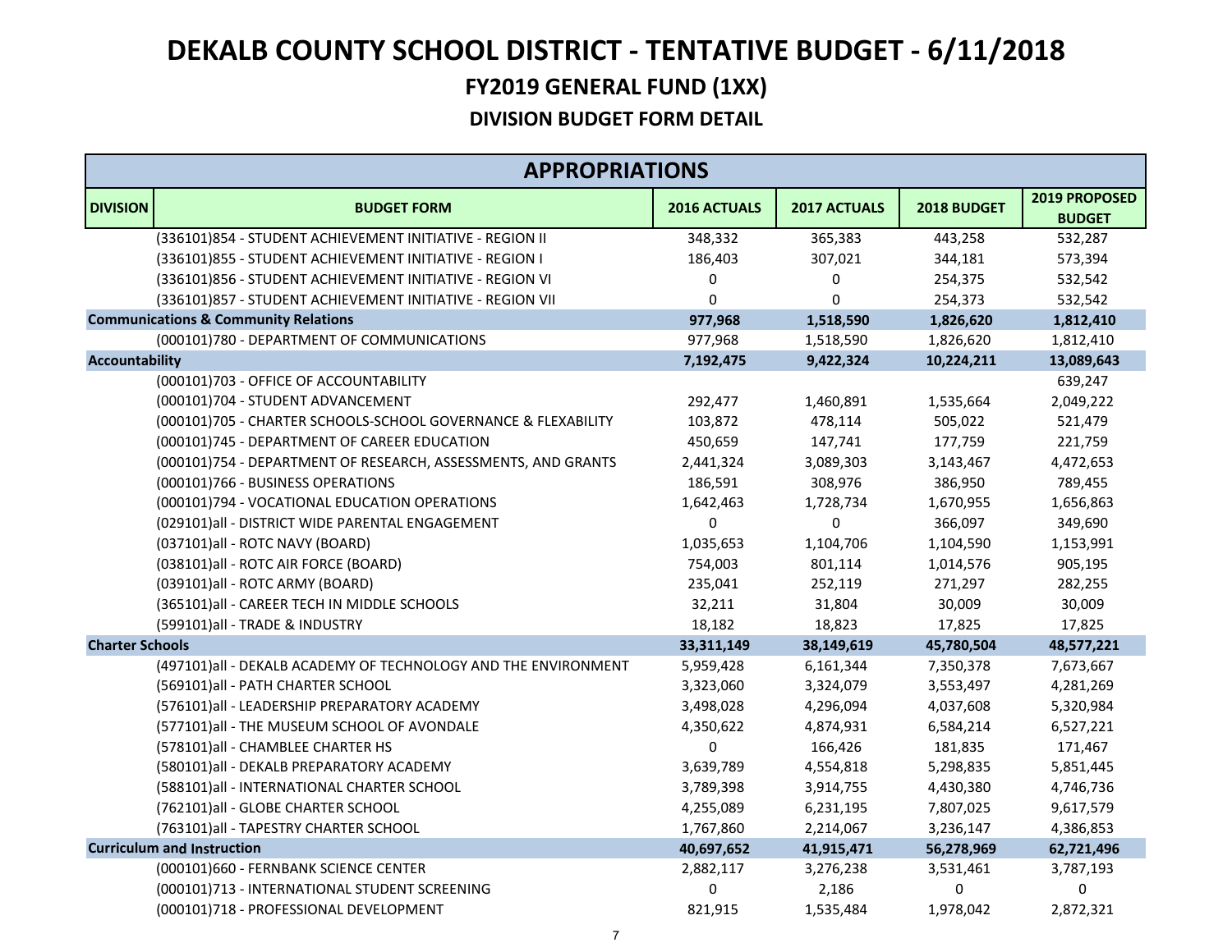# DEKALB COUNTY SCHOOL DISTRICT - TENTATIVE BUDGET - 6/11/2018

## FY2019 GENERAL FUND (1XX)

### DIVISION BUDGET FORM DETAIL

| APPROPRIATIONS | | | | | |
|---|---|---|---|---|---|
| **DIVISION** | **BUDGET FORM** | **2016 ACTUALS** | **2017 ACTUALS** | **2018 BUDGET** | **2019 PROPOSED BUDGET** |
| | (336101)854 - STUDENT ACHIEVEMENT INITIATIVE - REGION II | 348,332 | 365,383 | 443,258 | 532,287 |
| | (336101)855 - STUDENT ACHIEVEMENT INITIATIVE - REGION I | 186,403 | 307,021 | 344,181 | 573,394 |
| | (336101)856 - STUDENT ACHIEVEMENT INITIATIVE - REGION VI | 0 | 0 | 254,375 | 532,542 |
| | (336101)857 - STUDENT ACHIEVEMENT INITIATIVE - REGION VII | 0 | 0 | 254,373 | 532,542 |
| **Communications & Community Relations** | | **977,968** | **1,518,590** | **1,826,620** | **1,812,410** |
| | (000101)780 - DEPARTMENT OF COMMUNICATIONS | 977,968 | 1,518,590 | 1,826,620 | 1,812,410 |
| **Accountability** | | **7,192,475** | **9,422,324** | **10,224,211** | **13,089,643** |
| | (000101)703 - OFFICE OF ACCOUNTABILITY | | | | 639,247 |
| | (000101)704 - STUDENT ADVANCEMENT | 292,477 | 1,460,891 | 1,535,664 | 2,049,222 |
| | (000101)705 - CHARTER SCHOOLS-SCHOOL GOVERNANCE & FLEXABILITY | 103,872 | 478,114 | 505,022 | 521,479 |
| | (000101)745 - DEPARTMENT OF CAREER EDUCATION | 450,659 | 147,741 | 177,759 | 221,759 |
| | (000101)754 - DEPARTMENT OF RESEARCH, ASSESSMENTS, AND GRANTS | 2,441,324 | 3,089,303 | 3,143,467 | 4,472,653 |
| | (000101)766 - BUSINESS OPERATIONS | 186,591 | 308,976 | 386,950 | 789,455 |
| | (000101)794 - VOCATIONAL EDUCATION OPERATIONS | 1,642,463 | 1,728,734 | 1,670,955 | 1,656,863 |
| | (029101)all - DISTRICT WIDE PARENTAL ENGAGEMENT | 0 | 0 | 366,097 | 349,690 |
| | (037101)all - ROTC NAVY (BOARD) | 1,035,653 | 1,104,706 | 1,104,590 | 1,153,991 |
| | (038101)all - ROTC AIR FORCE (BOARD) | 754,003 | 801,114 | 1,014,576 | 905,195 |
| | (039101)all - ROTC ARMY (BOARD) | 235,041 | 252,119 | 271,297 | 282,255 |
| | (365101)all - CAREER TECH IN MIDDLE SCHOOLS | 32,211 | 31,804 | 30,009 | 30,009 |
| | (599101)all - TRADE & INDUSTRY | 18,182 | 18,823 | 17,825 | 17,825 |
| **Charter Schools** | | **33,311,149** | **38,149,619** | **45,780,504** | **48,577,221** |
| | (497101)all - DEKALB ACADEMY OF TECHNOLOGY AND THE ENVIRONMENT | 5,959,428 | 6,161,344 | 7,350,378 | 7,673,667 |
| | (569101)all - PATH CHARTER SCHOOL | 3,323,060 | 3,324,079 | 3,553,497 | 4,281,269 |
| | (576101)all - LEADERSHIP PREPARATORY ACADEMY | 3,498,028 | 4,296,094 | 4,037,608 | 5,320,984 |
| | (577101)all - THE MUSEUM SCHOOL OF AVONDALE | 4,350,622 | 4,874,931 | 6,584,214 | 6,527,221 |
| | (578101)all - CHAMBLEE CHARTER HS | 0 | 166,426 | 181,835 | 171,467 |
| | (580101)all - DEKALB PREPARATORY ACADEMY | 3,639,789 | 4,554,818 | 5,298,835 | 5,851,445 |
| | (588101)all - INTERNATIONAL CHARTER SCHOOL | 3,789,398 | 3,914,755 | 4,430,380 | 4,746,736 |
| | (762101)all - GLOBE CHARTER SCHOOL | 4,255,089 | 6,231,195 | 7,807,025 | 9,617,579 |
| | (763101)all - TAPESTRY CHARTER SCHOOL | 1,767,860 | 2,214,067 | 3,236,147 | 4,386,853 |
| **Curriculum and Instruction** | | **40,697,652** | **41,915,471** | **56,278,969** | **62,721,496** |
| | (000101)660 - FERNBANK SCIENCE CENTER | 2,882,117 | 3,276,238 | 3,531,461 | 3,787,193 |
| | (000101)713 - INTERNATIONAL STUDENT SCREENING | 0 | 2,186 | 0 | 0 |
| | (000101)718 - PROFESSIONAL DEVELOPMENT | 821,915 | 1,535,484 | 1,978,042 | 2,872,321 |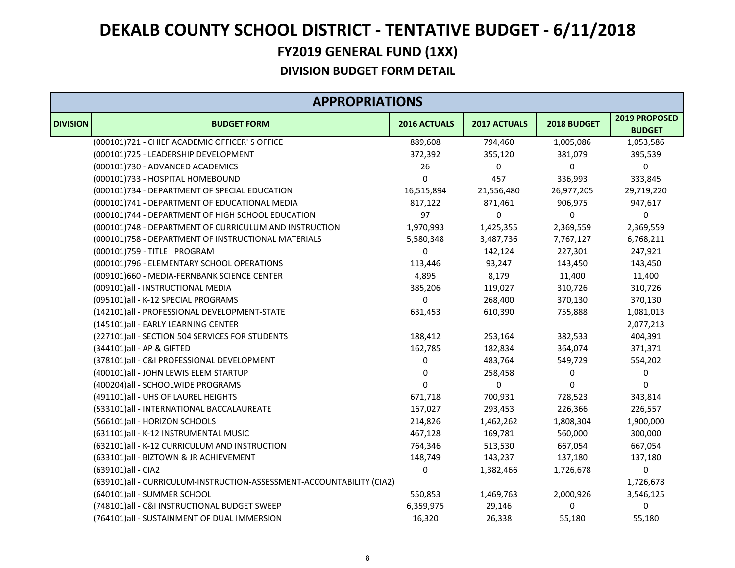# DEKALB COUNTY SCHOOL DISTRICT - TENTATIVE BUDGET - 6/11/2018

## FY2019 GENERAL FUND (1XX)

### DIVISION BUDGET FORM DETAIL

| APPROPRIATIONS | | | | | |
|---|---|---|---|---|---|
| **DIVISION** | **BUDGET FORM** | **2016 ACTUALS** | **2017 ACTUALS** | **2018 BUDGET** | **2019 PROPOSED BUDGET** |
| | (000101)721 - CHIEF ACADEMIC OFFICER' S OFFICE | 889,608 | 794,460 | 1,005,086 | 1,053,586 |
| | (000101)725 - LEADERSHIP DEVELOPMENT | 372,392 | 355,120 | 381,079 | 395,539 |
| | (000101)730 - ADVANCED ACADEMICS | 26 | 0 | 0 | 0 |
| | (000101)733 - HOSPITAL HOMEBOUND | 0 | 457 | 336,993 | 333,845 |
| | (000101)734 - DEPARTMENT OF SPECIAL EDUCATION | 16,515,894 | 21,556,480 | 26,977,205 | 29,719,220 |
| | (000101)741 - DEPARTMENT OF EDUCATIONAL MEDIA | 817,122 | 871,461 | 906,975 | 947,617 |
| | (000101)744 - DEPARTMENT OF HIGH SCHOOL EDUCATION | 97 | 0 | 0 | 0 |
| | (000101)748 - DEPARTMENT OF CURRICULUM AND INSTRUCTION | 1,970,993 | 1,425,355 | 2,369,559 | 2,369,559 |
| | (000101)758 - DEPARTMENT OF INSTRUCTIONAL MATERIALS | 5,580,348 | 3,487,736 | 7,767,127 | 6,768,211 |
| | (000101)759 - TITLE I PROGRAM | 0 | 142,124 | 227,301 | 247,921 |
| | (000101)796 - ELEMENTARY SCHOOL OPERATIONS | 113,446 | 93,247 | 143,450 | 143,450 |
| | (009101)660 - MEDIA-FERNBANK SCIENCE CENTER | 4,895 | 8,179 | 11,400 | 11,400 |
| | (009101)all - INSTRUCTIONAL MEDIA | 385,206 | 119,027 | 310,726 | 310,726 |
| | (095101)all - K-12 SPECIAL PROGRAMS | 0 | 268,400 | 370,130 | 370,130 |
| | (142101)all - PROFESSIONAL DEVELOPMENT-STATE | 631,453 | 610,390 | 755,888 | 1,081,013 |
| | (145101)all - EARLY LEARNING CENTER | | | | 2,077,213 |
| | (227101)all - SECTION 504 SERVICES FOR STUDENTS | 188,412 | 253,164 | 382,533 | 404,391 |
| | (344101)all - AP & GIFTED | 162,785 | 182,834 | 364,074 | 371,371 |
| | (378101)all - C&I PROFESSIONAL DEVELOPMENT | 0 | 483,764 | 549,729 | 554,202 |
| | (400101)all - JOHN LEWIS ELEM STARTUP | 0 | 258,458 | 0 | 0 |
| | (400204)all - SCHOOLWIDE PROGRAMS | 0 | 0 | 0 | 0 |
| | (491101)all - UHS OF LAUREL HEIGHTS | 671,718 | 700,931 | 728,523 | 343,814 |
| | (533101)all - INTERNATIONAL BACCALAUREATE | 167,027 | 293,453 | 226,366 | 226,557 |
| | (566101)all - HORIZON SCHOOLS | 214,826 | 1,462,262 | 1,808,304 | 1,900,000 |
| | (631101)all - K-12 INSTRUMENTAL MUSIC | 467,128 | 169,781 | 560,000 | 300,000 |
| | (632101)all - K-12 CURRICULUM AND INSTRUCTION | 764,346 | 513,530 | 667,054 | 667,054 |
| | (633101)all - BIZTOWN & JR ACHIEVEMENT | 148,749 | 143,237 | 137,180 | 137,180 |
| | (639101)all - CIA2 | 0 | 1,382,466 | 1,726,678 | 0 |
| | (639101)all - CURRICULUM-INSTRUCTION-ASSESSMENT-ACCOUNTABILITY (CIA2) | | | | 1,726,678 |
| | (640101)all - SUMMER SCHOOL | 550,853 | 1,469,763 | 2,000,926 | 3,546,125 |
| | (748101)all - C&I INSTRUCTIONAL BUDGET SWEEP | 6,359,975 | 29,146 | 0 | 0 |
| | (764101)all - SUSTAINMENT OF DUAL IMMERSION | 16,320 | 26,338 | 55,180 | 55,180 |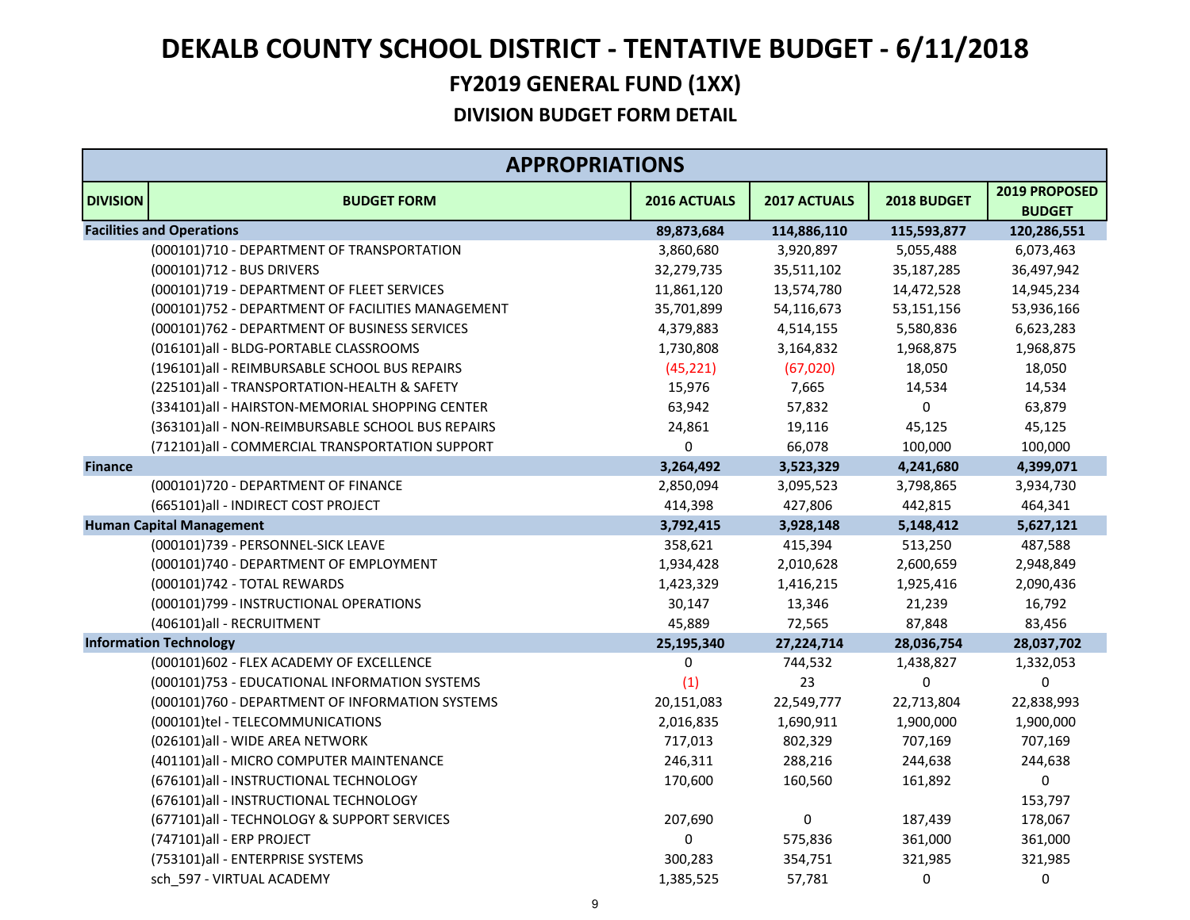# DEKALB COUNTY SCHOOL DISTRICT - TENTATIVE BUDGET - 6/11/2018

## FY2019 GENERAL FUND (1XX)

### DIVISION BUDGET FORM DETAIL

| APPROPRIATIONS | | | | | |
|---|---|---|---|---|---|
| **DIVISION** | **BUDGET FORM** | **2016 ACTUALS** | **2017 ACTUALS** | **2018 BUDGET** | **2019 PROPOSED BUDGET** |
| **Facilities and Operations** | | **89,873,684** | **114,886,110** | **115,593,877** | **120,286,551** |
| | (000101)710 - DEPARTMENT OF TRANSPORTATION | 3,860,680 | 3,920,897 | 5,055,488 | 6,073,463 |
| | (000101)712 - BUS DRIVERS | 32,279,735 | 35,511,102 | 35,187,285 | 36,497,942 |
| | (000101)719 - DEPARTMENT OF FLEET SERVICES | 11,861,120 | 13,574,780 | 14,472,528 | 14,945,234 |
| | (000101)752 - DEPARTMENT OF FACILITIES MANAGEMENT | 35,701,899 | 54,116,673 | 53,151,156 | 53,936,166 |
| | (000101)762 - DEPARTMENT OF BUSINESS SERVICES | 4,379,883 | 4,514,155 | 5,580,836 | 6,623,283 |
| | (016101)all - BLDG-PORTABLE CLASSROOMS | 1,730,808 | 3,164,832 | 1,968,875 | 1,968,875 |
| | (196101)all - REIMBURSABLE SCHOOL BUS REPAIRS | (45,221) | (67,020) | 18,050 | 18,050 |
| | (225101)all - TRANSPORTATION-HEALTH & SAFETY | 15,976 | 7,665 | 14,534 | 14,534 |
| | (334101)all - HAIRSTON-MEMORIAL SHOPPING CENTER | 63,942 | 57,832 | 0 | 63,879 |
| | (363101)all - NON-REIMBURSABLE SCHOOL BUS REPAIRS | 24,861 | 19,116 | 45,125 | 45,125 |
| | (712101)all - COMMERCIAL TRANSPORTATION SUPPORT | 0 | 66,078 | 100,000 | 100,000 |
| **Finance** | | **3,264,492** | **3,523,329** | **4,241,680** | **4,399,071** |
| | (000101)720 - DEPARTMENT OF FINANCE | 2,850,094 | 3,095,523 | 3,798,865 | 3,934,730 |
| | (665101)all - INDIRECT COST PROJECT | 414,398 | 427,806 | 442,815 | 464,341 |
| **Human Capital Management** | | **3,792,415** | **3,928,148** | **5,148,412** | **5,627,121** |
| | (000101)739 - PERSONNEL-SICK LEAVE | 358,621 | 415,394 | 513,250 | 487,588 |
| | (000101)740 - DEPARTMENT OF EMPLOYMENT | 1,934,428 | 2,010,628 | 2,600,659 | 2,948,849 |
| | (000101)742 - TOTAL REWARDS | 1,423,329 | 1,416,215 | 1,925,416 | 2,090,436 |
| | (000101)799 - INSTRUCTIONAL OPERATIONS | 30,147 | 13,346 | 21,239 | 16,792 |
| | (406101)all - RECRUITMENT | 45,889 | 72,565 | 87,848 | 83,456 |
| **Information Technology** | | **25,195,340** | **27,224,714** | **28,036,754** | **28,037,702** |
| | (000101)602 - FLEX ACADEMY OF EXCELLENCE | 0 | 744,532 | 1,438,827 | 1,332,053 |
| | (000101)753 - EDUCATIONAL INFORMATION SYSTEMS | (1) | 23 | 0 | 0 |
| | (000101)760 - DEPARTMENT OF INFORMATION SYSTEMS | 20,151,083 | 22,549,777 | 22,713,804 | 22,838,993 |
| | (000101)tel - TELECOMMUNICATIONS | 2,016,835 | 1,690,911 | 1,900,000 | 1,900,000 |
| | (026101)all - WIDE AREA NETWORK | 717,013 | 802,329 | 707,169 | 707,169 |
| | (401101)all - MICRO COMPUTER MAINTENANCE | 246,311 | 288,216 | 244,638 | 244,638 |
| | (676101)all - INSTRUCTIONAL TECHNOLOGY | 170,600 | 160,560 | 161,892 | 0 |
| | (676101)all - INSTRUCTIONAL TECHNOLOGY | | | | 153,797 |
| | (677101)all - TECHNOLOGY & SUPPORT SERVICES | 207,690 | 0 | 187,439 | 178,067 |
| | (747101)all - ERP PROJECT | 0 | 575,836 | 361,000 | 361,000 |
| | (753101)all - ENTERPRISE SYSTEMS | 300,283 | 354,751 | 321,985 | 321,985 |
| | sch_597 - VIRTUAL ACADEMY | 1,385,525 | 57,781 | 0 | 0 |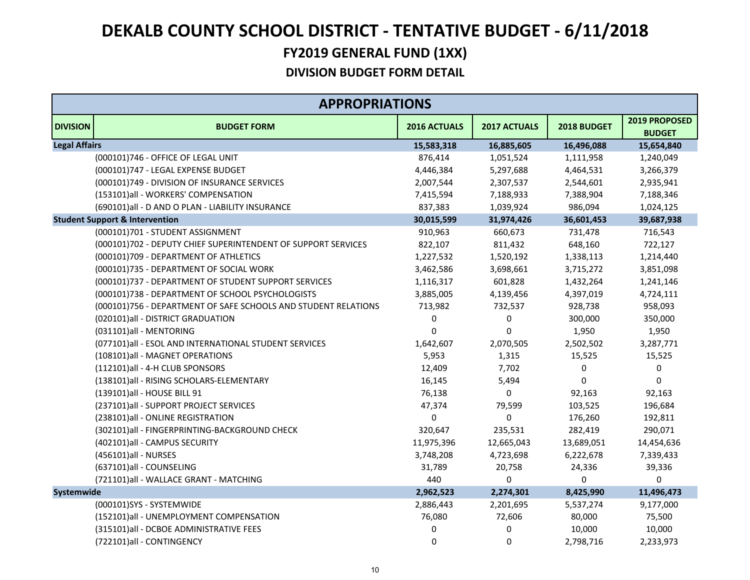# DEKALB COUNTY SCHOOL DISTRICT - TENTATIVE BUDGET - 6/11/2018

## FY2019 GENERAL FUND (1XX)

### DIVISION BUDGET FORM DETAIL

| APPROPRIATIONS | | | | | |
|---|---|---|---|---|---|
| DIVISION | BUDGET FORM | 2016 ACTUALS | 2017 ACTUALS | 2018 BUDGET | 2019 PROPOSED BUDGET |
| **Legal Affairs** | | **15,583,318** | **16,885,605** | **16,496,088** | **15,654,840** |
| | (000101)746 - OFFICE OF LEGAL UNIT | 876,414 | 1,051,524 | 1,111,958 | 1,240,049 |
| | (000101)747 - LEGAL EXPENSE BUDGET | 4,446,384 | 5,297,688 | 4,464,531 | 3,266,379 |
| | (000101)749 - DIVISION OF INSURANCE SERVICES | 2,007,544 | 2,307,537 | 2,544,601 | 2,935,941 |
| | (153101)all - WORKERS' COMPENSATION | 7,415,594 | 7,188,933 | 7,388,904 | 7,188,346 |
| | (690101)all - D AND O PLAN - LIABILITY INSURANCE | 837,383 | 1,039,924 | 986,094 | 1,024,125 |
| **Student Support & Intervention** | | **30,015,599** | **31,974,426** | **36,601,453** | **39,687,938** |
| | (000101)701 - STUDENT ASSIGNMENT | 910,963 | 660,673 | 731,478 | 716,543 |
| | (000101)702 - DEPUTY CHIEF SUPERINTENDENT OF SUPPORT SERVICES | 822,107 | 811,432 | 648,160 | 722,127 |
| | (000101)709 - DEPARTMENT OF ATHLETICS | 1,227,532 | 1,520,192 | 1,338,113 | 1,214,440 |
| | (000101)735 - DEPARTMENT OF SOCIAL WORK | 3,462,586 | 3,698,661 | 3,715,272 | 3,851,098 |
| | (000101)737 - DEPARTMENT OF STUDENT SUPPORT SERVICES | 1,116,317 | 601,828 | 1,432,264 | 1,241,146 |
| | (000101)738 - DEPARTMENT OF SCHOOL PSYCHOLOGISTS | 3,885,005 | 4,139,456 | 4,397,019 | 4,724,111 |
| | (000101)756 - DEPARTMENT OF SAFE SCHOOLS AND STUDENT RELATIONS | 713,982 | 732,537 | 928,738 | 958,093 |
| | (020101)all - DISTRICT GRADUATION | 0 | 0 | 300,000 | 350,000 |
| | (031101)all - MENTORING | 0 | 0 | 1,950 | 1,950 |
| | (077101)all - ESOL AND INTERNATIONAL STUDENT SERVICES | 1,642,607 | 2,070,505 | 2,502,502 | 3,287,771 |
| | (108101)all - MAGNET OPERATIONS | 5,953 | 1,315 | 15,525 | 15,525 |
| | (112101)all - 4-H CLUB SPONSORS | 12,409 | 7,702 | 0 | 0 |
| | (138101)all - RISING SCHOLARS-ELEMENTARY | 16,145 | 5,494 | 0 | 0 |
| | (139101)all - HOUSE BILL 91 | 76,138 | 0 | 92,163 | 92,163 |
| | (237101)all - SUPPORT PROJECT SERVICES | 47,374 | 79,599 | 103,525 | 196,684 |
| | (238101)all - ONLINE REGISTRATION | 0 | 0 | 176,260 | 192,811 |
| | (302101)all - FINGERPRINTING-BACKGROUND CHECK | 320,647 | 235,531 | 282,419 | 290,071 |
| | (402101)all - CAMPUS SECURITY | 11,975,396 | 12,665,043 | 13,689,051 | 14,454,636 |
| | (456101)all - NURSES | 3,748,208 | 4,723,698 | 6,222,678 | 7,339,433 |
| | (637101)all - COUNSELING | 31,789 | 20,758 | 24,336 | 39,336 |
| | (721101)all - WALLACE GRANT - MATCHING | 440 | 0 | 0 | 0 |
| **Systemwide** | | **2,962,523** | **2,274,301** | **8,425,990** | **11,496,473** |
| | (000101)SYS - SYSTEMWIDE | 2,886,443 | 2,201,695 | 5,537,274 | 9,177,000 |
| | (152101)all - UNEMPLOYMENT COMPENSATION | 76,080 | 72,606 | 80,000 | 75,500 |
| | (315101)all - DCBOE ADMINISTRATIVE FEES | 0 | 0 | 10,000 | 10,000 |
| | (722101)all - CONTINGENCY | 0 | 0 | 2,798,716 | 2,233,973 |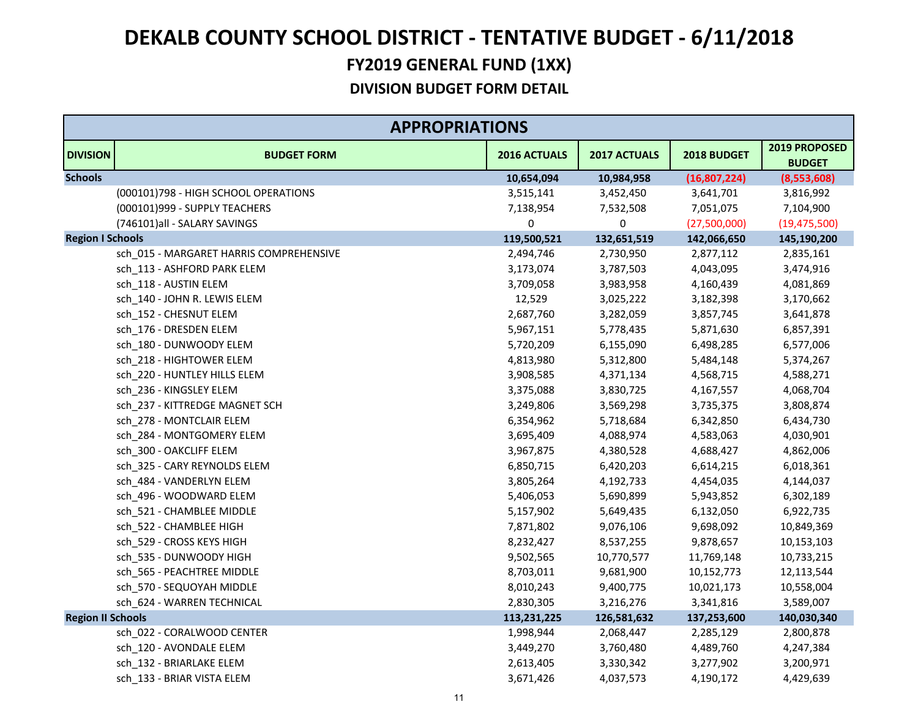# DEKALB COUNTY SCHOOL DISTRICT - TENTATIVE BUDGET - 6/11/2018

## FY2019 GENERAL FUND (1XX)

### DIVISION BUDGET FORM DETAIL

| APPROPRIATIONS | | | | | |
|---|---|---|---|---|---|
| **DIVISION** | **BUDGET FORM** | **2016 ACTUALS** | **2017 ACTUALS** | **2018 BUDGET** | **2019 PROPOSED BUDGET** |
| **Schools** | | **10,654,094** | **10,984,958** | **(16,807,224)** | **(8,553,608)** |
| | (000101)798 - HIGH SCHOOL OPERATIONS | 3,515,141 | 3,452,450 | 3,641,701 | 3,816,992 |
| | (000101)999 - SUPPLY TEACHERS | 7,138,954 | 7,532,508 | 7,051,075 | 7,104,900 |
| | (746101)all - SALARY SAVINGS | 0 | 0 | (27,500,000) | (19,475,500) |
| **Region I Schools** | | **119,500,521** | **132,651,519** | **142,066,650** | **145,190,200** |
| | sch_015 - MARGARET HARRIS COMPREHENSIVE | 2,494,746 | 2,730,950 | 2,877,112 | 2,835,161 |
| | sch_113 - ASHFORD PARK ELEM | 3,173,074 | 3,787,503 | 4,043,095 | 3,474,916 |
| | sch_118 - AUSTIN ELEM | 3,709,058 | 3,983,958 | 4,160,439 | 4,081,869 |
| | sch_140 - JOHN R. LEWIS ELEM | 12,529 | 3,025,222 | 3,182,398 | 3,170,662 |
| | sch_152 - CHESNUT ELEM | 2,687,760 | 3,282,059 | 3,857,745 | 3,641,878 |
| | sch_176 - DRESDEN ELEM | 5,967,151 | 5,778,435 | 5,871,630 | 6,857,391 |
| | sch_180 - DUNWOODY ELEM | 5,720,209 | 6,155,090 | 6,498,285 | 6,577,006 |
| | sch_218 - HIGHTOWER ELEM | 4,813,980 | 5,312,800 | 5,484,148 | 5,374,267 |
| | sch_220 - HUNTLEY HILLS ELEM | 3,908,585 | 4,371,134 | 4,568,715 | 4,588,271 |
| | sch_236 - KINGSLEY ELEM | 3,375,088 | 3,830,725 | 4,167,557 | 4,068,704 |
| | sch_237 - KITTREDGE MAGNET SCH | 3,249,806 | 3,569,298 | 3,735,375 | 3,808,874 |
| | sch_278 - MONTCLAIR ELEM | 6,354,962 | 5,718,684 | 6,342,850 | 6,434,730 |
| | sch_284 - MONTGOMERY ELEM | 3,695,409 | 4,088,974 | 4,583,063 | 4,030,901 |
| | sch_300 - OAKCLIFF ELEM | 3,967,875 | 4,380,528 | 4,688,427 | 4,862,006 |
| | sch_325 - CARY REYNOLDS ELEM | 6,850,715 | 6,420,203 | 6,614,215 | 6,018,361 |
| | sch_484 - VANDERLYN ELEM | 3,805,264 | 4,192,733 | 4,454,035 | 4,144,037 |
| | sch_496 - WOODWARD ELEM | 5,406,053 | 5,690,899 | 5,943,852 | 6,302,189 |
| | sch_521 - CHAMBLEE MIDDLE | 5,157,902 | 5,649,435 | 6,132,050 | 6,922,735 |
| | sch_522 - CHAMBLEE HIGH | 7,871,802 | 9,076,106 | 9,698,092 | 10,849,369 |
| | sch_529 - CROSS KEYS HIGH | 8,232,427 | 8,537,255 | 9,878,657 | 10,153,103 |
| | sch_535 - DUNWOODY HIGH | 9,502,565 | 10,770,577 | 11,769,148 | 10,733,215 |
| | sch_565 - PEACHTREE MIDDLE | 8,703,011 | 9,681,900 | 10,152,773 | 12,113,544 |
| | sch_570 - SEQUOYAH MIDDLE | 8,010,243 | 9,400,775 | 10,021,173 | 10,558,004 |
| | sch_624 - WARREN TECHNICAL | 2,830,305 | 3,216,276 | 3,341,816 | 3,589,007 |
| **Region II Schools** | | **113,231,225** | **126,581,632** | **137,253,600** | **140,030,340** |
| | sch_022 - CORALWOOD CENTER | 1,998,944 | 2,068,447 | 2,285,129 | 2,800,878 |
| | sch_120 - AVONDALE ELEM | 3,449,270 | 3,760,480 | 4,489,760 | 4,247,384 |
| | sch_132 - BRIARLAKE ELEM | 2,613,405 | 3,330,342 | 3,277,902 | 3,200,971 |
| | sch_133 - BRIAR VISTA ELEM | 3,671,426 | 4,037,573 | 4,190,172 | 4,429,639 |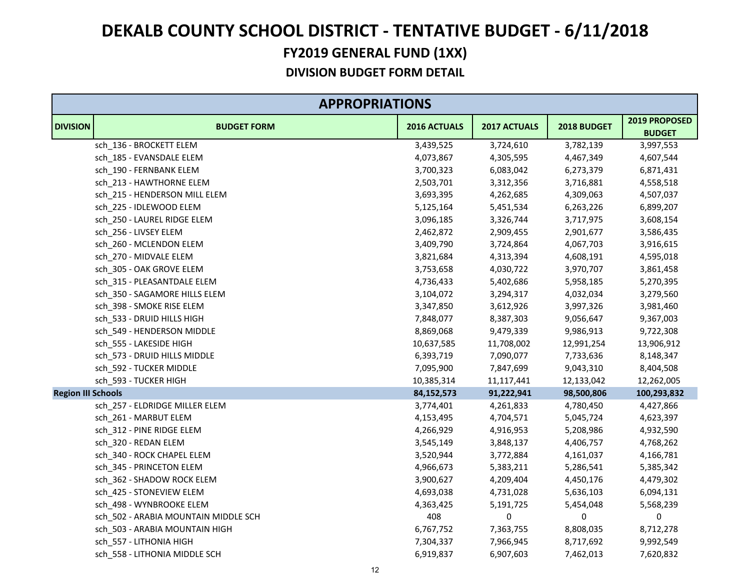# DEKALB COUNTY SCHOOL DISTRICT - TENTATIVE BUDGET - 6/11/2018

## FY2019 GENERAL FUND (1XX)

### DIVISION BUDGET FORM DETAIL

| APPROPRIATIONS | | | | | |
|---|---|---|---|---|---|
| **DIVISION** | **BUDGET FORM** | **2016 ACTUALS** | **2017 ACTUALS** | **2018 BUDGET** | **2019 PROPOSED BUDGET** |
| | sch_136 - BROCKETT ELEM | 3,439,525 | 3,724,610 | 3,782,139 | 3,997,553 |
| | sch_185 - EVANSDALE ELEM | 4,073,867 | 4,305,595 | 4,467,349 | 4,607,544 |
| | sch_190 - FERNBANK ELEM | 3,700,323 | 6,083,042 | 6,273,379 | 6,871,431 |
| | sch_213 - HAWTHORNE ELEM | 2,503,701 | 3,312,356 | 3,716,881 | 4,558,518 |
| | sch_215 - HENDERSON MILL ELEM | 3,693,395 | 4,262,685 | 4,309,063 | 4,507,037 |
| | sch_225 - IDLEWOOD ELEM | 5,125,164 | 5,451,534 | 6,263,226 | 6,899,207 |
| | sch_250 - LAUREL RIDGE ELEM | 3,096,185 | 3,326,744 | 3,717,975 | 3,608,154 |
| | sch_256 - LIVSEY ELEM | 2,462,872 | 2,909,455 | 2,901,677 | 3,586,435 |
| | sch_260 - MCLENDON ELEM | 3,409,790 | 3,724,864 | 4,067,703 | 3,916,615 |
| | sch_270 - MIDVALE ELEM | 3,821,684 | 4,313,394 | 4,608,191 | 4,595,018 |
| | sch_305 - OAK GROVE ELEM | 3,753,658 | 4,030,722 | 3,970,707 | 3,861,458 |
| | sch_315 - PLEASANTDALE ELEM | 4,736,433 | 5,402,686 | 5,958,185 | 5,270,395 |
| | sch_350 - SAGAMORE HILLS ELEM | 3,104,072 | 3,294,317 | 4,032,034 | 3,279,560 |
| | sch_398 - SMOKE RISE ELEM | 3,347,850 | 3,612,926 | 3,997,326 | 3,981,460 |
| | sch_533 - DRUID HILLS HIGH | 7,848,077 | 8,387,303 | 9,056,647 | 9,367,003 |
| | sch_549 - HENDERSON MIDDLE | 8,869,068 | 9,479,339 | 9,986,913 | 9,722,308 |
| | sch_555 - LAKESIDE HIGH | 10,637,585 | 11,708,002 | 12,991,254 | 13,906,912 |
| | sch_573 - DRUID HILLS MIDDLE | 6,393,719 | 7,090,077 | 7,733,636 | 8,148,347 |
| | sch_592 - TUCKER MIDDLE | 7,095,900 | 7,847,699 | 9,043,310 | 8,404,508 |
| | sch_593 - TUCKER HIGH | 10,385,314 | 11,117,441 | 12,133,042 | 12,262,005 |
| **Region III Schools** | | **84,152,573** | **91,222,941** | **98,500,806** | **100,293,832** |
| | sch_257 - ELDRIDGE MILLER ELEM | 3,774,401 | 4,261,833 | 4,780,450 | 4,427,866 |
| | sch_261 - MARBUT ELEM | 4,153,495 | 4,704,571 | 5,045,724 | 4,623,397 |
| | sch_312 - PINE RIDGE ELEM | 4,266,929 | 4,916,953 | 5,208,986 | 4,932,590 |
| | sch_320 - REDAN ELEM | 3,545,149 | 3,848,137 | 4,406,757 | 4,768,262 |
| | sch_340 - ROCK CHAPEL ELEM | 3,520,944 | 3,772,884 | 4,161,037 | 4,166,781 |
| | sch_345 - PRINCETON ELEM | 4,966,673 | 5,383,211 | 5,286,541 | 5,385,342 |
| | sch_362 - SHADOW ROCK ELEM | 3,900,627 | 4,209,404 | 4,450,176 | 4,479,302 |
| | sch_425 - STONEVIEW ELEM | 4,693,038 | 4,731,028 | 5,636,103 | 6,094,131 |
| | sch_498 - WYNBROOKE ELEM | 4,363,425 | 5,191,725 | 5,454,048 | 5,568,239 |
| | sch_502 - ARABIA MOUNTAIN MIDDLE SCH | 408 | 0 | 0 | 0 |
| | sch_503 - ARABIA MOUNTAIN HIGH | 6,767,752 | 7,363,755 | 8,808,035 | 8,712,278 |
| | sch_557 - LITHONIA HIGH | 7,304,337 | 7,966,945 | 8,717,692 | 9,992,549 |
| | sch_558 - LITHONIA MIDDLE SCH | 6,919,837 | 6,907,603 | 7,462,013 | 7,620,832 |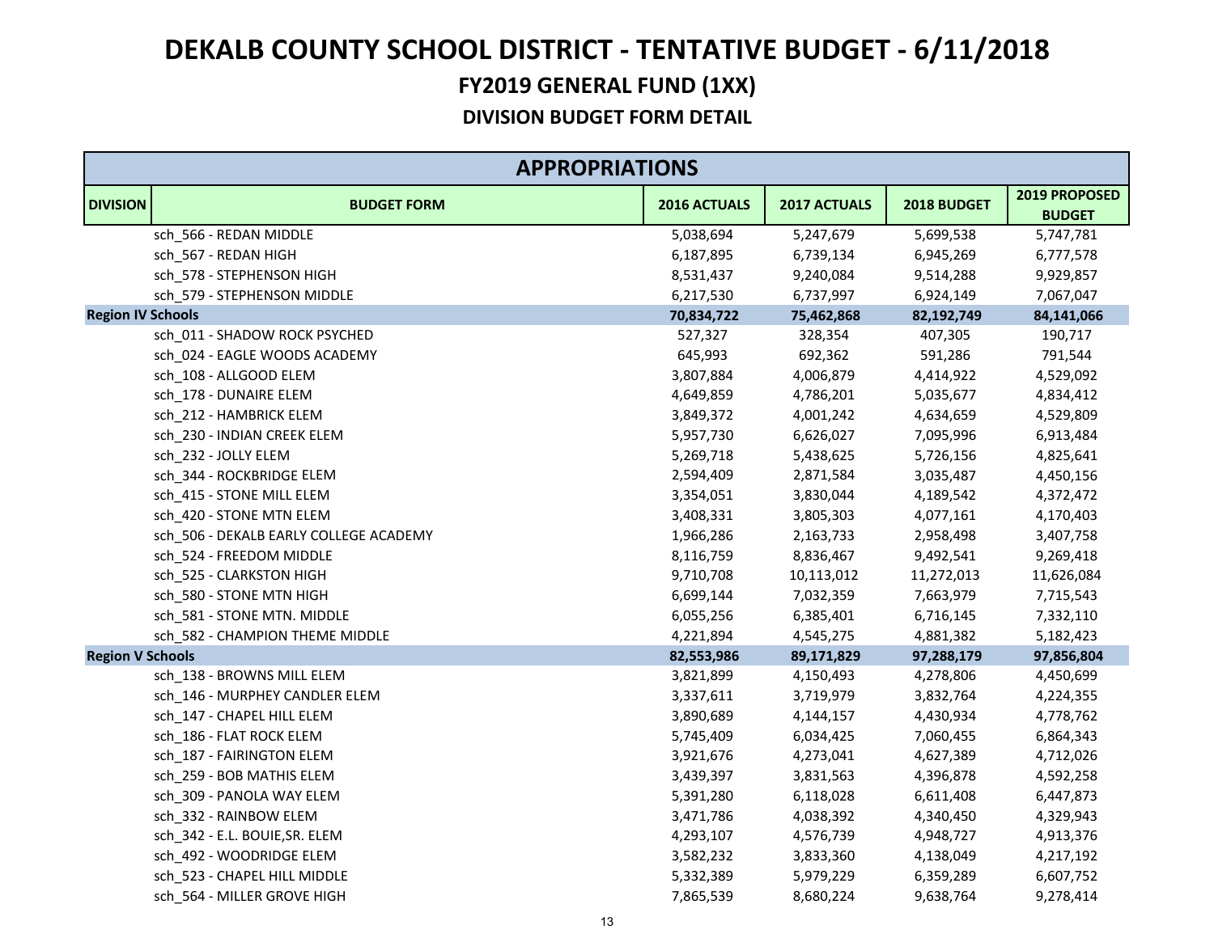# DEKALB COUNTY SCHOOL DISTRICT - TENTATIVE BUDGET - 6/11/2018

## FY2019 GENERAL FUND (1XX)

### DIVISION BUDGET FORM DETAIL

| APPROPRIATIONS | | | | | |
|---|---|---|---|---|---|
| **DIVISION** | **BUDGET FORM** | **2016 ACTUALS** | **2017 ACTUALS** | **2018 BUDGET** | **2019 PROPOSED BUDGET** |
| | sch_566 - REDAN MIDDLE | 5,038,694 | 5,247,679 | 5,699,538 | 5,747,781 |
| | sch_567 - REDAN HIGH | 6,187,895 | 6,739,134 | 6,945,269 | 6,777,578 |
| | sch_578 - STEPHENSON HIGH | 8,531,437 | 9,240,084 | 9,514,288 | 9,929,857 |
| | sch_579 - STEPHENSON MIDDLE | 6,217,530 | 6,737,997 | 6,924,149 | 7,067,047 |
| **Region IV Schools** | | **70,834,722** | **75,462,868** | **82,192,749** | **84,141,066** |
| | sch_011 - SHADOW ROCK PSYCHED | 527,327 | 328,354 | 407,305 | 190,717 |
| | sch_024 - EAGLE WOODS ACADEMY | 645,993 | 692,362 | 591,286 | 791,544 |
| | sch_108 - ALLGOOD ELEM | 3,807,884 | 4,006,879 | 4,414,922 | 4,529,092 |
| | sch_178 - DUNAIRE ELEM | 4,649,859 | 4,786,201 | 5,035,677 | 4,834,412 |
| | sch_212 - HAMBRICK ELEM | 3,849,372 | 4,001,242 | 4,634,659 | 4,529,809 |
| | sch_230 - INDIAN CREEK ELEM | 5,957,730 | 6,626,027 | 7,095,996 | 6,913,484 |
| | sch_232 - JOLLY ELEM | 5,269,718 | 5,438,625 | 5,726,156 | 4,825,641 |
| | sch_344 - ROCKBRIDGE ELEM | 2,594,409 | 2,871,584 | 3,035,487 | 4,450,156 |
| | sch_415 - STONE MILL ELEM | 3,354,051 | 3,830,044 | 4,189,542 | 4,372,472 |
| | sch_420 - STONE MTN ELEM | 3,408,331 | 3,805,303 | 4,077,161 | 4,170,403 |
| | sch_506 - DEKALB EARLY COLLEGE ACADEMY | 1,966,286 | 2,163,733 | 2,958,498 | 3,407,758 |
| | sch_524 - FREEDOM MIDDLE | 8,116,759 | 8,836,467 | 9,492,541 | 9,269,418 |
| | sch_525 - CLARKSTON HIGH | 9,710,708 | 10,113,012 | 11,272,013 | 11,626,084 |
| | sch_580 - STONE MTN HIGH | 6,699,144 | 7,032,359 | 7,663,979 | 7,715,543 |
| | sch_581 - STONE MTN. MIDDLE | 6,055,256 | 6,385,401 | 6,716,145 | 7,332,110 |
| | sch_582 - CHAMPION THEME MIDDLE | 4,221,894 | 4,545,275 | 4,881,382 | 5,182,423 |
| **Region V Schools** | | **82,553,986** | **89,171,829** | **97,288,179** | **97,856,804** |
| | sch_138 - BROWNS MILL ELEM | 3,821,899 | 4,150,493 | 4,278,806 | 4,450,699 |
| | sch_146 - MURPHEY CANDLER ELEM | 3,337,611 | 3,719,979 | 3,832,764 | 4,224,355 |
| | sch_147 - CHAPEL HILL ELEM | 3,890,689 | 4,144,157 | 4,430,934 | 4,778,762 |
| | sch_186 - FLAT ROCK ELEM | 5,745,409 | 6,034,425 | 7,060,455 | 6,864,343 |
| | sch_187 - FAIRINGTON ELEM | 3,921,676 | 4,273,041 | 4,627,389 | 4,712,026 |
| | sch_259 - BOB MATHIS ELEM | 3,439,397 | 3,831,563 | 4,396,878 | 4,592,258 |
| | sch_309 - PANOLA WAY ELEM | 5,391,280 | 6,118,028 | 6,611,408 | 6,447,873 |
| | sch_332 - RAINBOW ELEM | 3,471,786 | 4,038,392 | 4,340,450 | 4,329,943 |
| | sch_342 - E.L. BOUIE,SR. ELEM | 4,293,107 | 4,576,739 | 4,948,727 | 4,913,376 |
| | sch_492 - WOODRIDGE ELEM | 3,582,232 | 3,833,360 | 4,138,049 | 4,217,192 |
| | sch_523 - CHAPEL HILL MIDDLE | 5,332,389 | 5,979,229 | 6,359,289 | 6,607,752 |
| | sch_564 - MILLER GROVE HIGH | 7,865,539 | 8,680,224 | 9,638,764 | 9,278,414 |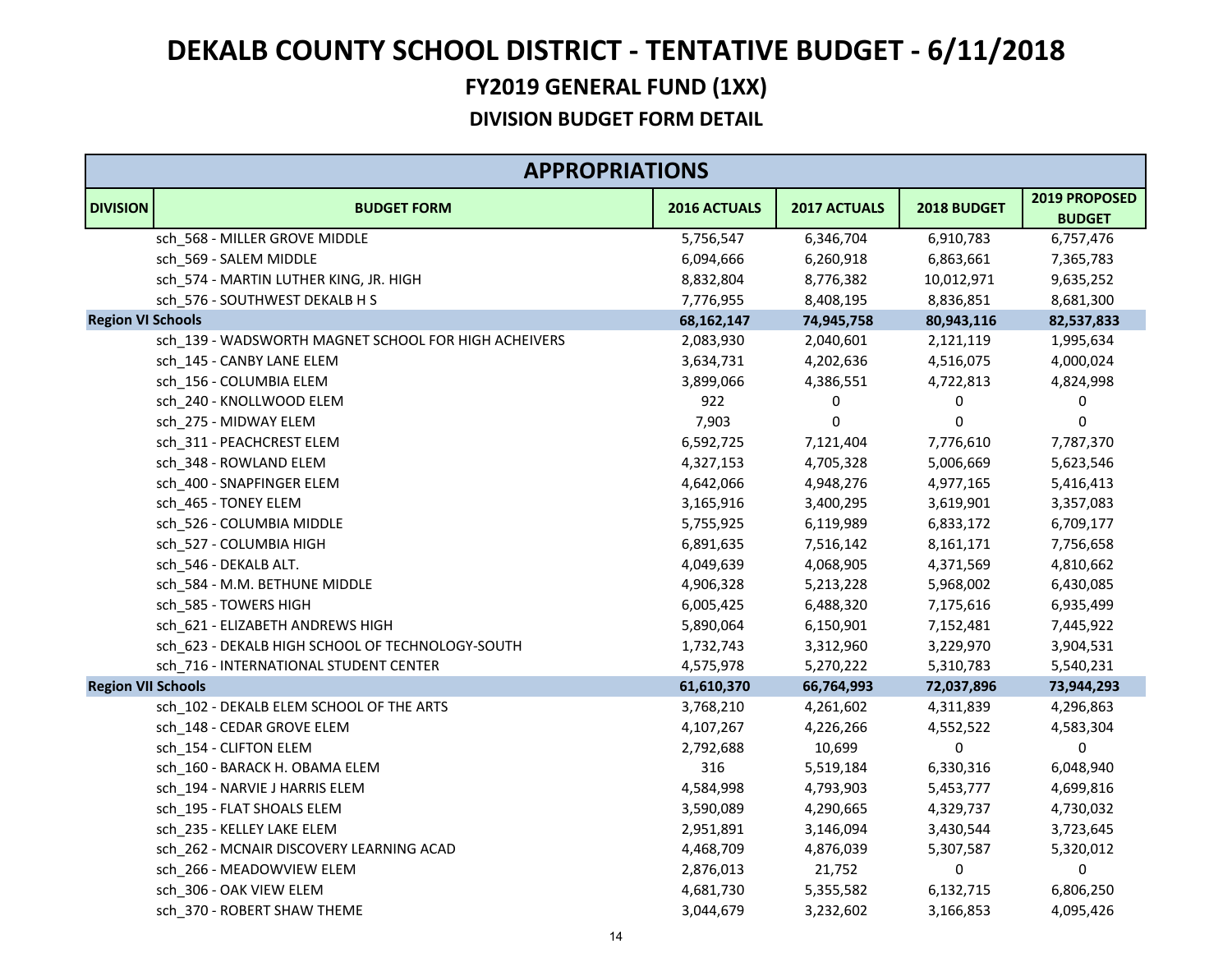# DEKALB COUNTY SCHOOL DISTRICT - TENTATIVE BUDGET - 6/11/2018

## FY2019 GENERAL FUND (1XX)

### DIVISION BUDGET FORM DETAIL

| APPROPRIATIONS | | | | | |
|---|---|---|---|---|---|
| **DIVISION** | **BUDGET FORM** | **2016 ACTUALS** | **2017 ACTUALS** | **2018 BUDGET** | **2019 PROPOSED BUDGET** |
| | sch_568 - MILLER GROVE MIDDLE | 5,756,547 | 6,346,704 | 6,910,783 | 6,757,476 |
| | sch_569 - SALEM MIDDLE | 6,094,666 | 6,260,918 | 6,863,661 | 7,365,783 |
| | sch_574 - MARTIN LUTHER KING, JR. HIGH | 8,832,804 | 8,776,382 | 10,012,971 | 9,635,252 |
| | sch_576 - SOUTHWEST DEKALB H S | 7,776,955 | 8,408,195 | 8,836,851 | 8,681,300 |
| **Region VI Schools** | | **68,162,147** | **74,945,758** | **80,943,116** | **82,537,833** |
| | sch_139 - WADSWORTH MAGNET SCHOOL FOR HIGH ACHEIVERS | 2,083,930 | 2,040,601 | 2,121,119 | 1,995,634 |
| | sch_145 - CANBY LANE ELEM | 3,634,731 | 4,202,636 | 4,516,075 | 4,000,024 |
| | sch_156 - COLUMBIA ELEM | 3,899,066 | 4,386,551 | 4,722,813 | 4,824,998 |
| | sch_240 - KNOLLWOOD ELEM | 922 | 0 | 0 | 0 |
| | sch_275 - MIDWAY ELEM | 7,903 | 0 | 0 | 0 |
| | sch_311 - PEACHCREST ELEM | 6,592,725 | 7,121,404 | 7,776,610 | 7,787,370 |
| | sch_348 - ROWLAND ELEM | 4,327,153 | 4,705,328 | 5,006,669 | 5,623,546 |
| | sch_400 - SNAPFINGER ELEM | 4,642,066 | 4,948,276 | 4,977,165 | 5,416,413 |
| | sch_465 - TONEY ELEM | 3,165,916 | 3,400,295 | 3,619,901 | 3,357,083 |
| | sch_526 - COLUMBIA MIDDLE | 5,755,925 | 6,119,989 | 6,833,172 | 6,709,177 |
| | sch_527 - COLUMBIA HIGH | 6,891,635 | 7,516,142 | 8,161,171 | 7,756,658 |
| | sch_546 - DEKALB ALT. | 4,049,639 | 4,068,905 | 4,371,569 | 4,810,662 |
| | sch_584 - M.M. BETHUNE MIDDLE | 4,906,328 | 5,213,228 | 5,968,002 | 6,430,085 |
| | sch_585 - TOWERS HIGH | 6,005,425 | 6,488,320 | 7,175,616 | 6,935,499 |
| | sch_621 - ELIZABETH ANDREWS HIGH | 5,890,064 | 6,150,901 | 7,152,481 | 7,445,922 |
| | sch_623 - DEKALB HIGH SCHOOL OF TECHNOLOGY-SOUTH | 1,732,743 | 3,312,960 | 3,229,970 | 3,904,531 |
| | sch_716 - INTERNATIONAL STUDENT CENTER | 4,575,978 | 5,270,222 | 5,310,783 | 5,540,231 |
| **Region VII Schools** | | **61,610,370** | **66,764,993** | **72,037,896** | **73,944,293** |
| | sch_102 - DEKALB ELEM SCHOOL OF THE ARTS | 3,768,210 | 4,261,602 | 4,311,839 | 4,296,863 |
| | sch_148 - CEDAR GROVE ELEM | 4,107,267 | 4,226,266 | 4,552,522 | 4,583,304 |
| | sch_154 - CLIFTON ELEM | 2,792,688 | 10,699 | 0 | 0 |
| | sch_160 - BARACK H. OBAMA ELEM | 316 | 5,519,184 | 6,330,316 | 6,048,940 |
| | sch_194 - NARVIE J HARRIS ELEM | 4,584,998 | 4,793,903 | 5,453,777 | 4,699,816 |
| | sch_195 - FLAT SHOALS ELEM | 3,590,089 | 4,290,665 | 4,329,737 | 4,730,032 |
| | sch_235 - KELLEY LAKE ELEM | 2,951,891 | 3,146,094 | 3,430,544 | 3,723,645 |
| | sch_262 - MCNAIR DISCOVERY LEARNING ACAD | 4,468,709 | 4,876,039 | 5,307,587 | 5,320,012 |
| | sch_266 - MEADOWVIEW ELEM | 2,876,013 | 21,752 | 0 | 0 |
| | sch_306 - OAK VIEW ELEM | 4,681,730 | 5,355,582 | 6,132,715 | 6,806,250 |
| | sch_370 - ROBERT SHAW THEME | 3,044,679 | 3,232,602 | 3,166,853 | 4,095,426 |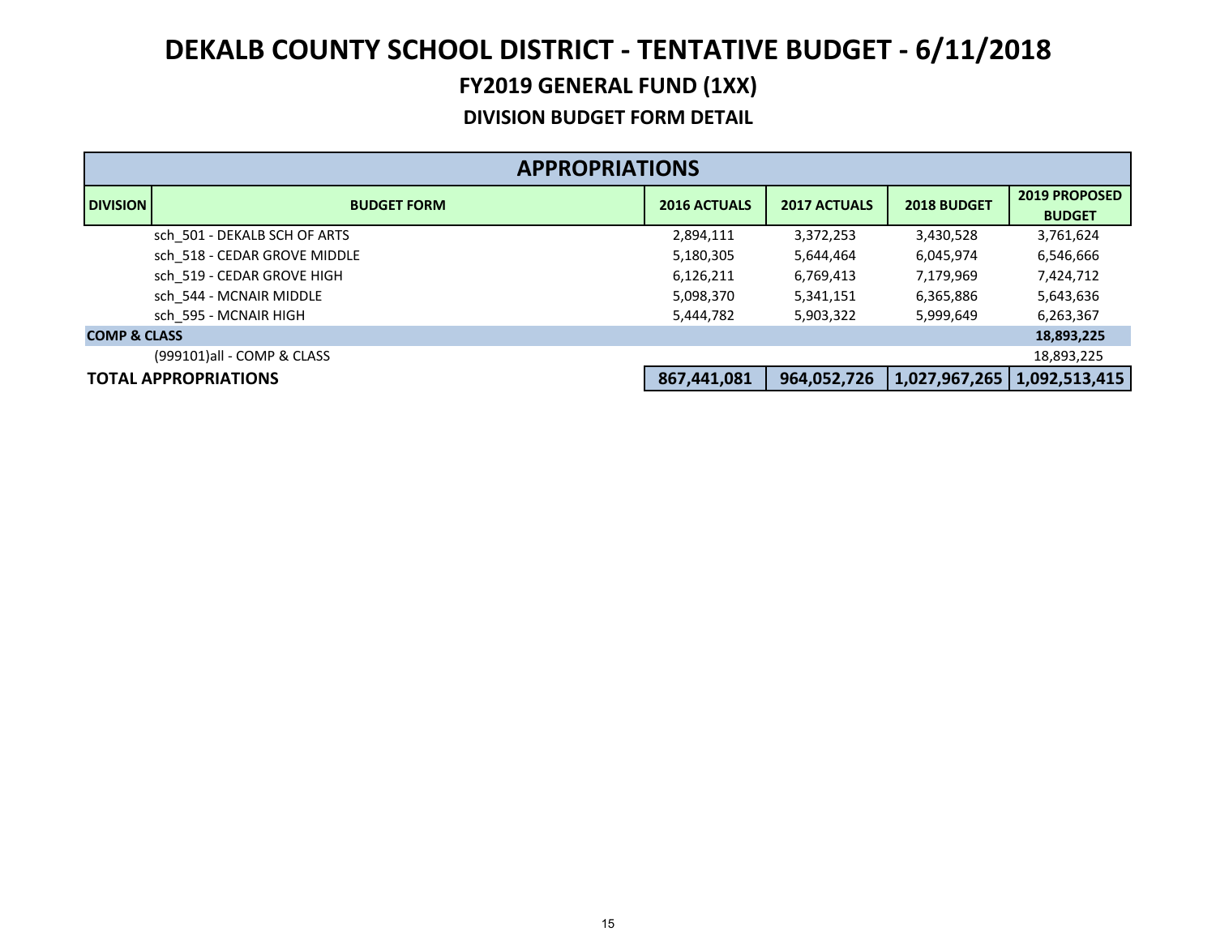# DEKALB COUNTY SCHOOL DISTRICT - TENTATIVE BUDGET - 6/11/2018

## FY2019 GENERAL FUND (1XX)

### DIVISION BUDGET FORM DETAIL

| APPROPRIATIONS | | | | | |
|---|---|---|---|---|---|
| **DIVISION** | **BUDGET FORM** | **2016 ACTUALS** | **2017 ACTUALS** | **2018 BUDGET** | **2019 PROPOSED BUDGET** |
| | sch_501 - DEKALB SCH OF ARTS | 2,894,111 | 3,372,253 | 3,430,528 | 3,761,624 |
| | sch_518 - CEDAR GROVE MIDDLE | 5,180,305 | 5,644,464 | 6,045,974 | 6,546,666 |
| | sch_519 - CEDAR GROVE HIGH | 6,126,211 | 6,769,413 | 7,179,969 | 7,424,712 |
| | sch_544 - MCNAIR MIDDLE | 5,098,370 | 5,341,151 | 6,365,886 | 5,643,636 |
| | sch_595 - MCNAIR HIGH | 5,444,782 | 5,903,322 | 5,999,649 | 6,263,367 |
| **COMP & CLASS** | | | | | **18,893,225** |
| | (999101)all - COMP & CLASS | | | | 18,893,225 |
| **TOTAL APPROPRIATIONS** | | **867,441,081** | **964,052,726** | **1,027,967,265** | **1,092,513,415** |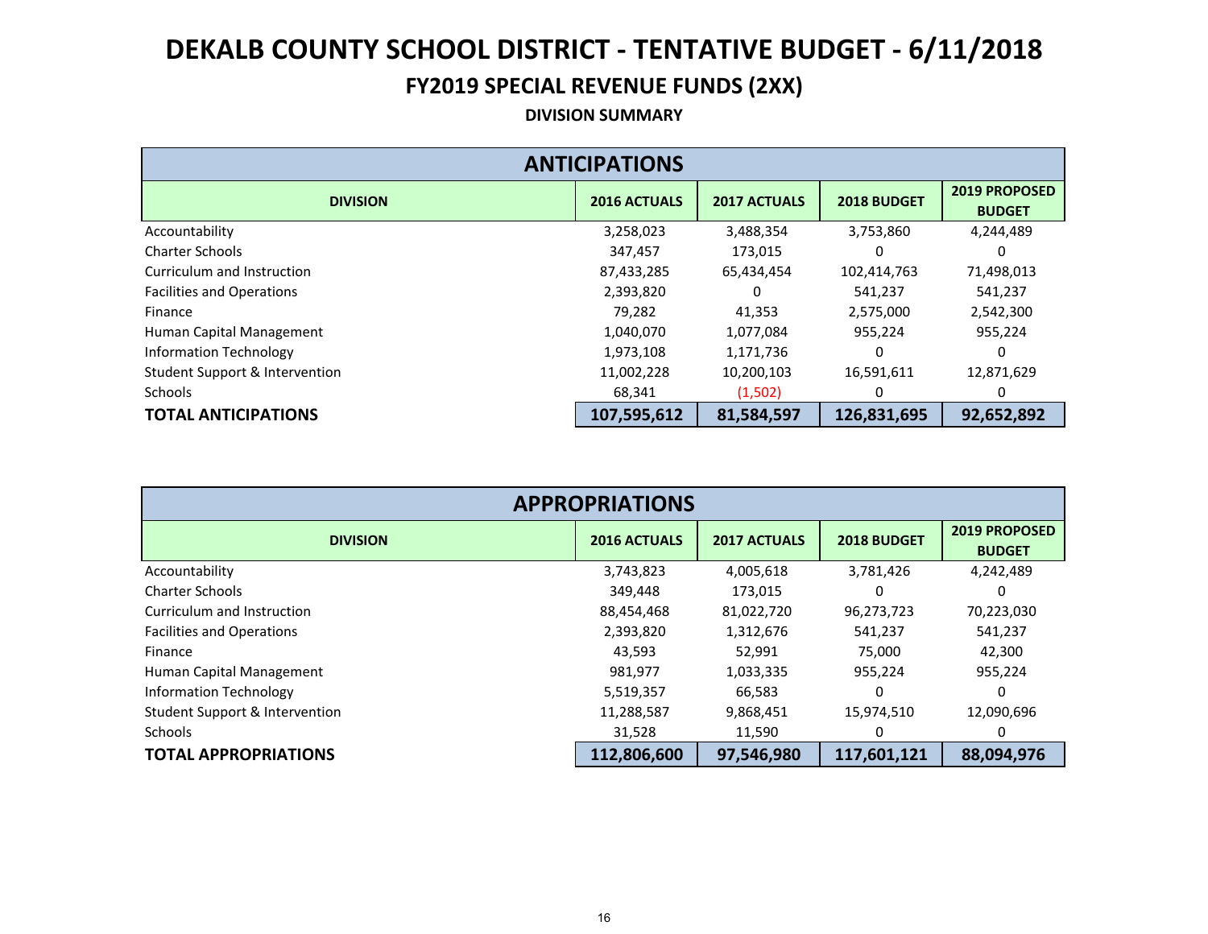# DEKALB COUNTY SCHOOL DISTRICT - TENTATIVE BUDGET - 6/11/2018

## FY2019 SPECIAL REVENUE FUNDS (2XX)

### DIVISION SUMMARY

| ANTICIPATIONS | | | | |
|---|---|---|---|---|
| **DIVISION** | **2016 ACTUALS** | **2017 ACTUALS** | **2018 BUDGET** | **2019 PROPOSED BUDGET** |
| Accountability | 3,258,023 | 3,488,354 | 3,753,860 | 4,244,489 |
| Charter Schools | 347,457 | 173,015 | 0 | 0 |
| Curriculum and Instruction | 87,433,285 | 65,434,454 | 102,414,763 | 71,498,013 |
| Facilities and Operations | 2,393,820 | 0 | 541,237 | 541,237 |
| Finance | 79,282 | 41,353 | 2,575,000 | 2,542,300 |
| Human Capital Management | 1,040,070 | 1,077,084 | 955,224 | 955,224 |
| Information Technology | 1,973,108 | 1,171,736 | 0 | 0 |
| Student Support & Intervention | 11,002,228 | 10,200,103 | 16,591,611 | 12,871,629 |
| Schools | 68,341 | (1,502) | 0 | 0 |
| **TOTAL ANTICIPATIONS** | **107,595,612** | **81,584,597** | **126,831,695** | **92,652,892** |

| APPROPRIATIONS | | | | |
|---|---|---|---|---|
| **DIVISION** | **2016 ACTUALS** | **2017 ACTUALS** | **2018 BUDGET** | **2019 PROPOSED BUDGET** |
| Accountability | 3,743,823 | 4,005,618 | 3,781,426 | 4,242,489 |
| Charter Schools | 349,448 | 173,015 | 0 | 0 |
| Curriculum and Instruction | 88,454,468 | 81,022,720 | 96,273,723 | 70,223,030 |
| Facilities and Operations | 2,393,820 | 1,312,676 | 541,237 | 541,237 |
| Finance | 43,593 | 52,991 | 75,000 | 42,300 |
| Human Capital Management | 981,977 | 1,033,335 | 955,224 | 955,224 |
| Information Technology | 5,519,357 | 66,583 | 0 | 0 |
| Student Support & Intervention | 11,288,587 | 9,868,451 | 15,974,510 | 12,090,696 |
| Schools | 31,528 | 11,590 | 0 | 0 |
| **TOTAL APPROPRIATIONS** | **112,806,600** | **97,546,980** | **117,601,121** | **88,094,976** |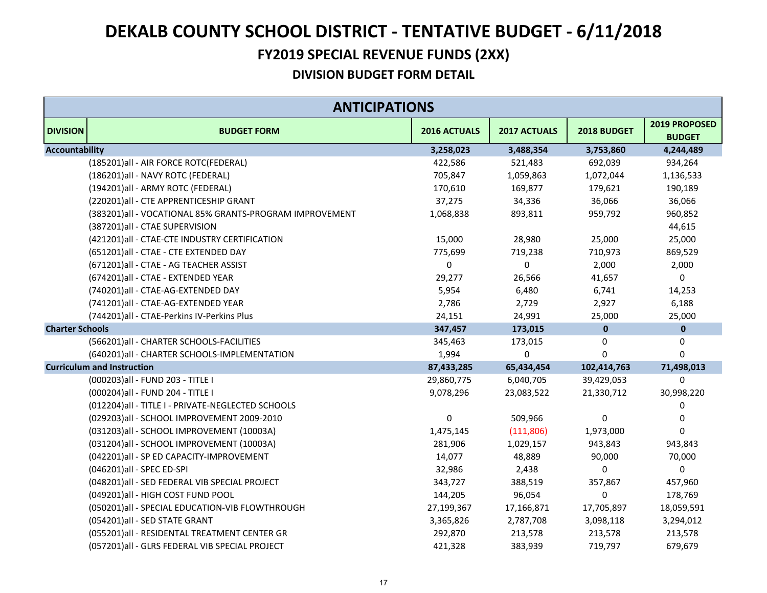# DEKALB COUNTY SCHOOL DISTRICT - TENTATIVE BUDGET - 6/11/2018

## FY2019 SPECIAL REVENUE FUNDS (2XX)

### DIVISION BUDGET FORM DETAIL

| ANTICIPATIONS | | | | | |
|---|---|---|---|---|---|
| **DIVISION** | **BUDGET FORM** | **2016 ACTUALS** | **2017 ACTUALS** | **2018 BUDGET** | **2019 PROPOSED BUDGET** |
| **Accountability** | | **3,258,023** | **3,488,354** | **3,753,860** | **4,244,489** |
| | (185201)all - AIR FORCE ROTC(FEDERAL) | 422,586 | 521,483 | 692,039 | 934,264 |
| | (186201)all - NAVY ROTC (FEDERAL) | 705,847 | 1,059,863 | 1,072,044 | 1,136,533 |
| | (194201)all - ARMY ROTC (FEDERAL) | 170,610 | 169,877 | 179,621 | 190,189 |
| | (220201)all - CTE APPRENTICESHIP GRANT | 37,275 | 34,336 | 36,066 | 36,066 |
| | (383201)all - VOCATIONAL 85% GRANTS-PROGRAM IMPROVEMENT | 1,068,838 | 893,811 | 959,792 | 960,852 |
| | (387201)all - CTAE SUPERVISION | | | | 44,615 |
| | (421201)all - CTAE-CTE INDUSTRY CERTIFICATION | 15,000 | 28,980 | 25,000 | 25,000 |
| | (651201)all - CTAE - CTE EXTENDED DAY | 775,699 | 719,238 | 710,973 | 869,529 |
| | (671201)all - CTAE - AG TEACHER ASSIST | 0 | 0 | 2,000 | 2,000 |
| | (674201)all - CTAE - EXTENDED YEAR | 29,277 | 26,566 | 41,657 | 0 |
| | (740201)all - CTAE-AG-EXTENDED DAY | 5,954 | 6,480 | 6,741 | 14,253 |
| | (741201)all - CTAE-AG-EXTENDED YEAR | 2,786 | 2,729 | 2,927 | 6,188 |
| | (744201)all - CTAE-Perkins IV-Perkins Plus | 24,151 | 24,991 | 25,000 | 25,000 |
| **Charter Schools** | | **347,457** | **173,015** | **0** | **0** |
| | (566201)all - CHARTER SCHOOLS-FACILITIES | 345,463 | 173,015 | 0 | 0 |
| | (640201)all - CHARTER SCHOOLS-IMPLEMENTATION | 1,994 | 0 | 0 | 0 |
| **Curriculum and Instruction** | | **87,433,285** | **65,434,454** | **102,414,763** | **71,498,013** |
| | (000203)all - FUND 203 - TITLE I | 29,860,775 | 6,040,705 | 39,429,053 | 0 |
| | (000204)all - FUND 204 - TITLE I | 9,078,296 | 23,083,522 | 21,330,712 | 30,998,220 |
| | (012204)all - TITLE I - PRIVATE-NEGLECTED SCHOOLS | | | | 0 |
| | (029203)all - SCHOOL IMPROVEMENT 2009-2010 | 0 | 509,966 | 0 | 0 |
| | (031203)all - SCHOOL IMPROVEMENT (10003A) | 1,475,145 | (111,806) | 1,973,000 | 0 |
| | (031204)all - SCHOOL IMPROVEMENT (10003A) | 281,906 | 1,029,157 | 943,843 | 943,843 |
| | (042201)all - SP ED CAPACITY-IMPROVEMENT | 14,077 | 48,889 | 90,000 | 70,000 |
| | (046201)all - SPEC ED-SPI | 32,986 | 2,438 | 0 | 0 |
| | (048201)all - SED FEDERAL VIB SPECIAL PROJECT | 343,727 | 388,519 | 357,867 | 457,960 |
| | (049201)all - HIGH COST FUND POOL | 144,205 | 96,054 | 0 | 178,769 |
| | (050201)all - SPECIAL EDUCATION-VIB FLOWTHROUGH | 27,199,367 | 17,166,871 | 17,705,897 | 18,059,591 |
| | (054201)all - SED STATE GRANT | 3,365,826 | 2,787,708 | 3,098,118 | 3,294,012 |
| | (055201)all - RESIDENTAL TREATMENT CENTER GR | 292,870 | 213,578 | 213,578 | 213,578 |
| | (057201)all - GLRS FEDERAL VIB SPECIAL PROJECT | 421,328 | 383,939 | 719,797 | 679,679 |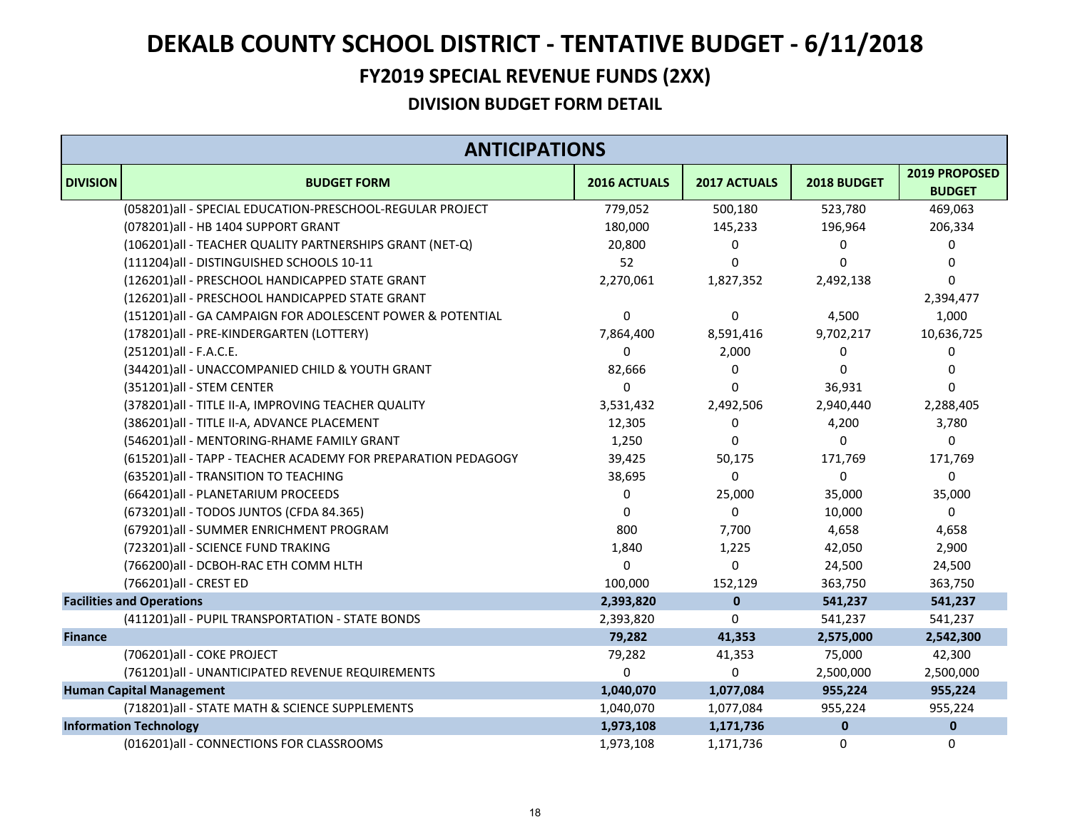# DEKALB COUNTY SCHOOL DISTRICT - TENTATIVE BUDGET - 6/11/2018

## FY2019 SPECIAL REVENUE FUNDS (2XX)

### DIVISION BUDGET FORM DETAIL

| ANTICIPATIONS | | | | | |
|---|---|---|---|---|---|
| **DIVISION** | **BUDGET FORM** | **2016 ACTUALS** | **2017 ACTUALS** | **2018 BUDGET** | **2019 PROPOSED BUDGET** |
| | (058201)all - SPECIAL EDUCATION-PRESCHOOL-REGULAR PROJECT | 779,052 | 500,180 | 523,780 | 469,063 |
| | (078201)all - HB 1404 SUPPORT GRANT | 180,000 | 145,233 | 196,964 | 206,334 |
| | (106201)all - TEACHER QUALITY PARTNERSHIPS GRANT (NET-Q) | 20,800 | 0 | 0 | 0 |
| | (111204)all - DISTINGUISHED SCHOOLS 10-11 | 52 | 0 | 0 | 0 |
| | (126201)all - PRESCHOOL HANDICAPPED STATE GRANT | 2,270,061 | 1,827,352 | 2,492,138 | 0 |
| | (126201)all - PRESCHOOL HANDICAPPED STATE GRANT | | | | 2,394,477 |
| | (151201)all - GA CAMPAIGN FOR ADOLESCENT POWER & POTENTIAL | 0 | 0 | 4,500 | 1,000 |
| | (178201)all - PRE-KINDERGARTEN (LOTTERY) | 7,864,400 | 8,591,416 | 9,702,217 | 10,636,725 |
| | (251201)all - F.A.C.E. | 0 | 2,000 | 0 | 0 |
| | (344201)all - UNACCOMPANIED CHILD & YOUTH GRANT | 82,666 | 0 | 0 | 0 |
| | (351201)all - STEM CENTER | 0 | 0 | 36,931 | 0 |
| | (378201)all - TITLE II-A, IMPROVING TEACHER QUALITY | 3,531,432 | 2,492,506 | 2,940,440 | 2,288,405 |
| | (386201)all - TITLE II-A, ADVANCE PLACEMENT | 12,305 | 0 | 4,200 | 3,780 |
| | (546201)all - MENTORING-RHAME FAMILY GRANT | 1,250 | 0 | 0 | 0 |
| | (615201)all - TAPP - TEACHER ACADEMY FOR PREPARATION PEDAGOGY | 39,425 | 50,175 | 171,769 | 171,769 |
| | (635201)all - TRANSITION TO TEACHING | 38,695 | 0 | 0 | 0 |
| | (664201)all - PLANETARIUM PROCEEDS | 0 | 25,000 | 35,000 | 35,000 |
| | (673201)all - TODOS JUNTOS (CFDA 84.365) | 0 | 0 | 10,000 | 0 |
| | (679201)all - SUMMER ENRICHMENT PROGRAM | 800 | 7,700 | 4,658 | 4,658 |
| | (723201)all - SCIENCE FUND TRAKING | 1,840 | 1,225 | 42,050 | 2,900 |
| | (766200)all - DCBOH-RAC ETH COMM HLTH | 0 | 0 | 24,500 | 24,500 |
| | (766201)all - CREST ED | 100,000 | 152,129 | 363,750 | 363,750 |
| **Facilities and Operations** | | **2,393,820** | **0** | **541,237** | **541,237** |
| | (411201)all - PUPIL TRANSPORTATION - STATE BONDS | 2,393,820 | 0 | 541,237 | 541,237 |
| **Finance** | | **79,282** | **41,353** | **2,575,000** | **2,542,300** |
| | (706201)all - COKE PROJECT | 79,282 | 41,353 | 75,000 | 42,300 |
| | (761201)all - UNANTICIPATED REVENUE REQUIREMENTS | 0 | 0 | 2,500,000 | 2,500,000 |
| **Human Capital Management** | | **1,040,070** | **1,077,084** | **955,224** | **955,224** |
| | (718201)all - STATE MATH & SCIENCE SUPPLEMENTS | 1,040,070 | 1,077,084 | 955,224 | 955,224 |
| **Information Technology** | | **1,973,108** | **1,171,736** | **0** | **0** |
| | (016201)all - CONNECTIONS FOR CLASSROOMS | 1,973,108 | 1,171,736 | 0 | 0 |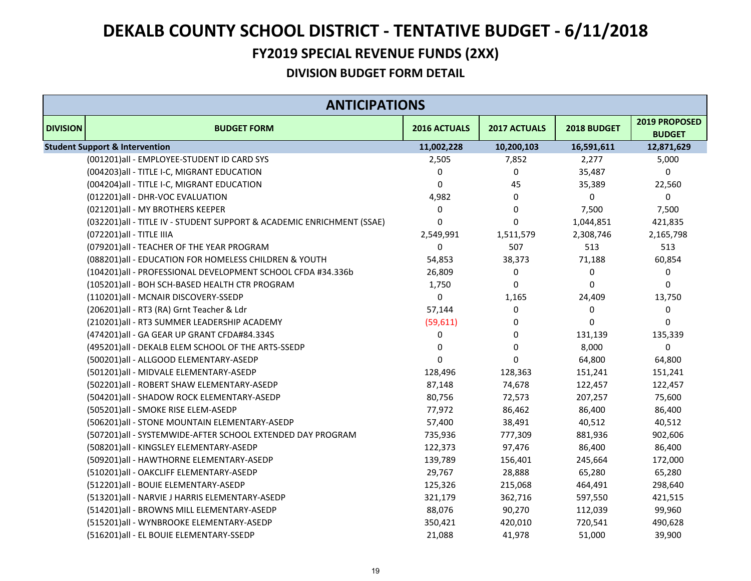# DEKALB COUNTY SCHOOL DISTRICT - TENTATIVE BUDGET - 6/11/2018

## FY2019 SPECIAL REVENUE FUNDS (2XX)

### DIVISION BUDGET FORM DETAIL

| ANTICIPATIONS | | | | | |
|---|---|---|---|---|---|
| **DIVISION** | **BUDGET FORM** | **2016 ACTUALS** | **2017 ACTUALS** | **2018 BUDGET** | **2019 PROPOSED BUDGET** |
| **Student Support & Intervention** | | **11,002,228** | **10,200,103** | **16,591,611** | **12,871,629** |
| | (001201)all - EMPLOYEE-STUDENT ID CARD SYS | 2,505 | 7,852 | 2,277 | 5,000 |
| | (004203)all - TITLE I-C, MIGRANT EDUCATION | 0 | 0 | 35,487 | 0 |
| | (004204)all - TITLE I-C, MIGRANT EDUCATION | 0 | 45 | 35,389 | 22,560 |
| | (012201)all - DHR-VOC EVALUATION | 4,982 | 0 | 0 | 0 |
| | (021201)all - MY BROTHERS KEEPER | 0 | 0 | 7,500 | 7,500 |
| | (032201)all - TITLE IV - STUDENT SUPPORT & ACADEMIC ENRICHMENT (SSAE) | 0 | 0 | 1,044,851 | 421,835 |
| | (072201)all - TITLE IIIA | 2,549,991 | 1,511,579 | 2,308,746 | 2,165,798 |
| | (079201)all - TEACHER OF THE YEAR PROGRAM | 0 | 507 | 513 | 513 |
| | (088201)all - EDUCATION FOR HOMELESS CHILDREN & YOUTH | 54,853 | 38,373 | 71,188 | 60,854 |
| | (104201)all - PROFESSIONAL DEVELOPMENT SCHOOL CFDA #34.336b | 26,809 | 0 | 0 | 0 |
| | (105201)all - BOH SCH-BASED HEALTH CTR PROGRAM | 1,750 | 0 | 0 | 0 |
| | (110201)all - MCNAIR DISCOVERY-SSEDP | 0 | 1,165 | 24,409 | 13,750 |
| | (206201)all - RT3 (RA) Grnt Teacher & Ldr | 57,144 | 0 | 0 | 0 |
| | (210201)all - RT3 SUMMER LEADERSHIP ACADEMY | (59,611) | 0 | 0 | 0 |
| | (474201)all - GA GEAR UP GRANT CFDA#84.334S | 0 | 0 | 131,139 | 135,339 |
| | (495201)all - DEKALB ELEM SCHOOL OF THE ARTS-SSEDP | 0 | 0 | 8,000 | 0 |
| | (500201)all - ALLGOOD ELEMENTARY-ASEDP | 0 | 0 | 64,800 | 64,800 |
| | (501201)all - MIDVALE ELEMENTARY-ASEDP | 128,496 | 128,363 | 151,241 | 151,241 |
| | (502201)all - ROBERT SHAW ELEMENTARY-ASEDP | 87,148 | 74,678 | 122,457 | 122,457 |
| | (504201)all - SHADOW ROCK ELEMENTARY-ASEDP | 80,756 | 72,573 | 207,257 | 75,600 |
| | (505201)all - SMOKE RISE ELEM-ASEDP | 77,972 | 86,462 | 86,400 | 86,400 |
| | (506201)all - STONE MOUNTAIN ELEMENTARY-ASEDP | 57,400 | 38,491 | 40,512 | 40,512 |
| | (507201)all - SYSTEMWIDE-AFTER SCHOOL EXTENDED DAY PROGRAM | 735,936 | 777,309 | 881,936 | 902,606 |
| | (508201)all - KINGSLEY ELEMENTARY-ASEDP | 122,373 | 97,476 | 86,400 | 86,400 |
| | (509201)all - HAWTHORNE ELEMENTARY-ASEDP | 139,789 | 156,401 | 245,664 | 172,000 |
| | (510201)all - OAKCLIFF ELEMENTARY-ASEDP | 29,767 | 28,888 | 65,280 | 65,280 |
| | (512201)all - BOUIE ELEMENTARY-ASEDP | 125,326 | 215,068 | 464,491 | 298,640 |
| | (513201)all - NARVIE J HARRIS ELEMENTARY-ASEDP | 321,179 | 362,716 | 597,550 | 421,515 |
| | (514201)all - BROWNS MILL ELEMENTARY-ASEDP | 88,076 | 90,270 | 112,039 | 99,960 |
| | (515201)all - WYNBROOKE ELEMENTARY-ASEDP | 350,421 | 420,010 | 720,541 | 490,628 |
| | (516201)all - EL BOUIE ELEMENTARY-SSEDP | 21,088 | 41,978 | 51,000 | 39,900 |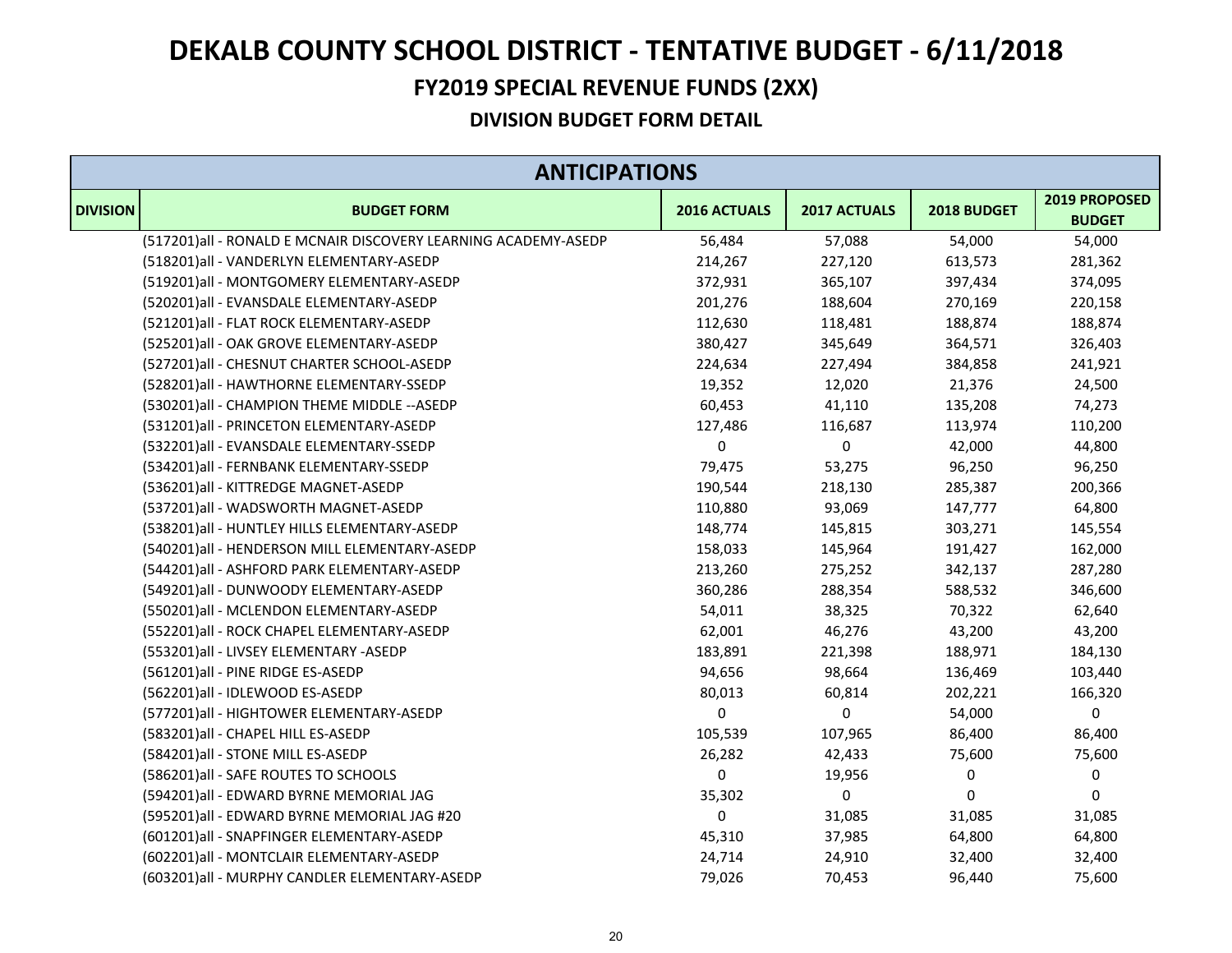# DEKALB COUNTY SCHOOL DISTRICT - TENTATIVE BUDGET - 6/11/2018

## FY2019 SPECIAL REVENUE FUNDS (2XX)

### DIVISION BUDGET FORM DETAIL

| ANTICIPATIONS | | | | | |
|---|---|---|---|---|---|
| **DIVISION** | **BUDGET FORM** | **2016 ACTUALS** | **2017 ACTUALS** | **2018 BUDGET** | **2019 PROPOSED BUDGET** |
| | (517201)all - RONALD E MCNAIR DISCOVERY LEARNING ACADEMY-ASEDP | 56,484 | 57,088 | 54,000 | 54,000 |
| | (518201)all - VANDERLYN ELEMENTARY-ASEDP | 214,267 | 227,120 | 613,573 | 281,362 |
| | (519201)all - MONTGOMERY ELEMENTARY-ASEDP | 372,931 | 365,107 | 397,434 | 374,095 |
| | (520201)all - EVANSDALE ELEMENTARY-ASEDP | 201,276 | 188,604 | 270,169 | 220,158 |
| | (521201)all - FLAT ROCK ELEMENTARY-ASEDP | 112,630 | 118,481 | 188,874 | 188,874 |
| | (525201)all - OAK GROVE ELEMENTARY-ASEDP | 380,427 | 345,649 | 364,571 | 326,403 |
| | (527201)all - CHESNUT CHARTER SCHOOL-ASEDP | 224,634 | 227,494 | 384,858 | 241,921 |
| | (528201)all - HAWTHORNE ELEMENTARY-SSEDP | 19,352 | 12,020 | 21,376 | 24,500 |
| | (530201)all - CHAMPION THEME MIDDLE --ASEDP | 60,453 | 41,110 | 135,208 | 74,273 |
| | (531201)all - PRINCETON ELEMENTARY-ASEDP | 127,486 | 116,687 | 113,974 | 110,200 |
| | (532201)all - EVANSDALE ELEMENTARY-SSEDP | 0 | 0 | 42,000 | 44,800 |
| | (534201)all - FERNBANK ELEMENTARY-SSEDP | 79,475 | 53,275 | 96,250 | 96,250 |
| | (536201)all - KITTREDGE MAGNET-ASEDP | 190,544 | 218,130 | 285,387 | 200,366 |
| | (537201)all - WADSWORTH MAGNET-ASEDP | 110,880 | 93,069 | 147,777 | 64,800 |
| | (538201)all - HUNTLEY HILLS ELEMENTARY-ASEDP | 148,774 | 145,815 | 303,271 | 145,554 |
| | (540201)all - HENDERSON MILL ELEMENTARY-ASEDP | 158,033 | 145,964 | 191,427 | 162,000 |
| | (544201)all - ASHFORD PARK ELEMENTARY-ASEDP | 213,260 | 275,252 | 342,137 | 287,280 |
| | (549201)all - DUNWOODY ELEMENTARY-ASEDP | 360,286 | 288,354 | 588,532 | 346,600 |
| | (550201)all - MCLENDON ELEMENTARY-ASEDP | 54,011 | 38,325 | 70,322 | 62,640 |
| | (552201)all - ROCK CHAPEL ELEMENTARY-ASEDP | 62,001 | 46,276 | 43,200 | 43,200 |
| | (553201)all - LIVSEY ELEMENTARY -ASEDP | 183,891 | 221,398 | 188,971 | 184,130 |
| | (561201)all - PINE RIDGE ES-ASEDP | 94,656 | 98,664 | 136,469 | 103,440 |
| | (562201)all - IDLEWOOD ES-ASEDP | 80,013 | 60,814 | 202,221 | 166,320 |
| | (577201)all - HIGHTOWER ELEMENTARY-ASEDP | 0 | 0 | 54,000 | 0 |
| | (583201)all - CHAPEL HILL ES-ASEDP | 105,539 | 107,965 | 86,400 | 86,400 |
| | (584201)all - STONE MILL ES-ASEDP | 26,282 | 42,433 | 75,600 | 75,600 |
| | (586201)all - SAFE ROUTES TO SCHOOLS | 0 | 19,956 | 0 | 0 |
| | (594201)all - EDWARD BYRNE MEMORIAL JAG | 35,302 | 0 | 0 | 0 |
| | (595201)all - EDWARD BYRNE MEMORIAL JAG #20 | 0 | 31,085 | 31,085 | 31,085 |
| | (601201)all - SNAPFINGER ELEMENTARY-ASEDP | 45,310 | 37,985 | 64,800 | 64,800 |
| | (602201)all - MONTCLAIR ELEMENTARY-ASEDP | 24,714 | 24,910 | 32,400 | 32,400 |
| | (603201)all - MURPHY CANDLER ELEMENTARY-ASEDP | 79,026 | 70,453 | 96,440 | 75,600 |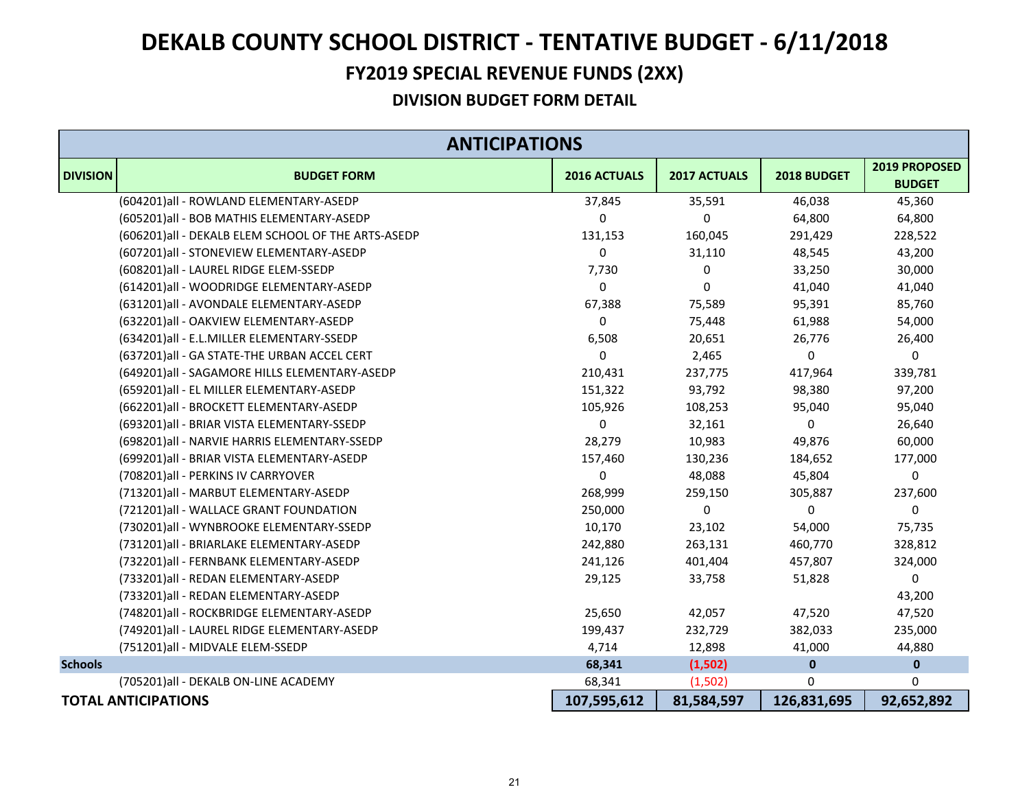# DEKALB COUNTY SCHOOL DISTRICT - TENTATIVE BUDGET - 6/11/2018

## FY2019 SPECIAL REVENUE FUNDS (2XX)

### DIVISION BUDGET FORM DETAIL

| ANTICIPATIONS | | | | | |
|---|---|---|---|---|---|
| **DIVISION** | **BUDGET FORM** | **2016 ACTUALS** | **2017 ACTUALS** | **2018 BUDGET** | **2019 PROPOSED BUDGET** |
| | (604201)all - ROWLAND ELEMENTARY-ASEDP | 37,845 | 35,591 | 46,038 | 45,360 |
| | (605201)all - BOB MATHIS ELEMENTARY-ASEDP | 0 | 0 | 64,800 | 64,800 |
| | (606201)all - DEKALB ELEM SCHOOL OF THE ARTS-ASEDP | 131,153 | 160,045 | 291,429 | 228,522 |
| | (607201)all - STONEVIEW ELEMENTARY-ASEDP | 0 | 31,110 | 48,545 | 43,200 |
| | (608201)all - LAUREL RIDGE ELEM-SSEDP | 7,730 | 0 | 33,250 | 30,000 |
| | (614201)all - WOODRIDGE ELEMENTARY-ASEDP | 0 | 0 | 41,040 | 41,040 |
| | (631201)all - AVONDALE ELEMENTARY-ASEDP | 67,388 | 75,589 | 95,391 | 85,760 |
| | (632201)all - OAKVIEW ELEMENTARY-ASEDP | 0 | 75,448 | 61,988 | 54,000 |
| | (634201)all - E.L.MILLER ELEMENTARY-SSEDP | 6,508 | 20,651 | 26,776 | 26,400 |
| | (637201)all - GA STATE-THE URBAN ACCEL CERT | 0 | 2,465 | 0 | 0 |
| | (649201)all - SAGAMORE HILLS ELEMENTARY-ASEDP | 210,431 | 237,775 | 417,964 | 339,781 |
| | (659201)all - EL MILLER ELEMENTARY-ASEDP | 151,322 | 93,792 | 98,380 | 97,200 |
| | (662201)all - BROCKETT ELEMENTARY-ASEDP | 105,926 | 108,253 | 95,040 | 95,040 |
| | (693201)all - BRIAR VISTA ELEMENTARY-SSEDP | 0 | 32,161 | 0 | 26,640 |
| | (698201)all - NARVIE HARRIS ELEMENTARY-SSEDP | 28,279 | 10,983 | 49,876 | 60,000 |
| | (699201)all - BRIAR VISTA ELEMENTARY-ASEDP | 157,460 | 130,236 | 184,652 | 177,000 |
| | (708201)all - PERKINS IV CARRYOVER | 0 | 48,088 | 45,804 | 0 |
| | (713201)all - MARBUT ELEMENTARY-ASEDP | 268,999 | 259,150 | 305,887 | 237,600 |
| | (721201)all - WALLACE GRANT FOUNDATION | 250,000 | 0 | 0 | 0 |
| | (730201)all - WYNBROOKE ELEMENTARY-SSEDP | 10,170 | 23,102 | 54,000 | 75,735 |
| | (731201)all - BRIARLAKE ELEMENTARY-ASEDP | 242,880 | 263,131 | 460,770 | 328,812 |
| | (732201)all - FERNBANK ELEMENTARY-ASEDP | 241,126 | 401,404 | 457,807 | 324,000 |
| | (733201)all - REDAN ELEMENTARY-ASEDP | 29,125 | 33,758 | 51,828 | 0 |
| | (733201)all - REDAN ELEMENTARY-ASEDP | | | | 43,200 |
| | (748201)all - ROCKBRIDGE ELEMENTARY-ASEDP | 25,650 | 42,057 | 47,520 | 47,520 |
| | (749201)all - LAUREL RIDGE ELEMENTARY-ASEDP | 199,437 | 232,729 | 382,033 | 235,000 |
| | (751201)all - MIDVALE ELEM-SSEDP | 4,714 | 12,898 | 41,000 | 44,880 |
| **Schools** | | **68,341** | **(1,502)** | **0** | **0** |
| | (705201)all - DEKALB ON-LINE ACADEMY | 68,341 | (1,502) | 0 | 0 |
| **TOTAL ANTICIPATIONS** | | **107,595,612** | **81,584,597** | **126,831,695** | **92,652,892** |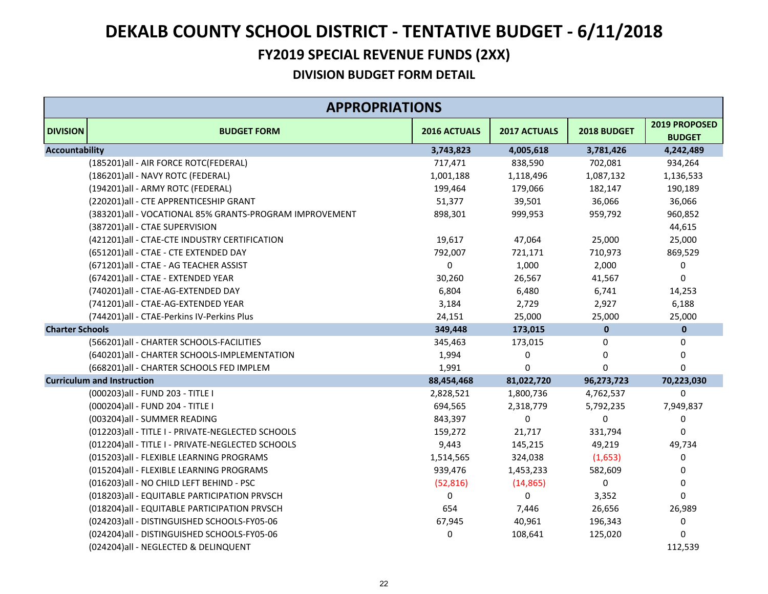# DEKALB COUNTY SCHOOL DISTRICT - TENTATIVE BUDGET - 6/11/2018

## FY2019 SPECIAL REVENUE FUNDS (2XX)

### DIVISION BUDGET FORM DETAIL

| APPROPRIATIONS | | | | | |
|---|---|---|---|---|---|
| **DIVISION** | **BUDGET FORM** | **2016 ACTUALS** | **2017 ACTUALS** | **2018 BUDGET** | **2019 PROPOSED BUDGET** |
| **Accountability** | | **3,743,823** | **4,005,618** | **3,781,426** | **4,242,489** |
| | (185201)all - AIR FORCE ROTC(FEDERAL) | 717,471 | 838,590 | 702,081 | 934,264 |
| | (186201)all - NAVY ROTC (FEDERAL) | 1,001,188 | 1,118,496 | 1,087,132 | 1,136,533 |
| | (194201)all - ARMY ROTC (FEDERAL) | 199,464 | 179,066 | 182,147 | 190,189 |
| | (220201)all - CTE APPRENTICESHIP GRANT | 51,377 | 39,501 | 36,066 | 36,066 |
| | (383201)all - VOCATIONAL 85% GRANTS-PROGRAM IMPROVEMENT | 898,301 | 999,953 | 959,792 | 960,852 |
| | (387201)all - CTAE SUPERVISION | | | | 44,615 |
| | (421201)all - CTAE-CTE INDUSTRY CERTIFICATION | 19,617 | 47,064 | 25,000 | 25,000 |
| | (651201)all - CTAE - CTE EXTENDED DAY | 792,007 | 721,171 | 710,973 | 869,529 |
| | (671201)all - CTAE - AG TEACHER ASSIST | 0 | 1,000 | 2,000 | 0 |
| | (674201)all - CTAE - EXTENDED YEAR | 30,260 | 26,567 | 41,567 | 0 |
| | (740201)all - CTAE-AG-EXTENDED DAY | 6,804 | 6,480 | 6,741 | 14,253 |
| | (741201)all - CTAE-AG-EXTENDED YEAR | 3,184 | 2,729 | 2,927 | 6,188 |
| | (744201)all - CTAE-Perkins IV-Perkins Plus | 24,151 | 25,000 | 25,000 | 25,000 |
| **Charter Schools** | | **349,448** | **173,015** | **0** | **0** |
| | (566201)all - CHARTER SCHOOLS-FACILITIES | 345,463 | 173,015 | 0 | 0 |
| | (640201)all - CHARTER SCHOOLS-IMPLEMENTATION | 1,994 | 0 | 0 | 0 |
| | (668201)all - CHARTER SCHOOLS FED IMPLEM | 1,991 | 0 | 0 | 0 |
| **Curriculum and Instruction** | | **88,454,468** | **81,022,720** | **96,273,723** | **70,223,030** |
| | (000203)all - FUND 203 - TITLE I | 2,828,521 | 1,800,736 | 4,762,537 | 0 |
| | (000204)all - FUND 204 - TITLE I | 694,565 | 2,318,779 | 5,792,235 | 7,949,837 |
| | (003204)all - SUMMER READING | 843,397 | 0 | 0 | 0 |
| | (012203)all - TITLE I - PRIVATE-NEGLECTED SCHOOLS | 159,272 | 21,717 | 331,794 | 0 |
| | (012204)all - TITLE I - PRIVATE-NEGLECTED SCHOOLS | 9,443 | 145,215 | 49,219 | 49,734 |
| | (015203)all - FLEXIBLE LEARNING PROGRAMS | 1,514,565 | 324,038 | (1,653) | 0 |
| | (015204)all - FLEXIBLE LEARNING PROGRAMS | 939,476 | 1,453,233 | 582,609 | 0 |
| | (016203)all - NO CHILD LEFT BEHIND - PSC | (52,816) | (14,865) | 0 | 0 |
| | (018203)all - EQUITABLE PARTICIPATION PRVSCH | 0 | 0 | 3,352 | 0 |
| | (018204)all - EQUITABLE PARTICIPATION PRVSCH | 654 | 7,446 | 26,656 | 26,989 |
| | (024203)all - DISTINGUISHED SCHOOLS-FY05-06 | 67,945 | 40,961 | 196,343 | 0 |
| | (024204)all - DISTINGUISHED SCHOOLS-FY05-06 | 0 | 108,641 | 125,020 | 0 |
| | (024204)all - NEGLECTED & DELINQUENT | | | | 112,539 |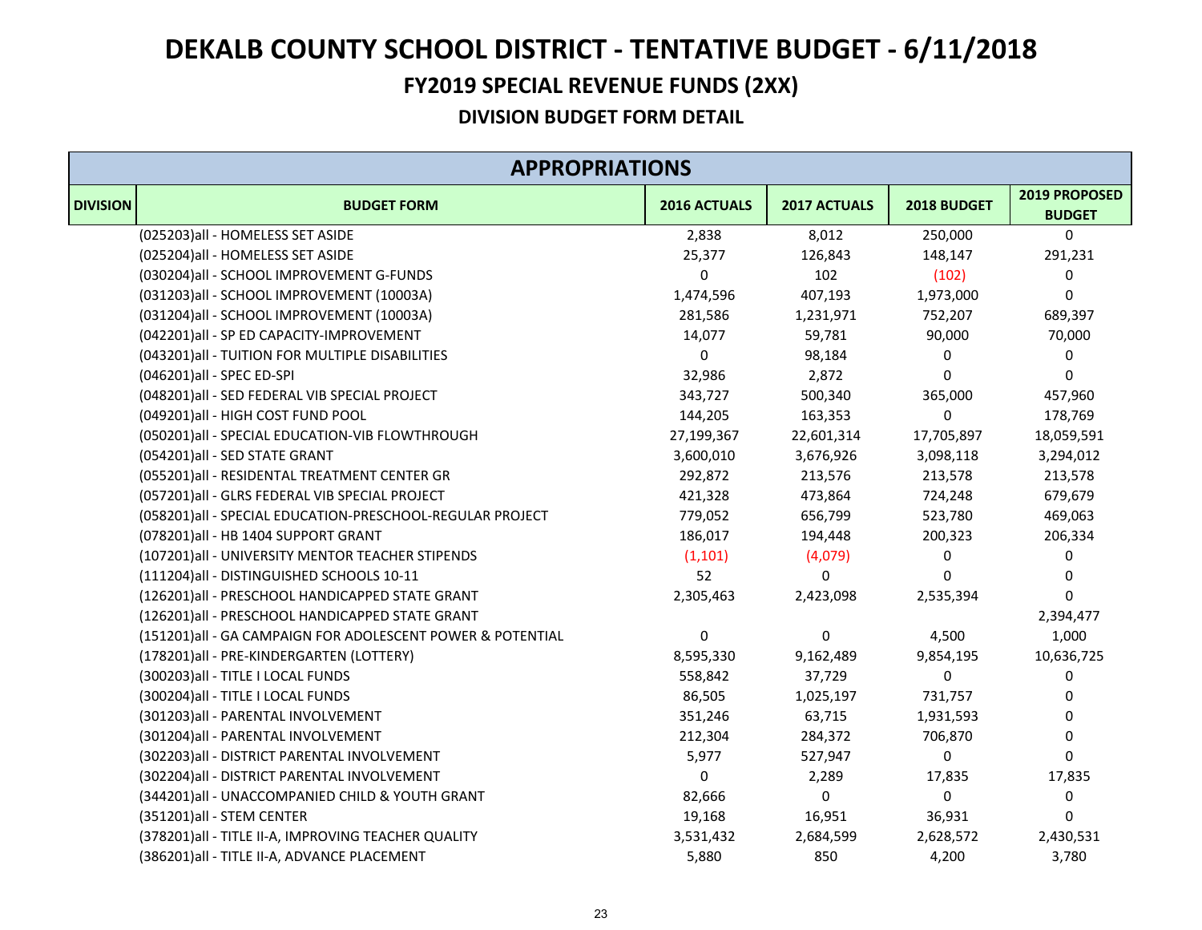# DEKALB COUNTY SCHOOL DISTRICT - TENTATIVE BUDGET - 6/11/2018

## FY2019 SPECIAL REVENUE FUNDS (2XX)

### DIVISION BUDGET FORM DETAIL

| APPROPRIATIONS | | | | | |
|---|---|---|---|---|---|
| DIVISION | BUDGET FORM | 2016 ACTUALS | 2017 ACTUALS | 2018 BUDGET | 2019 PROPOSED BUDGET |
| | (025203)all - HOMELESS SET ASIDE | 2,838 | 8,012 | 250,000 | 0 |
| | (025204)all - HOMELESS SET ASIDE | 25,377 | 126,843 | 148,147 | 291,231 |
| | (030204)all - SCHOOL IMPROVEMENT G-FUNDS | 0 | 102 | (102) | 0 |
| | (031203)all - SCHOOL IMPROVEMENT (10003A) | 1,474,596 | 407,193 | 1,973,000 | 0 |
| | (031204)all - SCHOOL IMPROVEMENT (10003A) | 281,586 | 1,231,971 | 752,207 | 689,397 |
| | (042201)all - SP ED CAPACITY-IMPROVEMENT | 14,077 | 59,781 | 90,000 | 70,000 |
| | (043201)all - TUITION FOR MULTIPLE DISABILITIES | 0 | 98,184 | 0 | 0 |
| | (046201)all - SPEC ED-SPI | 32,986 | 2,872 | 0 | 0 |
| | (048201)all - SED FEDERAL VIB SPECIAL PROJECT | 343,727 | 500,340 | 365,000 | 457,960 |
| | (049201)all - HIGH COST FUND POOL | 144,205 | 163,353 | 0 | 178,769 |
| | (050201)all - SPECIAL EDUCATION-VIB FLOWTHROUGH | 27,199,367 | 22,601,314 | 17,705,897 | 18,059,591 |
| | (054201)all - SED STATE GRANT | 3,600,010 | 3,676,926 | 3,098,118 | 3,294,012 |
| | (055201)all - RESIDENTAL TREATMENT CENTER GR | 292,872 | 213,576 | 213,578 | 213,578 |
| | (057201)all - GLRS FEDERAL VIB SPECIAL PROJECT | 421,328 | 473,864 | 724,248 | 679,679 |
| | (058201)all - SPECIAL EDUCATION-PRESCHOOL-REGULAR PROJECT | 779,052 | 656,799 | 523,780 | 469,063 |
| | (078201)all - HB 1404 SUPPORT GRANT | 186,017 | 194,448 | 200,323 | 206,334 |
| | (107201)all - UNIVERSITY MENTOR TEACHER STIPENDS | (1,101) | (4,079) | 0 | 0 |
| | (111204)all - DISTINGUISHED SCHOOLS 10-11 | 52 | 0 | 0 | 0 |
| | (126201)all - PRESCHOOL HANDICAPPED STATE GRANT | 2,305,463 | 2,423,098 | 2,535,394 | 0 |
| | (126201)all - PRESCHOOL HANDICAPPED STATE GRANT | | | | 2,394,477 |
| | (151201)all - GA CAMPAIGN FOR ADOLESCENT POWER & POTENTIAL | 0 | 0 | 4,500 | 1,000 |
| | (178201)all - PRE-KINDERGARTEN (LOTTERY) | 8,595,330 | 9,162,489 | 9,854,195 | 10,636,725 |
| | (300203)all - TITLE I LOCAL FUNDS | 558,842 | 37,729 | 0 | 0 |
| | (300204)all - TITLE I LOCAL FUNDS | 86,505 | 1,025,197 | 731,757 | 0 |
| | (301203)all - PARENTAL INVOLVEMENT | 351,246 | 63,715 | 1,931,593 | 0 |
| | (301204)all - PARENTAL INVOLVEMENT | 212,304 | 284,372 | 706,870 | 0 |
| | (302203)all - DISTRICT PARENTAL INVOLVEMENT | 5,977 | 527,947 | 0 | 0 |
| | (302204)all - DISTRICT PARENTAL INVOLVEMENT | 0 | 2,289 | 17,835 | 17,835 |
| | (344201)all - UNACCOMPANIED CHILD & YOUTH GRANT | 82,666 | 0 | 0 | 0 |
| | (351201)all - STEM CENTER | 19,168 | 16,951 | 36,931 | 0 |
| | (378201)all - TITLE II-A, IMPROVING TEACHER QUALITY | 3,531,432 | 2,684,599 | 2,628,572 | 2,430,531 |
| | (386201)all - TITLE II-A, ADVANCE PLACEMENT | 5,880 | 850 | 4,200 | 3,780 |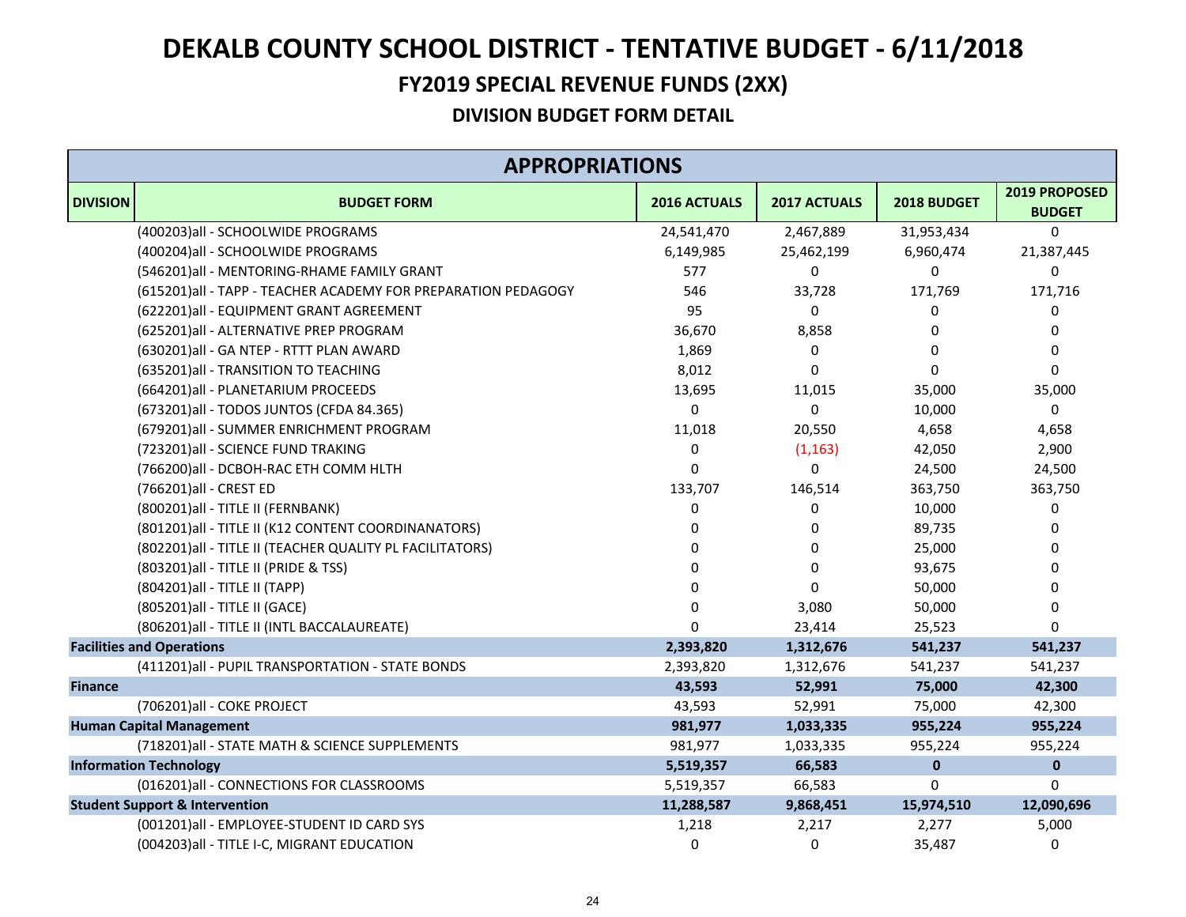# DEKALB COUNTY SCHOOL DISTRICT - TENTATIVE BUDGET - 6/11/2018

## FY2019 SPECIAL REVENUE FUNDS (2XX)

### DIVISION BUDGET FORM DETAIL

| APPROPRIATIONS | | | | | |
|---|---|---|---|---|---|
| **DIVISION** | **BUDGET FORM** | **2016 ACTUALS** | **2017 ACTUALS** | **2018 BUDGET** | **2019 PROPOSED BUDGET** |
| | (400203)all - SCHOOLWIDE PROGRAMS | 24,541,470 | 2,467,889 | 31,953,434 | 0 |
| | (400204)all - SCHOOLWIDE PROGRAMS | 6,149,985 | 25,462,199 | 6,960,474 | 21,387,445 |
| | (546201)all - MENTORING-RHAME FAMILY GRANT | 577 | 0 | 0 | 0 |
| | (615201)all - TAPP - TEACHER ACADEMY FOR PREPARATION PEDAGOGY | 546 | 33,728 | 171,769 | 171,716 |
| | (622201)all - EQUIPMENT GRANT AGREEMENT | 95 | 0 | 0 | 0 |
| | (625201)all - ALTERNATIVE PREP PROGRAM | 36,670 | 8,858 | 0 | 0 |
| | (630201)all - GA NTEP - RTTT PLAN AWARD | 1,869 | 0 | 0 | 0 |
| | (635201)all - TRANSITION TO TEACHING | 8,012 | 0 | 0 | 0 |
| | (664201)all - PLANETARIUM PROCEEDS | 13,695 | 11,015 | 35,000 | 35,000 |
| | (673201)all - TODOS JUNTOS (CFDA 84.365) | 0 | 0 | 10,000 | 0 |
| | (679201)all - SUMMER ENRICHMENT PROGRAM | 11,018 | 20,550 | 4,658 | 4,658 |
| | (723201)all - SCIENCE FUND TRAKING | 0 | (1,163) | 42,050 | 2,900 |
| | (766200)all - DCBOH-RAC ETH COMM HLTH | 0 | 0 | 24,500 | 24,500 |
| | (766201)all - CREST ED | 133,707 | 146,514 | 363,750 | 363,750 |
| | (800201)all - TITLE II (FERNBANK) | 0 | 0 | 10,000 | 0 |
| | (801201)all - TITLE II (K12 CONTENT COORDINANATORS) | 0 | 0 | 89,735 | 0 |
| | (802201)all - TITLE II (TEACHER QUALITY PL FACILITATORS) | 0 | 0 | 25,000 | 0 |
| | (803201)all - TITLE II (PRIDE & TSS) | 0 | 0 | 93,675 | 0 |
| | (804201)all - TITLE II (TAPP) | 0 | 0 | 50,000 | 0 |
| | (805201)all - TITLE II (GACE) | 0 | 3,080 | 50,000 | 0 |
| | (806201)all - TITLE II (INTL BACCALAUREATE) | 0 | 23,414 | 25,523 | 0 |
| **Facilities and Operations** | | **2,393,820** | **1,312,676** | **541,237** | **541,237** |
| | (411201)all - PUPIL TRANSPORTATION - STATE BONDS | 2,393,820 | 1,312,676 | 541,237 | 541,237 |
| **Finance** | | **43,593** | **52,991** | **75,000** | **42,300** |
| | (706201)all - COKE PROJECT | 43,593 | 52,991 | 75,000 | 42,300 |
| **Human Capital Management** | | **981,977** | **1,033,335** | **955,224** | **955,224** |
| | (718201)all - STATE MATH & SCIENCE SUPPLEMENTS | 981,977 | 1,033,335 | 955,224 | 955,224 |
| **Information Technology** | | **5,519,357** | **66,583** | **0** | **0** |
| | (016201)all - CONNECTIONS FOR CLASSROOMS | 5,519,357 | 66,583 | 0 | 0 |
| **Student Support & Intervention** | | **11,288,587** | **9,868,451** | **15,974,510** | **12,090,696** |
| | (001201)all - EMPLOYEE-STUDENT ID CARD SYS | 1,218 | 2,217 | 2,277 | 5,000 |
| | (004203)all - TITLE I-C, MIGRANT EDUCATION | 0 | 0 | 35,487 | 0 |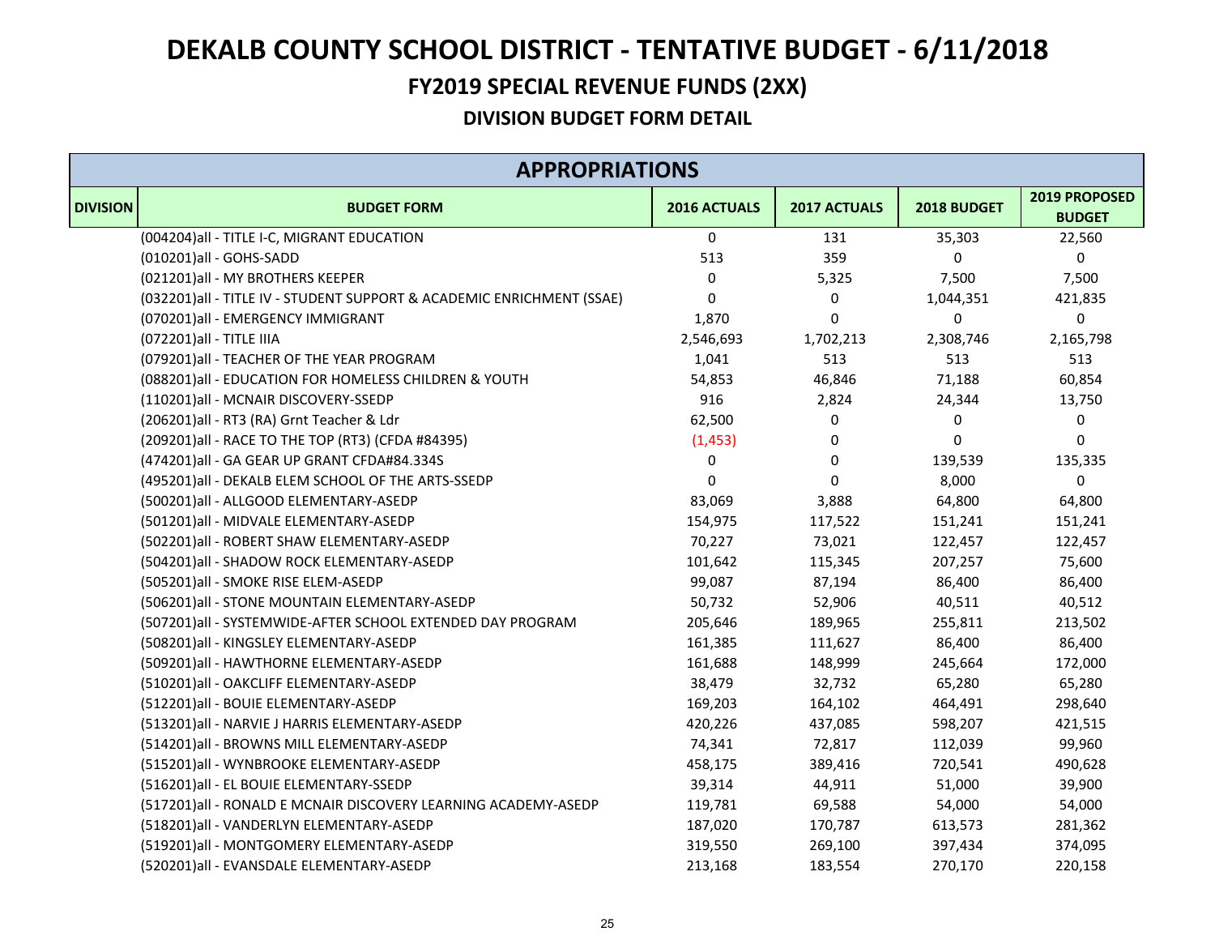# DEKALB COUNTY SCHOOL DISTRICT - TENTATIVE BUDGET - 6/11/2018

## FY2019 SPECIAL REVENUE FUNDS (2XX)

### DIVISION BUDGET FORM DETAIL

| APPROPRIATIONS | | | | | |
|---|---|---|---|---|---|
| DIVISION | BUDGET FORM | 2016 ACTUALS | 2017 ACTUALS | 2018 BUDGET | 2019 PROPOSED BUDGET |
| | (004204)all - TITLE I-C, MIGRANT EDUCATION | 0 | 131 | 35,303 | 22,560 |
| | (010201)all - GOHS-SADD | 513 | 359 | 0 | 0 |
| | (021201)all - MY BROTHERS KEEPER | 0 | 5,325 | 7,500 | 7,500 |
| | (032201)all - TITLE IV - STUDENT SUPPORT & ACADEMIC ENRICHMENT (SSAE) | 0 | 0 | 1,044,351 | 421,835 |
| | (070201)all - EMERGENCY IMMIGRANT | 1,870 | 0 | 0 | 0 |
| | (072201)all - TITLE IIIA | 2,546,693 | 1,702,213 | 2,308,746 | 2,165,798 |
| | (079201)all - TEACHER OF THE YEAR PROGRAM | 1,041 | 513 | 513 | 513 |
| | (088201)all - EDUCATION FOR HOMELESS CHILDREN & YOUTH | 54,853 | 46,846 | 71,188 | 60,854 |
| | (110201)all - MCNAIR DISCOVERY-SSEDP | 916 | 2,824 | 24,344 | 13,750 |
| | (206201)all - RT3 (RA) Grnt Teacher & Ldr | 62,500 | 0 | 0 | 0 |
| | (209201)all - RACE TO THE TOP (RT3) (CFDA #84395) | (1,453) | 0 | 0 | 0 |
| | (474201)all - GA GEAR UP GRANT CFDA#84.334S | 0 | 0 | 139,539 | 135,335 |
| | (495201)all - DEKALB ELEM SCHOOL OF THE ARTS-SSEDP | 0 | 0 | 8,000 | 0 |
| | (500201)all - ALLGOOD ELEMENTARY-ASEDP | 83,069 | 3,888 | 64,800 | 64,800 |
| | (501201)all - MIDVALE ELEMENTARY-ASEDP | 154,975 | 117,522 | 151,241 | 151,241 |
| | (502201)all - ROBERT SHAW ELEMENTARY-ASEDP | 70,227 | 73,021 | 122,457 | 122,457 |
| | (504201)all - SHADOW ROCK ELEMENTARY-ASEDP | 101,642 | 115,345 | 207,257 | 75,600 |
| | (505201)all - SMOKE RISE ELEM-ASEDP | 99,087 | 87,194 | 86,400 | 86,400 |
| | (506201)all - STONE MOUNTAIN ELEMENTARY-ASEDP | 50,732 | 52,906 | 40,511 | 40,512 |
| | (507201)all - SYSTEMWIDE-AFTER SCHOOL EXTENDED DAY PROGRAM | 205,646 | 189,965 | 255,811 | 213,502 |
| | (508201)all - KINGSLEY ELEMENTARY-ASEDP | 161,385 | 111,627 | 86,400 | 86,400 |
| | (509201)all - HAWTHORNE ELEMENTARY-ASEDP | 161,688 | 148,999 | 245,664 | 172,000 |
| | (510201)all - OAKCLIFF ELEMENTARY-ASEDP | 38,479 | 32,732 | 65,280 | 65,280 |
| | (512201)all - BOUIE ELEMENTARY-ASEDP | 169,203 | 164,102 | 464,491 | 298,640 |
| | (513201)all - NARVIE J HARRIS ELEMENTARY-ASEDP | 420,226 | 437,085 | 598,207 | 421,515 |
| | (514201)all - BROWNS MILL ELEMENTARY-ASEDP | 74,341 | 72,817 | 112,039 | 99,960 |
| | (515201)all - WYNBROOKE ELEMENTARY-ASEDP | 458,175 | 389,416 | 720,541 | 490,628 |
| | (516201)all - EL BOUIE ELEMENTARY-SSEDP | 39,314 | 44,911 | 51,000 | 39,900 |
| | (517201)all - RONALD E MCNAIR DISCOVERY LEARNING ACADEMY-ASEDP | 119,781 | 69,588 | 54,000 | 54,000 |
| | (518201)all - VANDERLYN ELEMENTARY-ASEDP | 187,020 | 170,787 | 613,573 | 281,362 |
| | (519201)all - MONTGOMERY ELEMENTARY-ASEDP | 319,550 | 269,100 | 397,434 | 374,095 |
| | (520201)all - EVANSDALE ELEMENTARY-ASEDP | 213,168 | 183,554 | 270,170 | 220,158 |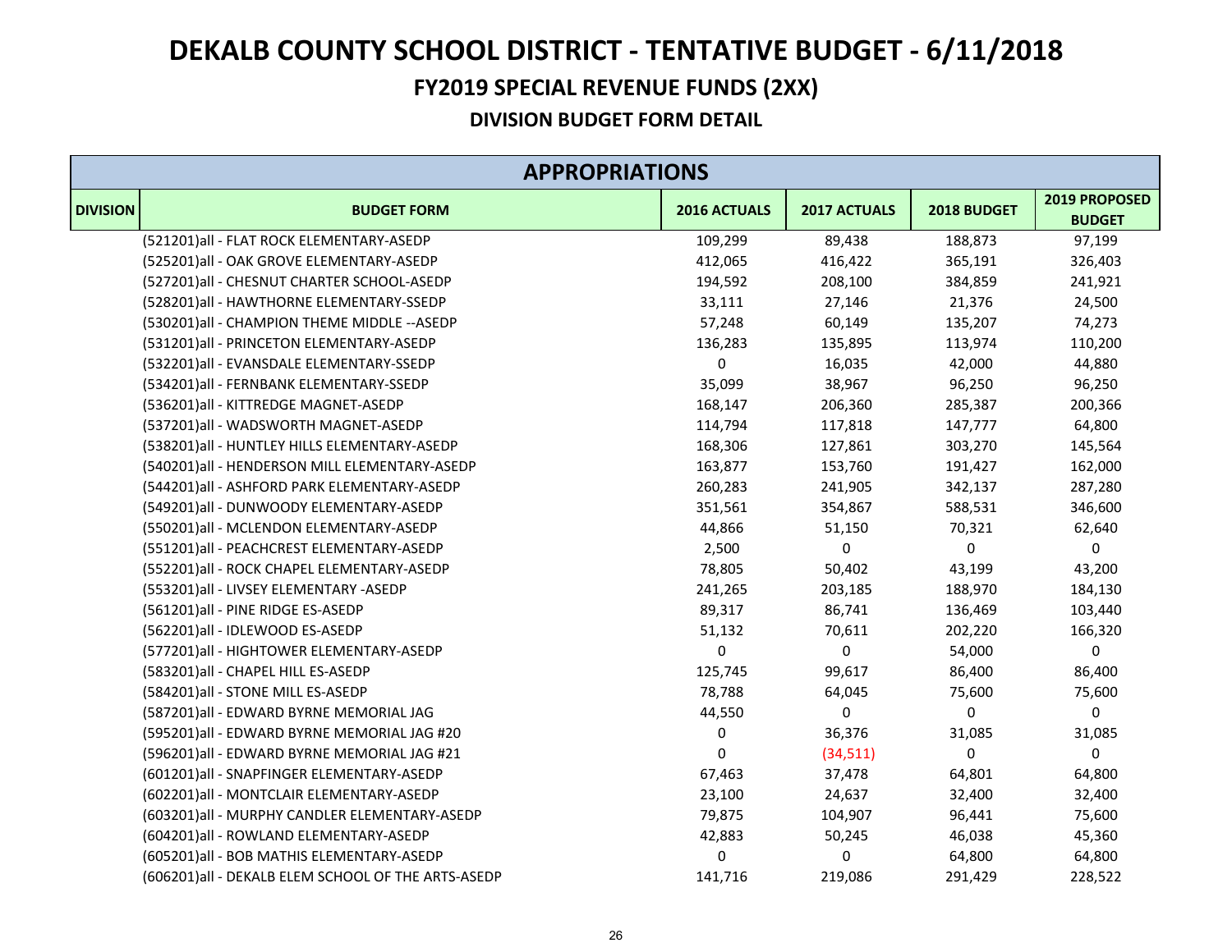# DEKALB COUNTY SCHOOL DISTRICT - TENTATIVE BUDGET - 6/11/2018

## FY2019 SPECIAL REVENUE FUNDS (2XX)

### DIVISION BUDGET FORM DETAIL

| APPROPRIATIONS | | | | | |
|---|---|---|---|---|---|
| DIVISION | BUDGET FORM | 2016 ACTUALS | 2017 ACTUALS | 2018 BUDGET | 2019 PROPOSED BUDGET |
| | (521201)all - FLAT ROCK ELEMENTARY-ASEDP | 109,299 | 89,438 | 188,873 | 97,199 |
| | (525201)all - OAK GROVE ELEMENTARY-ASEDP | 412,065 | 416,422 | 365,191 | 326,403 |
| | (527201)all - CHESNUT CHARTER SCHOOL-ASEDP | 194,592 | 208,100 | 384,859 | 241,921 |
| | (528201)all - HAWTHORNE ELEMENTARY-SSEDP | 33,111 | 27,146 | 21,376 | 24,500 |
| | (530201)all - CHAMPION THEME MIDDLE --ASEDP | 57,248 | 60,149 | 135,207 | 74,273 |
| | (531201)all - PRINCETON ELEMENTARY-ASEDP | 136,283 | 135,895 | 113,974 | 110,200 |
| | (532201)all - EVANSDALE ELEMENTARY-SSEDP | 0 | 16,035 | 42,000 | 44,880 |
| | (534201)all - FERNBANK ELEMENTARY-SSEDP | 35,099 | 38,967 | 96,250 | 96,250 |
| | (536201)all - KITTREDGE MAGNET-ASEDP | 168,147 | 206,360 | 285,387 | 200,366 |
| | (537201)all - WADSWORTH MAGNET-ASEDP | 114,794 | 117,818 | 147,777 | 64,800 |
| | (538201)all - HUNTLEY HILLS ELEMENTARY-ASEDP | 168,306 | 127,861 | 303,270 | 145,564 |
| | (540201)all - HENDERSON MILL ELEMENTARY-ASEDP | 163,877 | 153,760 | 191,427 | 162,000 |
| | (544201)all - ASHFORD PARK ELEMENTARY-ASEDP | 260,283 | 241,905 | 342,137 | 287,280 |
| | (549201)all - DUNWOODY ELEMENTARY-ASEDP | 351,561 | 354,867 | 588,531 | 346,600 |
| | (550201)all - MCLENDON ELEMENTARY-ASEDP | 44,866 | 51,150 | 70,321 | 62,640 |
| | (551201)all - PEACHCREST ELEMENTARY-ASEDP | 2,500 | 0 | 0 | 0 |
| | (552201)all - ROCK CHAPEL ELEMENTARY-ASEDP | 78,805 | 50,402 | 43,199 | 43,200 |
| | (553201)all - LIVSEY ELEMENTARY -ASEDP | 241,265 | 203,185 | 188,970 | 184,130 |
| | (561201)all - PINE RIDGE ES-ASEDP | 89,317 | 86,741 | 136,469 | 103,440 |
| | (562201)all - IDLEWOOD ES-ASEDP | 51,132 | 70,611 | 202,220 | 166,320 |
| | (577201)all - HIGHTOWER ELEMENTARY-ASEDP | 0 | 0 | 54,000 | 0 |
| | (583201)all - CHAPEL HILL ES-ASEDP | 125,745 | 99,617 | 86,400 | 86,400 |
| | (584201)all - STONE MILL ES-ASEDP | 78,788 | 64,045 | 75,600 | 75,600 |
| | (587201)all - EDWARD BYRNE MEMORIAL JAG | 44,550 | 0 | 0 | 0 |
| | (595201)all - EDWARD BYRNE MEMORIAL JAG #20 | 0 | 36,376 | 31,085 | 31,085 |
| | (596201)all - EDWARD BYRNE MEMORIAL JAG #21 | 0 | (34,511) | 0 | 0 |
| | (601201)all - SNAPFINGER ELEMENTARY-ASEDP | 67,463 | 37,478 | 64,801 | 64,800 |
| | (602201)all - MONTCLAIR ELEMENTARY-ASEDP | 23,100 | 24,637 | 32,400 | 32,400 |
| | (603201)all - MURPHY CANDLER ELEMENTARY-ASEDP | 79,875 | 104,907 | 96,441 | 75,600 |
| | (604201)all - ROWLAND ELEMENTARY-ASEDP | 42,883 | 50,245 | 46,038 | 45,360 |
| | (605201)all - BOB MATHIS ELEMENTARY-ASEDP | 0 | 0 | 64,800 | 64,800 |
| | (606201)all - DEKALB ELEM SCHOOL OF THE ARTS-ASEDP | 141,716 | 219,086 | 291,429 | 228,522 |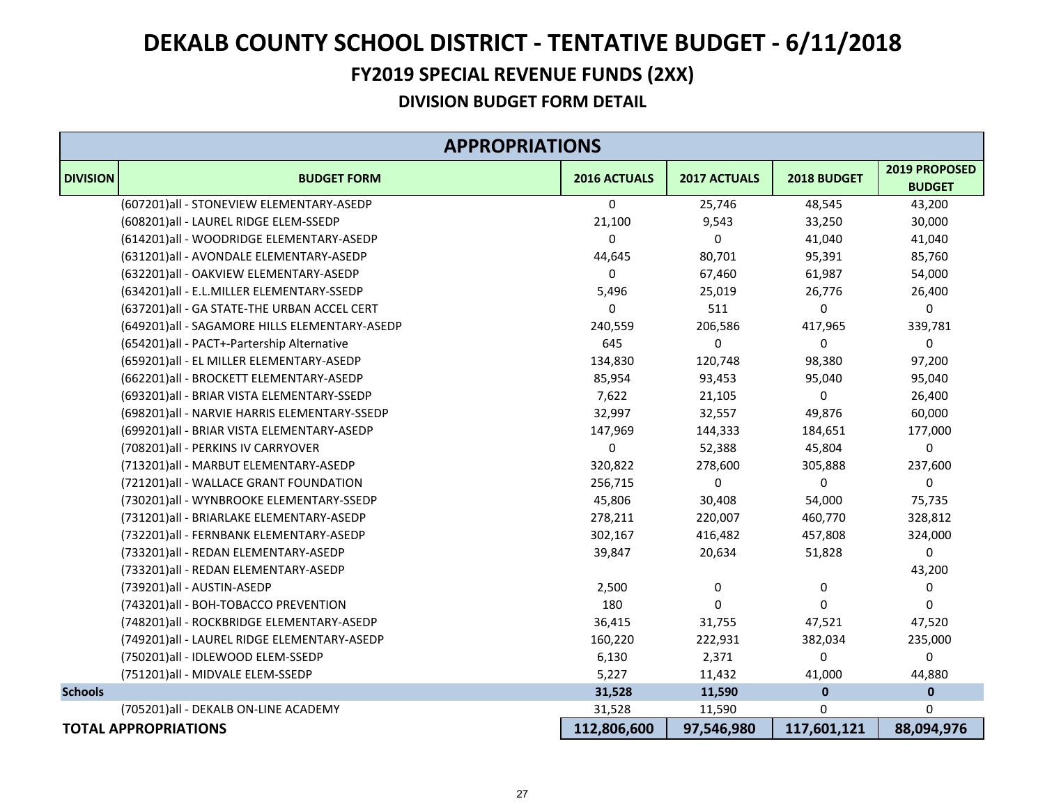# DEKALB COUNTY SCHOOL DISTRICT - TENTATIVE BUDGET - 6/11/2018

## FY2019 SPECIAL REVENUE FUNDS (2XX)

### DIVISION BUDGET FORM DETAIL

| APPROPRIATIONS | | | | | |
|---|---|---|---|---|---|
| **DIVISION** | **BUDGET FORM** | **2016 ACTUALS** | **2017 ACTUALS** | **2018 BUDGET** | **2019 PROPOSED BUDGET** |
| | (607201)all - STONEVIEW ELEMENTARY-ASEDP | 0 | 25,746 | 48,545 | 43,200 |
| | (608201)all - LAUREL RIDGE ELEM-SSEDP | 21,100 | 9,543 | 33,250 | 30,000 |
| | (614201)all - WOODRIDGE ELEMENTARY-ASEDP | 0 | 0 | 41,040 | 41,040 |
| | (631201)all - AVONDALE ELEMENTARY-ASEDP | 44,645 | 80,701 | 95,391 | 85,760 |
| | (632201)all - OAKVIEW ELEMENTARY-ASEDP | 0 | 67,460 | 61,987 | 54,000 |
| | (634201)all - E.L.MILLER ELEMENTARY-SSEDP | 5,496 | 25,019 | 26,776 | 26,400 |
| | (637201)all - GA STATE-THE URBAN ACCEL CERT | 0 | 511 | 0 | 0 |
| | (649201)all - SAGAMORE HILLS ELEMENTARY-ASEDP | 240,559 | 206,586 | 417,965 | 339,781 |
| | (654201)all - PACT+-Partership Alternative | 645 | 0 | 0 | 0 |
| | (659201)all - EL MILLER ELEMENTARY-ASEDP | 134,830 | 120,748 | 98,380 | 97,200 |
| | (662201)all - BROCKETT ELEMENTARY-ASEDP | 85,954 | 93,453 | 95,040 | 95,040 |
| | (693201)all - BRIAR VISTA ELEMENTARY-SSEDP | 7,622 | 21,105 | 0 | 26,400 |
| | (698201)all - NARVIE HARRIS ELEMENTARY-SSEDP | 32,997 | 32,557 | 49,876 | 60,000 |
| | (699201)all - BRIAR VISTA ELEMENTARY-ASEDP | 147,969 | 144,333 | 184,651 | 177,000 |
| | (708201)all - PERKINS IV CARRYOVER | 0 | 52,388 | 45,804 | 0 |
| | (713201)all - MARBUT ELEMENTARY-ASEDP | 320,822 | 278,600 | 305,888 | 237,600 |
| | (721201)all - WALLACE GRANT FOUNDATION | 256,715 | 0 | 0 | 0 |
| | (730201)all - WYNBROOKE ELEMENTARY-SSEDP | 45,806 | 30,408 | 54,000 | 75,735 |
| | (731201)all - BRIARLAKE ELEMENTARY-ASEDP | 278,211 | 220,007 | 460,770 | 328,812 |
| | (732201)all - FERNBANK ELEMENTARY-ASEDP | 302,167 | 416,482 | 457,808 | 324,000 |
| | (733201)all - REDAN ELEMENTARY-ASEDP | 39,847 | 20,634 | 51,828 | 0 |
| | (733201)all - REDAN ELEMENTARY-ASEDP | | | | 43,200 |
| | (739201)all - AUSTIN-ASEDP | 2,500 | 0 | 0 | 0 |
| | (743201)all - BOH-TOBACCO PREVENTION | 180 | 0 | 0 | 0 |
| | (748201)all - ROCKBRIDGE ELEMENTARY-ASEDP | 36,415 | 31,755 | 47,521 | 47,520 |
| | (749201)all - LAUREL RIDGE ELEMENTARY-ASEDP | 160,220 | 222,931 | 382,034 | 235,000 |
| | (750201)all - IDLEWOOD ELEM-SSEDP | 6,130 | 2,371 | 0 | 0 |
| | (751201)all - MIDVALE ELEM-SSEDP | 5,227 | 11,432 | 41,000 | 44,880 |
| **Schools** | | **31,528** | **11,590** | **0** | **0** |
| | (705201)all - DEKALB ON-LINE ACADEMY | 31,528 | 11,590 | 0 | 0 |
| **TOTAL APPROPRIATIONS** | | **112,806,600** | **97,546,980** | **117,601,121** | **88,094,976** |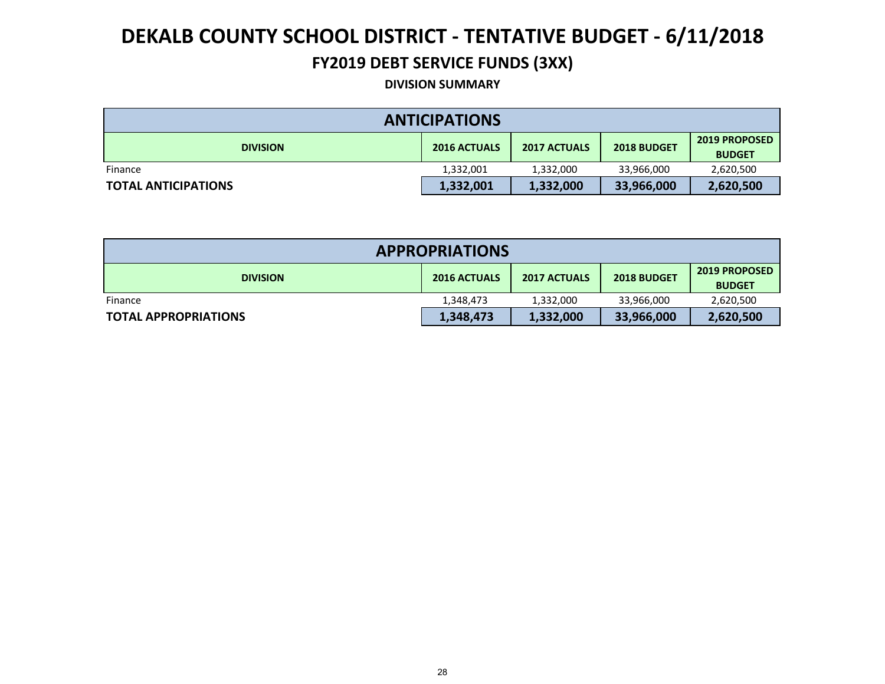# DEKALB COUNTY SCHOOL DISTRICT - TENTATIVE BUDGET - 6/11/2018

## FY2019 DEBT SERVICE FUNDS (3XX)

### DIVISION SUMMARY

| ANTICIPATIONS | | | | |
|---|---|---|---|---|
| **DIVISION** | **2016 ACTUALS** | **2017 ACTUALS** | **2018 BUDGET** | **2019 PROPOSED BUDGET** |
| Finance | 1,332,001 | 1,332,000 | 33,966,000 | 2,620,500 |
| **TOTAL ANTICIPATIONS** | **1,332,001** | **1,332,000** | **33,966,000** | **2,620,500** |

| APPROPRIATIONS | | | | |
|---|---|---|---|---|
| **DIVISION** | **2016 ACTUALS** | **2017 ACTUALS** | **2018 BUDGET** | **2019 PROPOSED BUDGET** |
| Finance | 1,348,473 | 1,332,000 | 33,966,000 | 2,620,500 |
| **TOTAL APPROPRIATIONS** | **1,348,473** | **1,332,000** | **33,966,000** | **2,620,500** |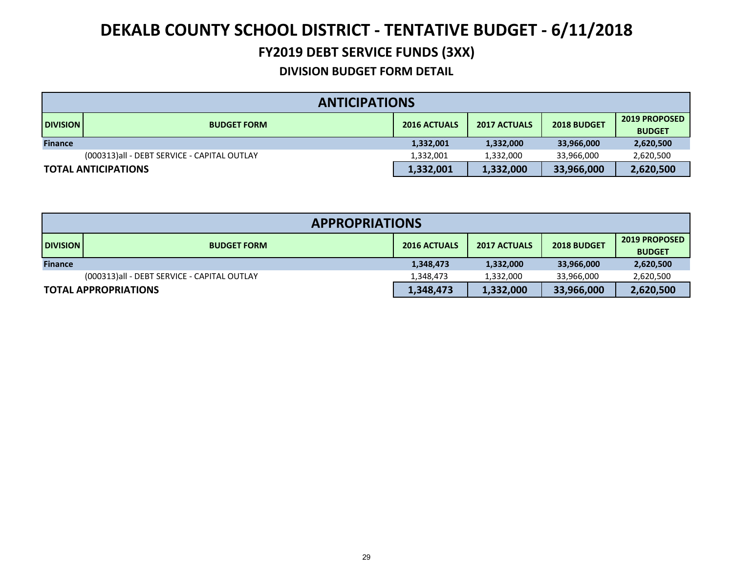# DEKALB COUNTY SCHOOL DISTRICT - TENTATIVE BUDGET - 6/11/2018

## FY2019 DEBT SERVICE FUNDS (3XX)

### DIVISION BUDGET FORM DETAIL

| ANTICIPATIONS | | | | | |
|---|---|---|---|---|---|
| **DIVISION** | **BUDGET FORM** | **2016 ACTUALS** | **2017 ACTUALS** | **2018 BUDGET** | **2019 PROPOSED BUDGET** |
| **Finance** | | **1,332,001** | **1,332,000** | **33,966,000** | **2,620,500** |
| | (000313)all - DEBT SERVICE - CAPITAL OUTLAY | 1,332,001 | 1,332,000 | 33,966,000 | 2,620,500 |
| **TOTAL ANTICIPATIONS** | | **1,332,001** | **1,332,000** | **33,966,000** | **2,620,500** |

| APPROPRIATIONS | | | | | |
|---|---|---|---|---|---|
| **DIVISION** | **BUDGET FORM** | **2016 ACTUALS** | **2017 ACTUALS** | **2018 BUDGET** | **2019 PROPOSED BUDGET** |
| **Finance** | | **1,348,473** | **1,332,000** | **33,966,000** | **2,620,500** |
| | (000313)all - DEBT SERVICE - CAPITAL OUTLAY | 1,348,473 | 1,332,000 | 33,966,000 | 2,620,500 |
| **TOTAL APPROPRIATIONS** | | **1,348,473** | **1,332,000** | **33,966,000** | **2,620,500** |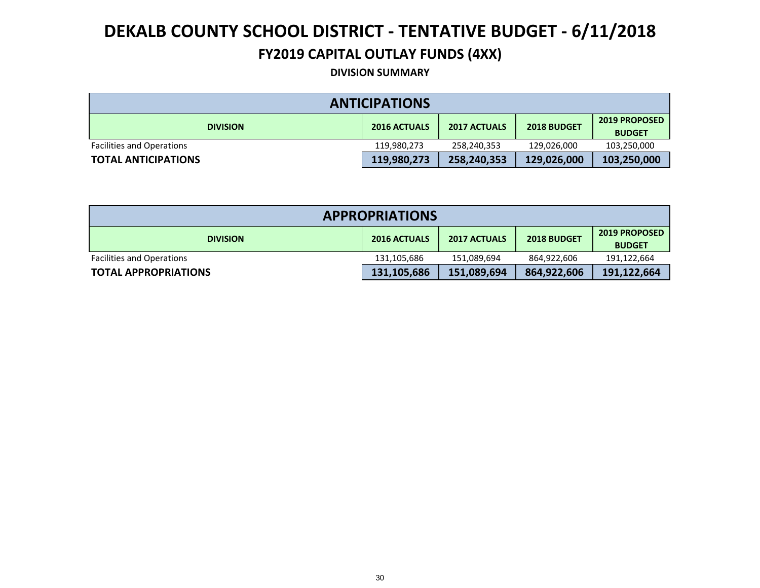# DEKALB COUNTY SCHOOL DISTRICT - TENTATIVE BUDGET - 6/11/2018

## FY2019 CAPITAL OUTLAY FUNDS (4XX)

### DIVISION SUMMARY

| ANTICIPATIONS | | | | |
|---|---|---|---|---|
| **DIVISION** | **2016 ACTUALS** | **2017 ACTUALS** | **2018 BUDGET** | **2019 PROPOSED BUDGET** |
| Facilities and Operations | 119,980,273 | 258,240,353 | 129,026,000 | 103,250,000 |
| **TOTAL ANTICIPATIONS** | **119,980,273** | **258,240,353** | **129,026,000** | **103,250,000** |

| APPROPRIATIONS | | | | |
|---|---|---|---|---|
| **DIVISION** | **2016 ACTUALS** | **2017 ACTUALS** | **2018 BUDGET** | **2019 PROPOSED BUDGET** |
| Facilities and Operations | 131,105,686 | 151,089,694 | 864,922,606 | 191,122,664 |
| **TOTAL APPROPRIATIONS** | **131,105,686** | **151,089,694** | **864,922,606** | **191,122,664** |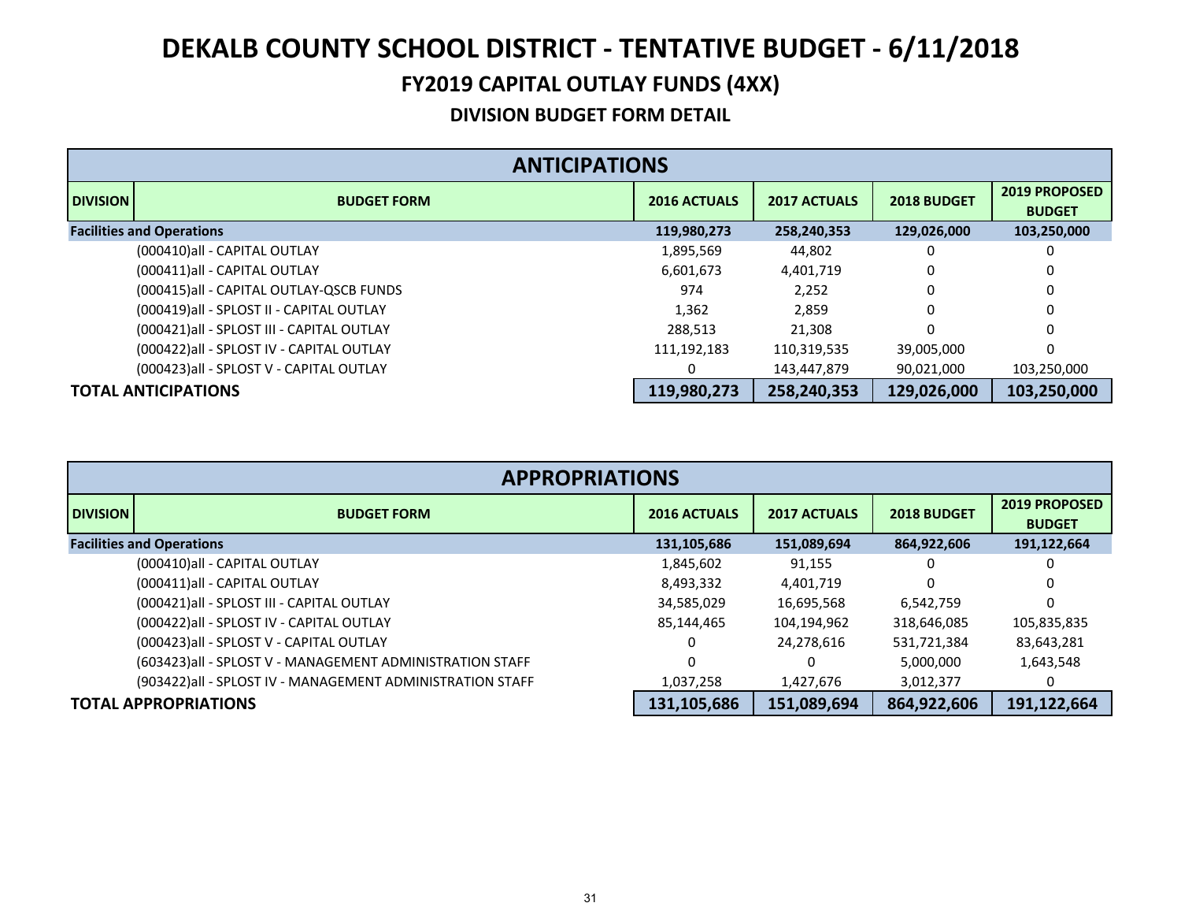# DEKALB COUNTY SCHOOL DISTRICT - TENTATIVE BUDGET - 6/11/2018

## FY2019 CAPITAL OUTLAY FUNDS (4XX)

### DIVISION BUDGET FORM DETAIL

| ANTICIPATIONS | | | | | |
|---|---|---|---|---|---|
| **DIVISION** | **BUDGET FORM** | **2016 ACTUALS** | **2017 ACTUALS** | **2018 BUDGET** | **2019 PROPOSED BUDGET** |
| **Facilities and Operations** | | **119,980,273** | **258,240,353** | **129,026,000** | **103,250,000** |
| | (000410)all - CAPITAL OUTLAY | 1,895,569 | 44,802 | 0 | 0 |
| | (000411)all - CAPITAL OUTLAY | 6,601,673 | 4,401,719 | 0 | 0 |
| | (000415)all - CAPITAL OUTLAY-QSCB FUNDS | 974 | 2,252 | 0 | 0 |
| | (000419)all - SPLOST II - CAPITAL OUTLAY | 1,362 | 2,859 | 0 | 0 |
| | (000421)all - SPLOST III - CAPITAL OUTLAY | 288,513 | 21,308 | 0 | 0 |
| | (000422)all - SPLOST IV - CAPITAL OUTLAY | 111,192,183 | 110,319,535 | 39,005,000 | 0 |
| | (000423)all - SPLOST V - CAPITAL OUTLAY | 0 | 143,447,879 | 90,021,000 | 103,250,000 |
| **TOTAL ANTICIPATIONS** | | **119,980,273** | **258,240,353** | **129,026,000** | **103,250,000** |

| APPROPRIATIONS | | | | | |
|---|---|---|---|---|---|
| **DIVISION** | **BUDGET FORM** | **2016 ACTUALS** | **2017 ACTUALS** | **2018 BUDGET** | **2019 PROPOSED BUDGET** |
| **Facilities and Operations** | | **131,105,686** | **151,089,694** | **864,922,606** | **191,122,664** |
| | (000410)all - CAPITAL OUTLAY | 1,845,602 | 91,155 | 0 | 0 |
| | (000411)all - CAPITAL OUTLAY | 8,493,332 | 4,401,719 | 0 | 0 |
| | (000421)all - SPLOST III - CAPITAL OUTLAY | 34,585,029 | 16,695,568 | 6,542,759 | 0 |
| | (000422)all - SPLOST IV - CAPITAL OUTLAY | 85,144,465 | 104,194,962 | 318,646,085 | 105,835,835 |
| | (000423)all - SPLOST V - CAPITAL OUTLAY | 0 | 24,278,616 | 531,721,384 | 83,643,281 |
| | (603423)all - SPLOST V - MANAGEMENT ADMINISTRATION STAFF | 0 | 0 | 5,000,000 | 1,643,548 |
| | (903422)all - SPLOST IV - MANAGEMENT ADMINISTRATION STAFF | 1,037,258 | 1,427,676 | 3,012,377 | 0 |
| **TOTAL APPROPRIATIONS** | | **131,105,686** | **151,089,694** | **864,922,606** | **191,122,664** |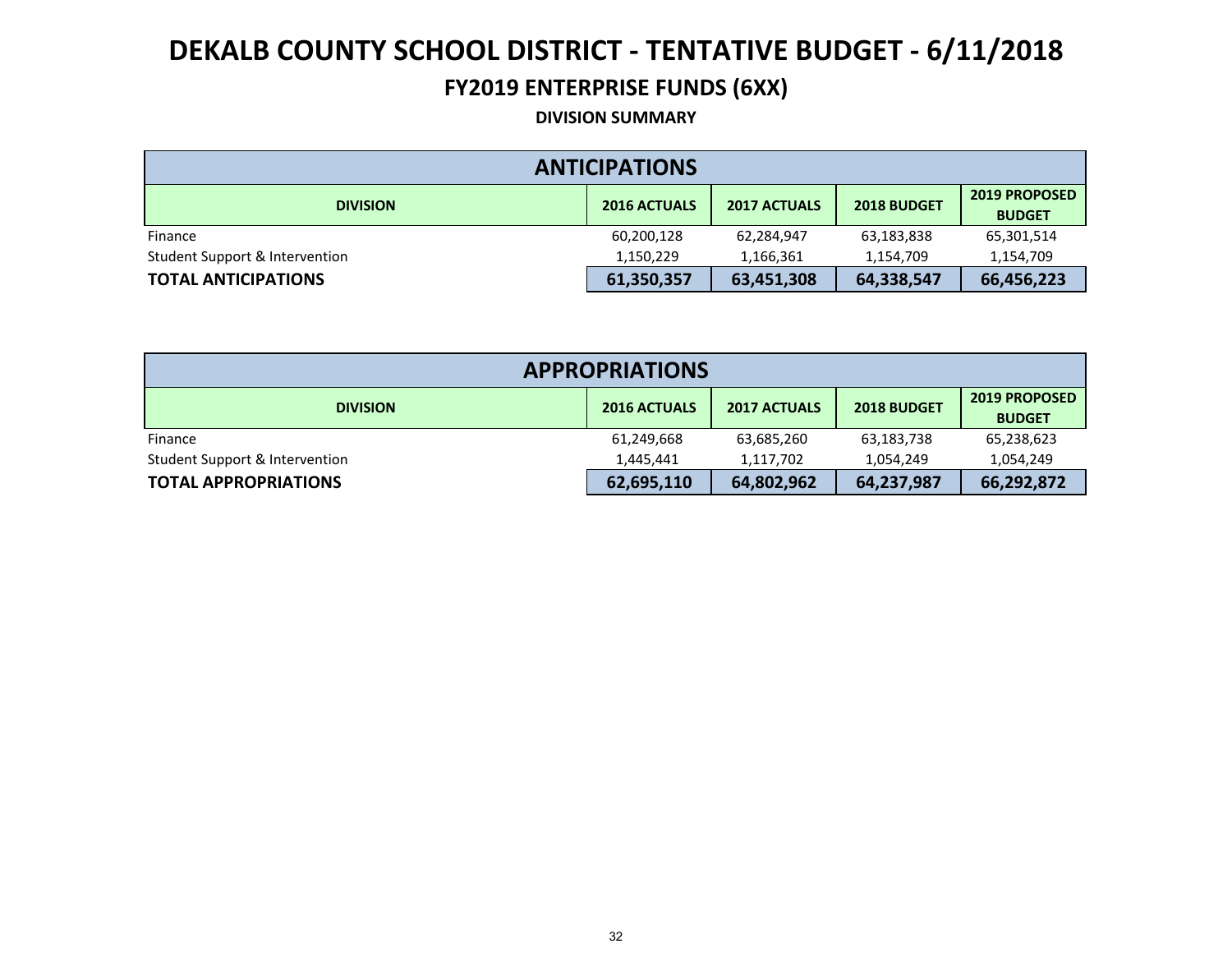# DEKALB COUNTY SCHOOL DISTRICT - TENTATIVE BUDGET - 6/11/2018

## FY2019 ENTERPRISE FUNDS (6XX)

### DIVISION SUMMARY

| ANTICIPATIONS | | | | |
|---|---|---|---|---|
| **DIVISION** | **2016 ACTUALS** | **2017 ACTUALS** | **2018 BUDGET** | **2019 PROPOSED BUDGET** |
| Finance | 60,200,128 | 62,284,947 | 63,183,838 | 65,301,514 |
| Student Support & Intervention | 1,150,229 | 1,166,361 | 1,154,709 | 1,154,709 |
| **TOTAL ANTICIPATIONS** | **61,350,357** | **63,451,308** | **64,338,547** | **66,456,223** |

| APPROPRIATIONS | | | | |
|---|---|---|---|---|
| **DIVISION** | **2016 ACTUALS** | **2017 ACTUALS** | **2018 BUDGET** | **2019 PROPOSED BUDGET** |
| Finance | 61,249,668 | 63,685,260 | 63,183,738 | 65,238,623 |
| Student Support & Intervention | 1,445,441 | 1,117,702 | 1,054,249 | 1,054,249 |
| **TOTAL APPROPRIATIONS** | **62,695,110** | **64,802,962** | **64,237,987** | **66,292,872** |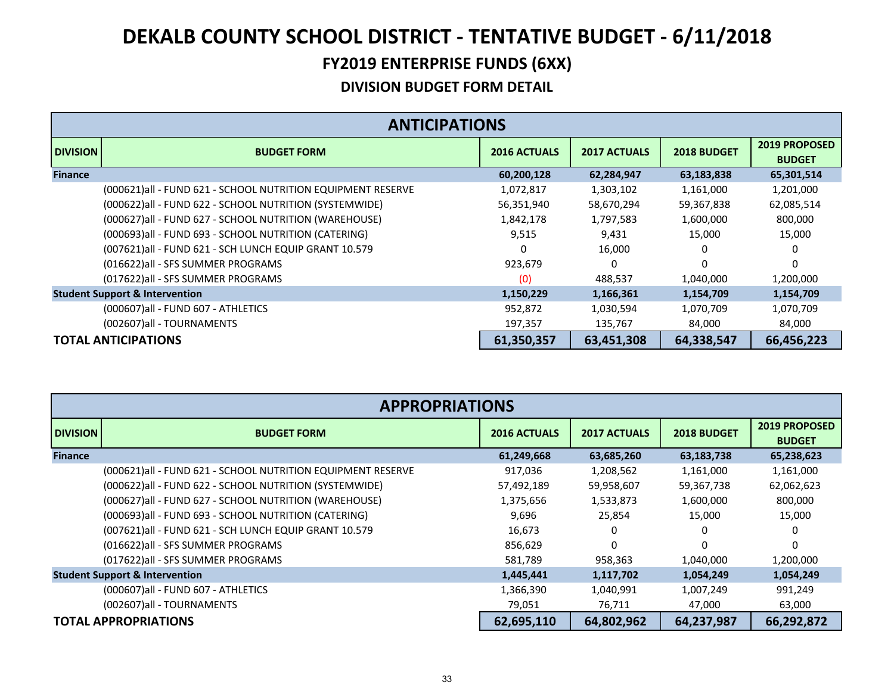# DEKALB COUNTY SCHOOL DISTRICT - TENTATIVE BUDGET - 6/11/2018

## FY2019 ENTERPRISE FUNDS (6XX)

### DIVISION BUDGET FORM DETAIL

| ANTICIPATIONS | | | | | |
|---|---|---|---|---|---|
| **DIVISION** | **BUDGET FORM** | **2016 ACTUALS** | **2017 ACTUALS** | **2018 BUDGET** | **2019 PROPOSED BUDGET** |
| **Finance** | | **60,200,128** | **62,284,947** | **63,183,838** | **65,301,514** |
| | (000621)all - FUND 621 - SCHOOL NUTRITION EQUIPMENT RESERVE | 1,072,817 | 1,303,102 | 1,161,000 | 1,201,000 |
| | (000622)all - FUND 622 - SCHOOL NUTRITION (SYSTEMWIDE) | 56,351,940 | 58,670,294 | 59,367,838 | 62,085,514 |
| | (000627)all - FUND 627 - SCHOOL NUTRITION (WAREHOUSE) | 1,842,178 | 1,797,583 | 1,600,000 | 800,000 |
| | (000693)all - FUND 693 - SCHOOL NUTRITION (CATERING) | 9,515 | 9,431 | 15,000 | 15,000 |
| | (007621)all - FUND 621 - SCH LUNCH EQUIP GRANT 10.579 | 0 | 16,000 | 0 | 0 |
| | (016622)all - SFS SUMMER PROGRAMS | 923,679 | 0 | 0 | 0 |
| | (017622)all - SFS SUMMER PROGRAMS | (0) | 488,537 | 1,040,000 | 1,200,000 |
| **Student Support & Intervention** | | **1,150,229** | **1,166,361** | **1,154,709** | **1,154,709** |
| | (000607)all - FUND 607 - ATHLETICS | 952,872 | 1,030,594 | 1,070,709 | 1,070,709 |
| | (002607)all - TOURNAMENTS | 197,357 | 135,767 | 84,000 | 84,000 |
| **TOTAL ANTICIPATIONS** | | **61,350,357** | **63,451,308** | **64,338,547** | **66,456,223** |

| APPROPRIATIONS | | | | | |
|---|---|---|---|---|---|
| **DIVISION** | **BUDGET FORM** | **2016 ACTUALS** | **2017 ACTUALS** | **2018 BUDGET** | **2019 PROPOSED BUDGET** |
| **Finance** | | **61,249,668** | **63,685,260** | **63,183,738** | **65,238,623** |
| | (000621)all - FUND 621 - SCHOOL NUTRITION EQUIPMENT RESERVE | 917,036 | 1,208,562 | 1,161,000 | 1,161,000 |
| | (000622)all - FUND 622 - SCHOOL NUTRITION (SYSTEMWIDE) | 57,492,189 | 59,958,607 | 59,367,738 | 62,062,623 |
| | (000627)all - FUND 627 - SCHOOL NUTRITION (WAREHOUSE) | 1,375,656 | 1,533,873 | 1,600,000 | 800,000 |
| | (000693)all - FUND 693 - SCHOOL NUTRITION (CATERING) | 9,696 | 25,854 | 15,000 | 15,000 |
| | (007621)all - FUND 621 - SCH LUNCH EQUIP GRANT 10.579 | 16,673 | 0 | 0 | 0 |
| | (016622)all - SFS SUMMER PROGRAMS | 856,629 | 0 | 0 | 0 |
| | (017622)all - SFS SUMMER PROGRAMS | 581,789 | 958,363 | 1,040,000 | 1,200,000 |
| **Student Support & Intervention** | | **1,445,441** | **1,117,702** | **1,054,249** | **1,054,249** |
| | (000607)all - FUND 607 - ATHLETICS | 1,366,390 | 1,040,991 | 1,007,249 | 991,249 |
| | (002607)all - TOURNAMENTS | 79,051 | 76,711 | 47,000 | 63,000 |
| **TOTAL APPROPRIATIONS** | | **62,695,110** | **64,802,962** | **64,237,987** | **66,292,872** |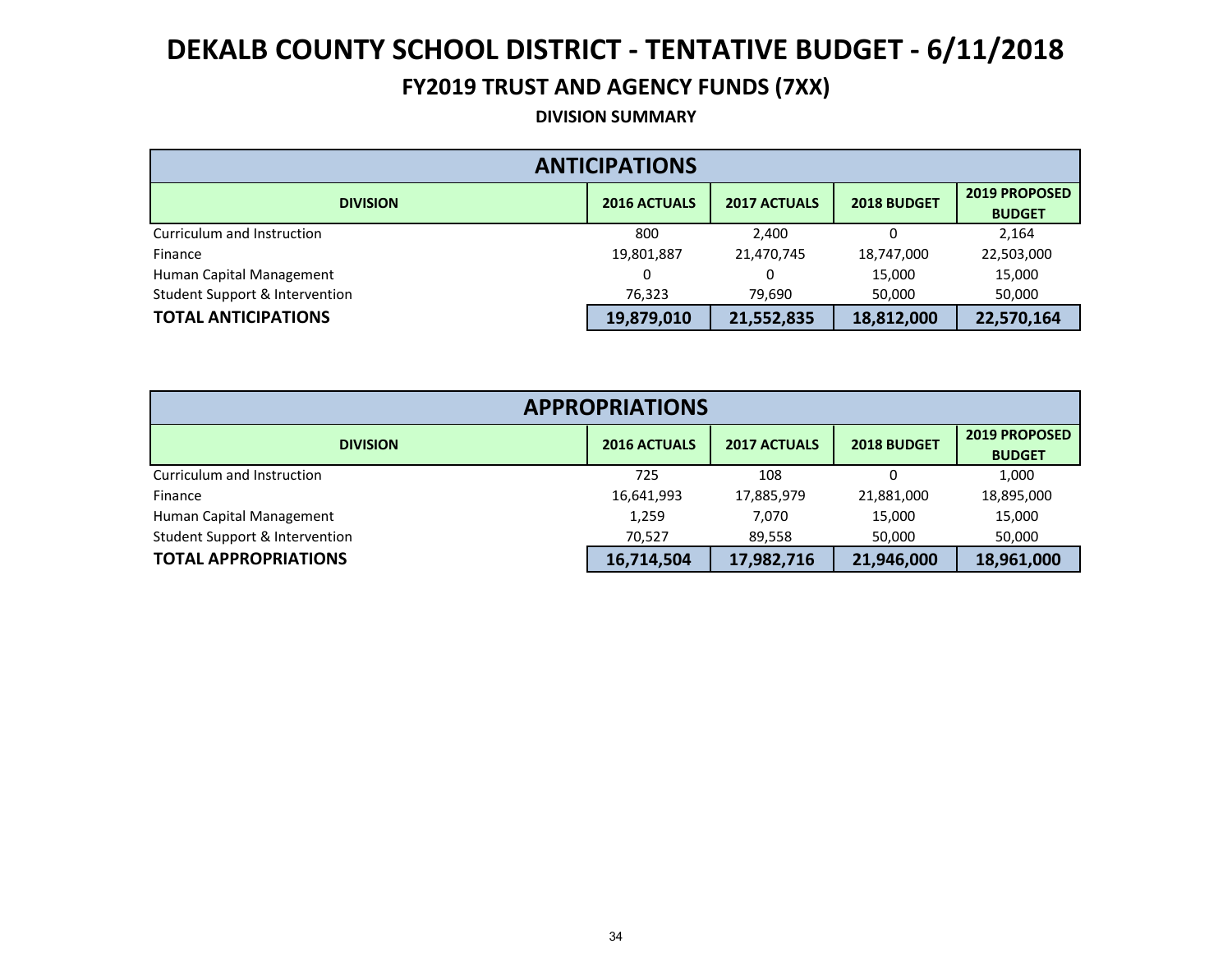# DEKALB COUNTY SCHOOL DISTRICT - TENTATIVE BUDGET - 6/11/2018

## FY2019 TRUST AND AGENCY FUNDS (7XX)

### DIVISION SUMMARY

| ANTICIPATIONS | | | | |
|---|---|---|---|---|
| **DIVISION** | **2016 ACTUALS** | **2017 ACTUALS** | **2018 BUDGET** | **2019 PROPOSED BUDGET** |
| Curriculum and Instruction | 800 | 2,400 | 0 | 2,164 |
| Finance | 19,801,887 | 21,470,745 | 18,747,000 | 22,503,000 |
| Human Capital Management | 0 | 0 | 15,000 | 15,000 |
| Student Support & Intervention | 76,323 | 79,690 | 50,000 | 50,000 |
| **TOTAL ANTICIPATIONS** | **19,879,010** | **21,552,835** | **18,812,000** | **22,570,164** |

| APPROPRIATIONS | | | | |
|---|---|---|---|---|
| **DIVISION** | **2016 ACTUALS** | **2017 ACTUALS** | **2018 BUDGET** | **2019 PROPOSED BUDGET** |
| Curriculum and Instruction | 725 | 108 | 0 | 1,000 |
| Finance | 16,641,993 | 17,885,979 | 21,881,000 | 18,895,000 |
| Human Capital Management | 1,259 | 7,070 | 15,000 | 15,000 |
| Student Support & Intervention | 70,527 | 89,558 | 50,000 | 50,000 |
| **TOTAL APPROPRIATIONS** | **16,714,504** | **17,982,716** | **21,946,000** | **18,961,000** |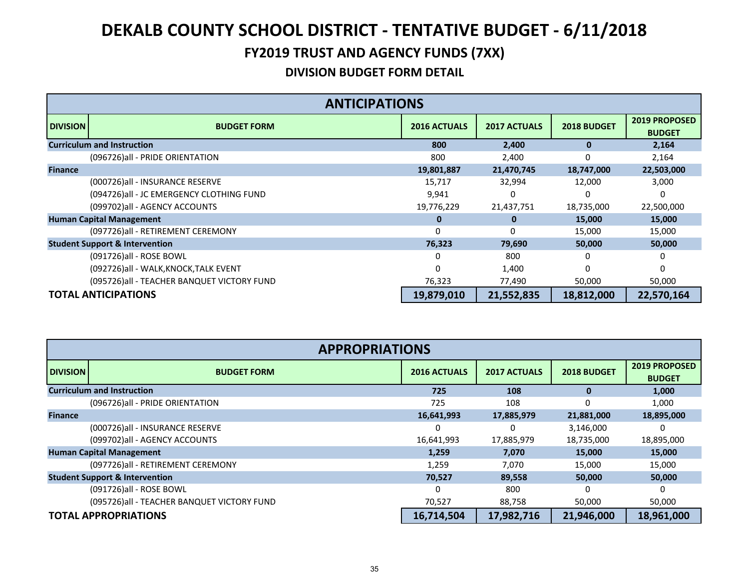# DEKALB COUNTY SCHOOL DISTRICT - TENTATIVE BUDGET - 6/11/2018

## FY2019 TRUST AND AGENCY FUNDS (7XX)

### DIVISION BUDGET FORM DETAIL

| ANTICIPATIONS | | | | | |
|---|---|---|---|---|---|
| **DIVISION** | **BUDGET FORM** | **2016 ACTUALS** | **2017 ACTUALS** | **2018 BUDGET** | **2019 PROPOSED BUDGET** |
| **Curriculum and Instruction** | | **800** | **2,400** | **0** | **2,164** |
| | (096726)all - PRIDE ORIENTATION | 800 | 2,400 | 0 | 2,164 |
| **Finance** | | **19,801,887** | **21,470,745** | **18,747,000** | **22,503,000** |
| | (000726)all - INSURANCE RESERVE | 15,717 | 32,994 | 12,000 | 3,000 |
| | (094726)all - JC EMERGENCY CLOTHING FUND | 9,941 | 0 | 0 | 0 |
| | (099702)all - AGENCY ACCOUNTS | 19,776,229 | 21,437,751 | 18,735,000 | 22,500,000 |
| **Human Capital Management** | | **0** | **0** | **15,000** | **15,000** |
| | (097726)all - RETIREMENT CEREMONY | 0 | 0 | 15,000 | 15,000 |
| **Student Support & Intervention** | | **76,323** | **79,690** | **50,000** | **50,000** |
| | (091726)all - ROSE BOWL | 0 | 800 | 0 | 0 |
| | (092726)all - WALK,KNOCK,TALK EVENT | 0 | 1,400 | 0 | 0 |
| | (095726)all - TEACHER BANQUET VICTORY FUND | 76,323 | 77,490 | 50,000 | 50,000 |
| **TOTAL ANTICIPATIONS** | | **19,879,010** | **21,552,835** | **18,812,000** | **22,570,164** |

| APPROPRIATIONS | | | | | |
|---|---|---|---|---|---|
| **DIVISION** | **BUDGET FORM** | **2016 ACTUALS** | **2017 ACTUALS** | **2018 BUDGET** | **2019 PROPOSED BUDGET** |
| **Curriculum and Instruction** | | **725** | **108** | **0** | **1,000** |
| | (096726)all - PRIDE ORIENTATION | 725 | 108 | 0 | 1,000 |
| **Finance** | | **16,641,993** | **17,885,979** | **21,881,000** | **18,895,000** |
| | (000726)all - INSURANCE RESERVE | 0 | 0 | 3,146,000 | 0 |
| | (099702)all - AGENCY ACCOUNTS | 16,641,993 | 17,885,979 | 18,735,000 | 18,895,000 |
| **Human Capital Management** | | **1,259** | **7,070** | **15,000** | **15,000** |
| | (097726)all - RETIREMENT CEREMONY | 1,259 | 7,070 | 15,000 | 15,000 |
| **Student Support & Intervention** | | **70,527** | **89,558** | **50,000** | **50,000** |
| | (091726)all - ROSE BOWL | 0 | 800 | 0 | 0 |
| | (095726)all - TEACHER BANQUET VICTORY FUND | 70,527 | 88,758 | 50,000 | 50,000 |
| **TOTAL APPROPRIATIONS** | | **16,714,504** | **17,982,716** | **21,946,000** | **18,961,000** |